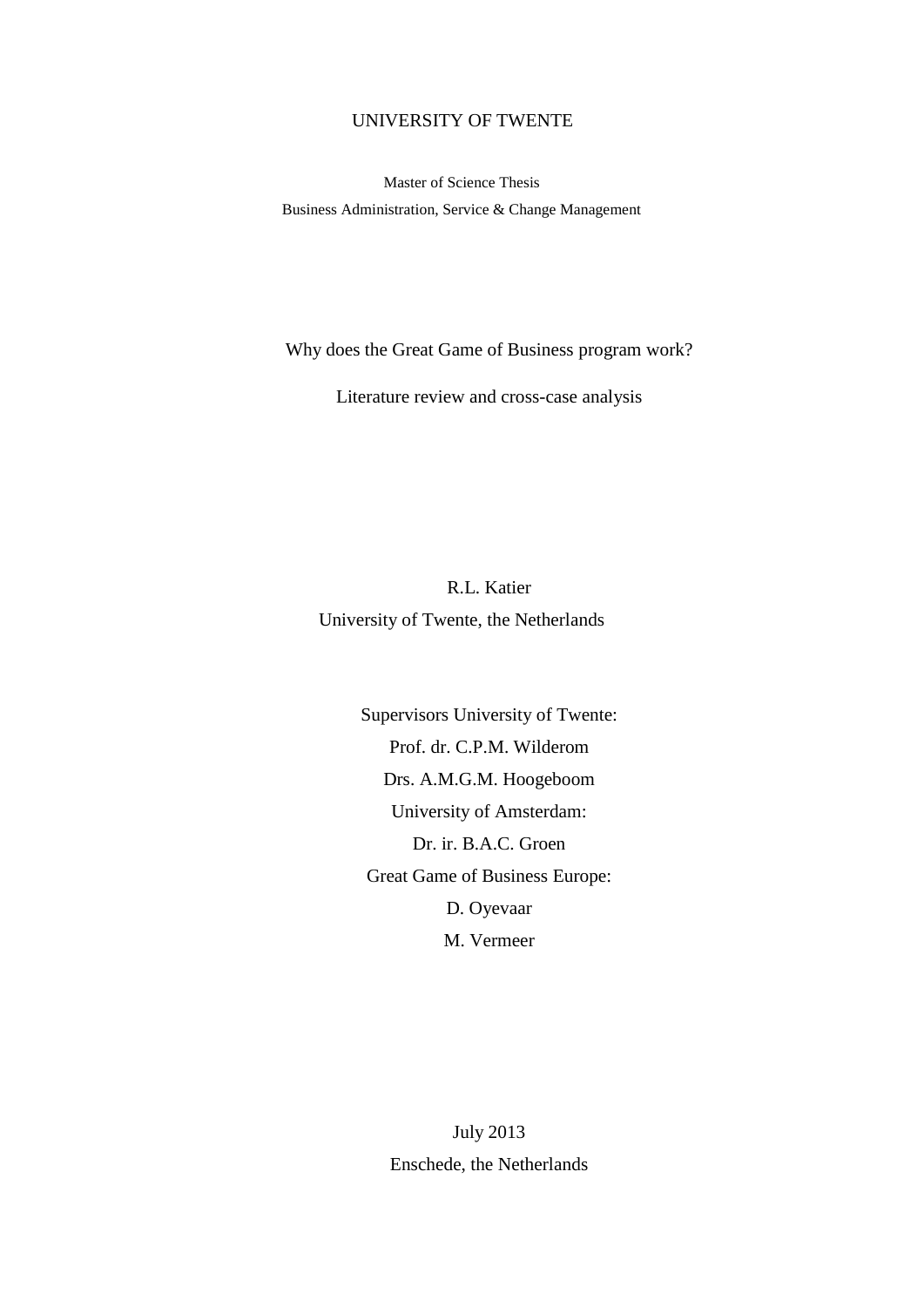UNIVERSITY OF TWENTE

Master of Science Thesis

Business Administration, Service & Change Management

# Why does the Great Game of Business program work?

## Literature review and cross-case analysis

R.L. Katier

University of Twente, the Netherlands

Supervisors University of Twente:

Prof. dr. C.P.M. Wilderom

Drs. A.M.G.M. Hoogeboom

University of Amsterdam:

Dr. ir. B.A.C. Groen

Great Game of Business Europe:

D. Oyevaar

M. Vermeer

July 2013

Enschede, the Netherlands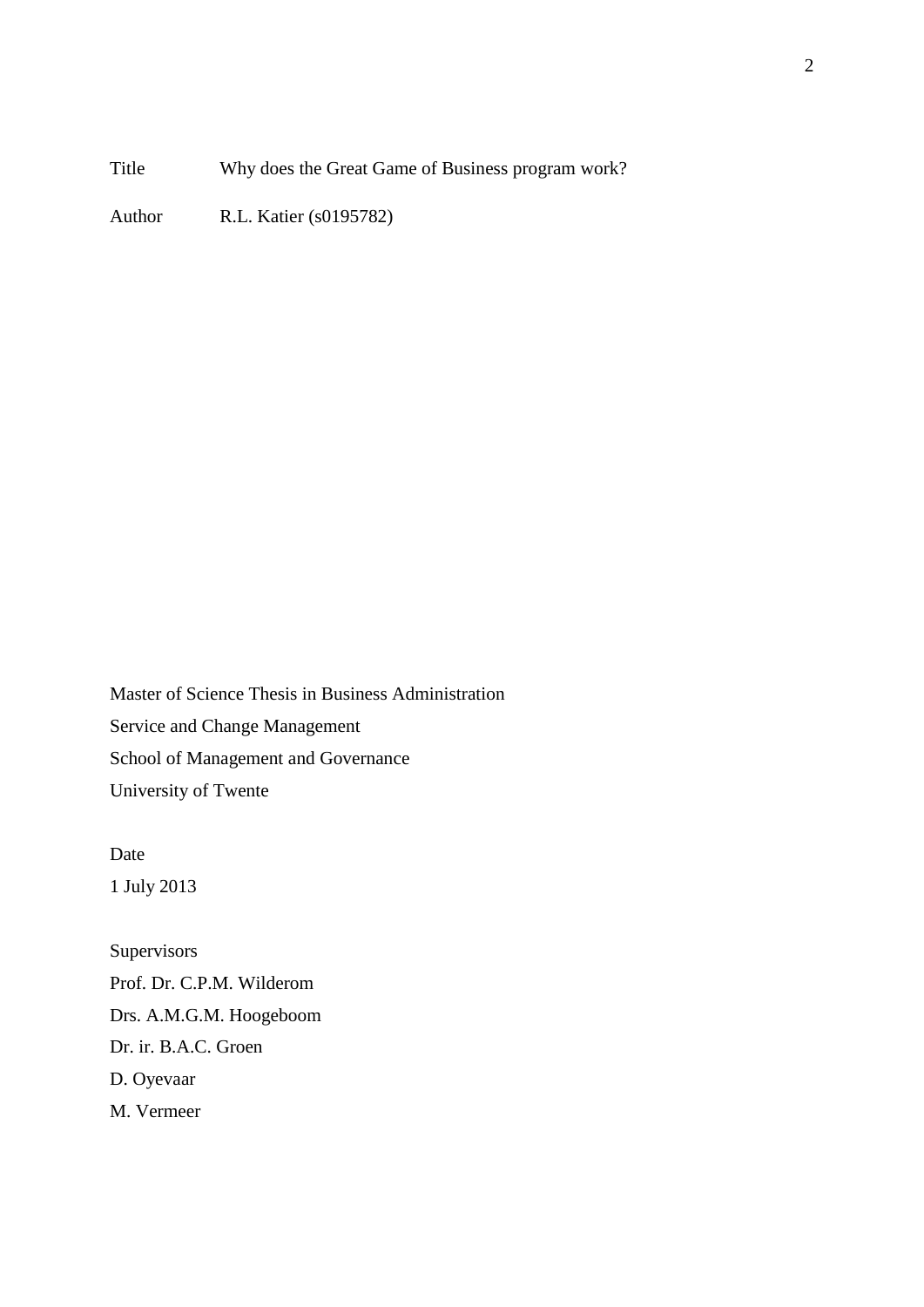Title Why does the Great Game of Business program work?

Author R.L. Katier (s0195782)

Master of Science Thesis in Business Administration
Service and Change Management
School of Management and Governance
University of Twente

Date
1 July 2013

Supervisors
Prof. Dr. C.P.M. Wilderom
Drs. A.M.G.M. Hoogeboom
Dr. ir. B.A.C. Groen
D. Oyevaar
M. Vermeer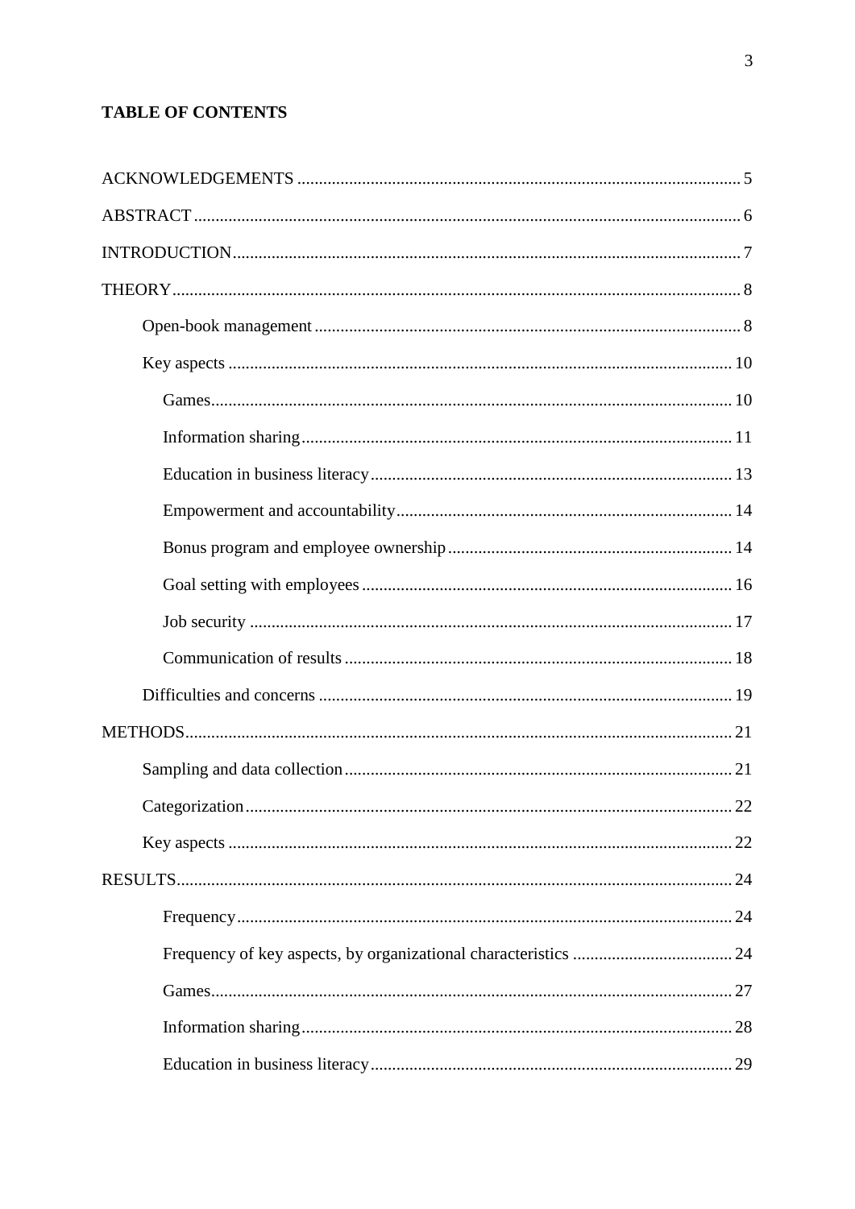**TABLE OF CONTENTS**

ACKNOWLEDGEMENTS ........................................................................................................ 5

ABSTRACT ............................................................................................................................ 6

INTRODUCTION .................................................................................................................. 7

THEORY ................................................................................................................................. 8

- Open-book management ................................................................................................ 8
- Key aspects ................................................................................................................... 10
  - Games ..................................................................................................................... 10
  - Information sharing ................................................................................................. 11
  - Education in business literacy ................................................................................. 13
  - Empowerment and accountability ........................................................................... 14
  - Bonus program and employee ownership ............................................................... 14
  - Goal setting with employees ................................................................................... 16
  - Job security ............................................................................................................. 17
  - Communication of results ....................................................................................... 18
- Difficulties and concerns ............................................................................................. 19

METHODS ............................................................................................................................ 21

- Sampling and data collection ....................................................................................... 21
- Categorization .............................................................................................................. 22
- Key aspects ................................................................................................................... 22

RESULTS .............................................................................................................................. 24

  - Frequency ................................................................................................................. 24
  - Frequency of key aspects, by organizational characteristics .................................. 24
  - Games ..................................................................................................................... 27
  - Information sharing ................................................................................................. 28
  - Education in business literacy ................................................................................. 29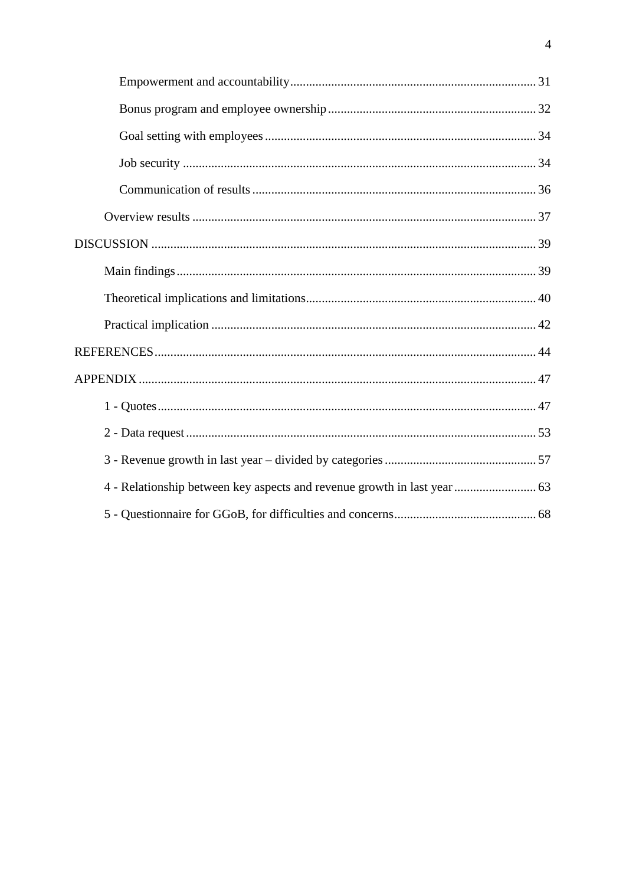Empowerment and accountability ... 31

Bonus program and employee ownership ... 32

Goal setting with employees ... 34

Job security ... 34

Communication of results ... 36

Overview results ... 37

DISCUSSION ... 39

Main findings ... 39

Theoretical implications and limitations ... 40

Practical implication ... 42

REFERENCES ... 44

APPENDIX ... 47

1 - Quotes ... 47

2 - Data request ... 53

3 - Revenue growth in last year – divided by categories ... 57

4 - Relationship between key aspects and revenue growth in last year ... 63

5 - Questionnaire for GGoB, for difficulties and concerns ... 68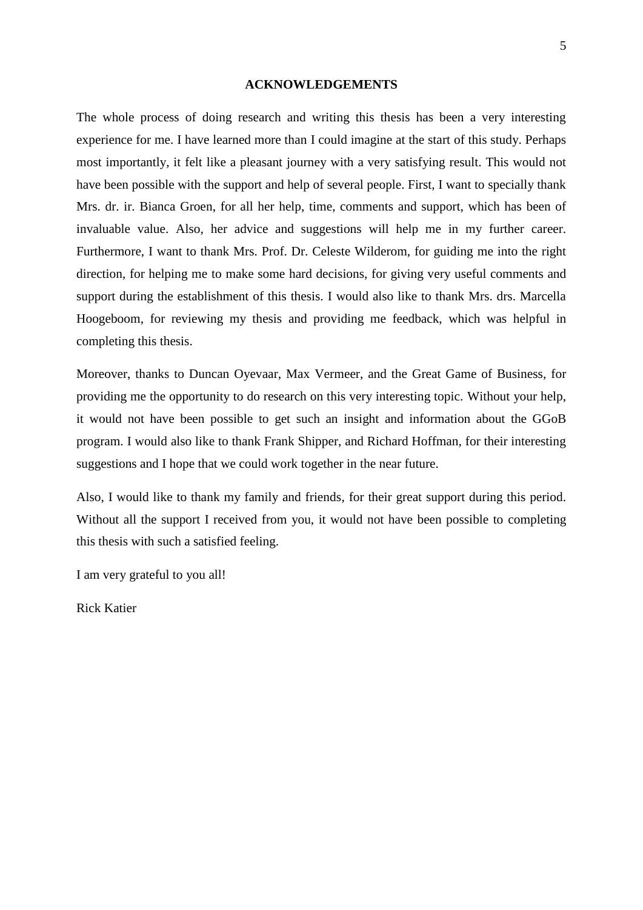## ACKNOWLEDGEMENTS

The whole process of doing research and writing this thesis has been a very interesting experience for me. I have learned more than I could imagine at the start of this study. Perhaps most importantly, it felt like a pleasant journey with a very satisfying result. This would not have been possible with the support and help of several people. First, I want to specially thank Mrs. dr. ir. Bianca Groen, for all her help, time, comments and support, which has been of invaluable value. Also, her advice and suggestions will help me in my further career. Furthermore, I want to thank Mrs. Prof. Dr. Celeste Wilderom, for guiding me into the right direction, for helping me to make some hard decisions, for giving very useful comments and support during the establishment of this thesis. I would also like to thank Mrs. drs. Marcella Hoogeboom, for reviewing my thesis and providing me feedback, which was helpful in completing this thesis.

Moreover, thanks to Duncan Oyevaar, Max Vermeer, and the Great Game of Business, for providing me the opportunity to do research on this very interesting topic. Without your help, it would not have been possible to get such an insight and information about the GGoB program. I would also like to thank Frank Shipper, and Richard Hoffman, for their interesting suggestions and I hope that we could work together in the near future.

Also, I would like to thank my family and friends, for their great support during this period. Without all the support I received from you, it would not have been possible to completing this thesis with such a satisfied feeling.

I am very grateful to you all!

Rick Katier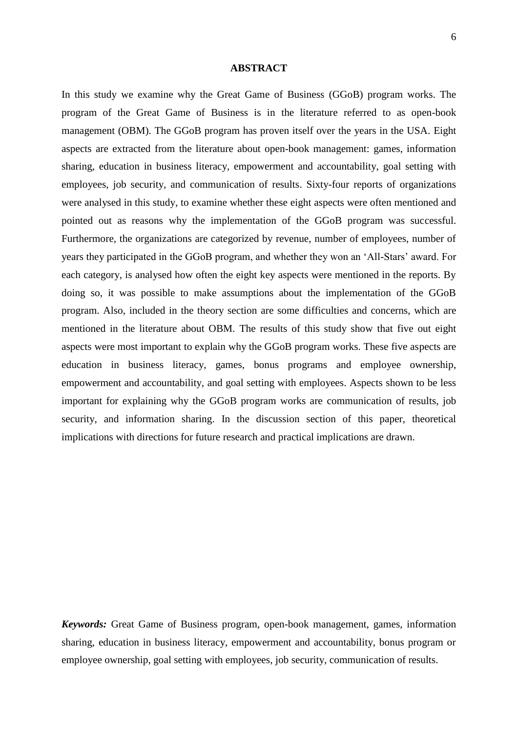## ABSTRACT

In this study we examine why the Great Game of Business (GGoB) program works. The program of the Great Game of Business is in the literature referred to as open-book management (OBM). The GGoB program has proven itself over the years in the USA. Eight aspects are extracted from the literature about open-book management: games, information sharing, education in business literacy, empowerment and accountability, goal setting with employees, job security, and communication of results. Sixty-four reports of organizations were analysed in this study, to examine whether these eight aspects were often mentioned and pointed out as reasons why the implementation of the GGoB program was successful. Furthermore, the organizations are categorized by revenue, number of employees, number of years they participated in the GGoB program, and whether they won an 'All-Stars' award. For each category, is analysed how often the eight key aspects were mentioned in the reports. By doing so, it was possible to make assumptions about the implementation of the GGoB program. Also, included in the theory section are some difficulties and concerns, which are mentioned in the literature about OBM. The results of this study show that five out eight aspects were most important to explain why the GGoB program works. These five aspects are education in business literacy, games, bonus programs and employee ownership, empowerment and accountability, and goal setting with employees. Aspects shown to be less important for explaining why the GGoB program works are communication of results, job security, and information sharing. In the discussion section of this paper, theoretical implications with directions for future research and practical implications are drawn.

***Keywords:*** Great Game of Business program, open-book management, games, information sharing, education in business literacy, empowerment and accountability, bonus program or employee ownership, goal setting with employees, job security, communication of results.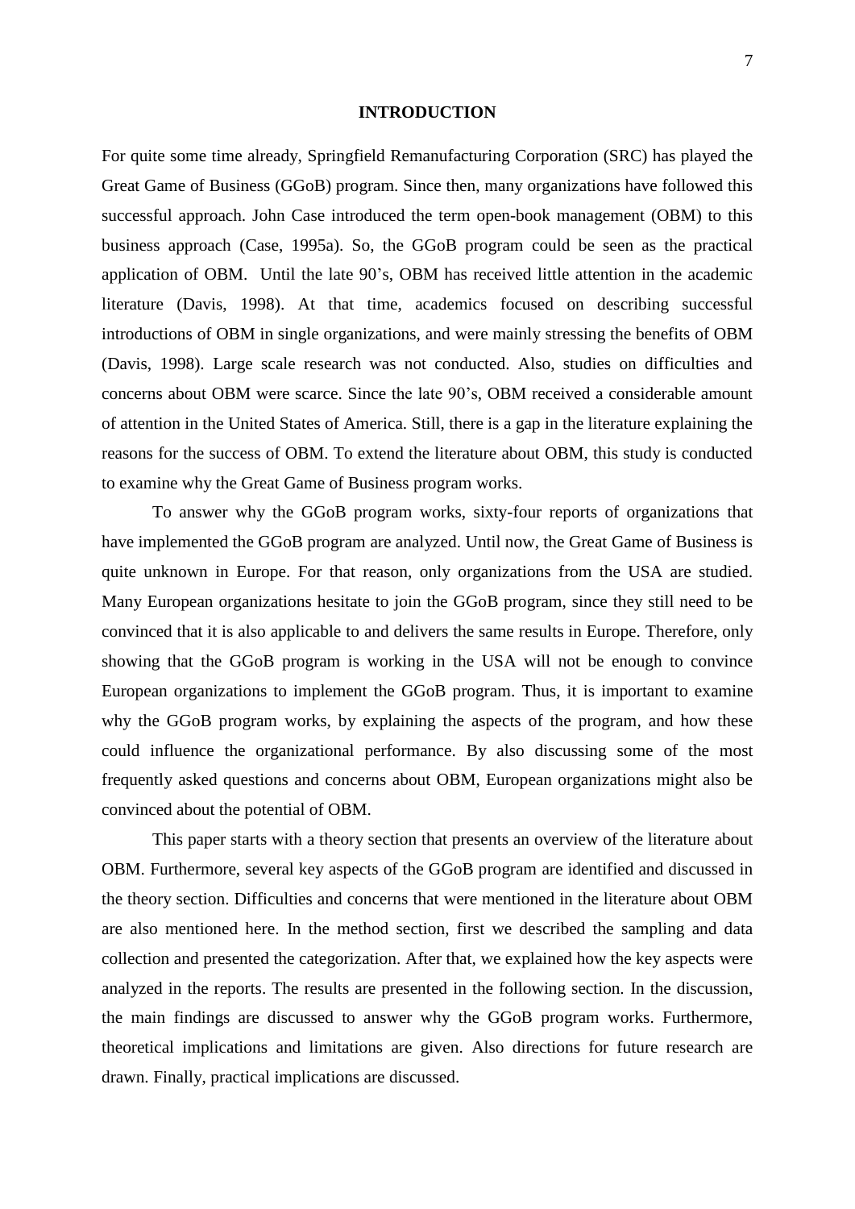# INTRODUCTION

For quite some time already, Springfield Remanufacturing Corporation (SRC) has played the Great Game of Business (GGoB) program. Since then, many organizations have followed this successful approach. John Case introduced the term open-book management (OBM) to this business approach (Case, 1995a). So, the GGoB program could be seen as the practical application of OBM. Until the late 90's, OBM has received little attention in the academic literature (Davis, 1998). At that time, academics focused on describing successful introductions of OBM in single organizations, and were mainly stressing the benefits of OBM (Davis, 1998). Large scale research was not conducted. Also, studies on difficulties and concerns about OBM were scarce. Since the late 90's, OBM received a considerable amount of attention in the United States of America. Still, there is a gap in the literature explaining the reasons for the success of OBM. To extend the literature about OBM, this study is conducted to examine why the Great Game of Business program works.

To answer why the GGoB program works, sixty-four reports of organizations that have implemented the GGoB program are analyzed. Until now, the Great Game of Business is quite unknown in Europe. For that reason, only organizations from the USA are studied. Many European organizations hesitate to join the GGoB program, since they still need to be convinced that it is also applicable to and delivers the same results in Europe. Therefore, only showing that the GGoB program is working in the USA will not be enough to convince European organizations to implement the GGoB program. Thus, it is important to examine why the GGoB program works, by explaining the aspects of the program, and how these could influence the organizational performance. By also discussing some of the most frequently asked questions and concerns about OBM, European organizations might also be convinced about the potential of OBM.

This paper starts with a theory section that presents an overview of the literature about OBM. Furthermore, several key aspects of the GGoB program are identified and discussed in the theory section. Difficulties and concerns that were mentioned in the literature about OBM are also mentioned here. In the method section, first we described the sampling and data collection and presented the categorization. After that, we explained how the key aspects were analyzed in the reports. The results are presented in the following section. In the discussion, the main findings are discussed to answer why the GGoB program works. Furthermore, theoretical implications and limitations are given. Also directions for future research are drawn. Finally, practical implications are discussed.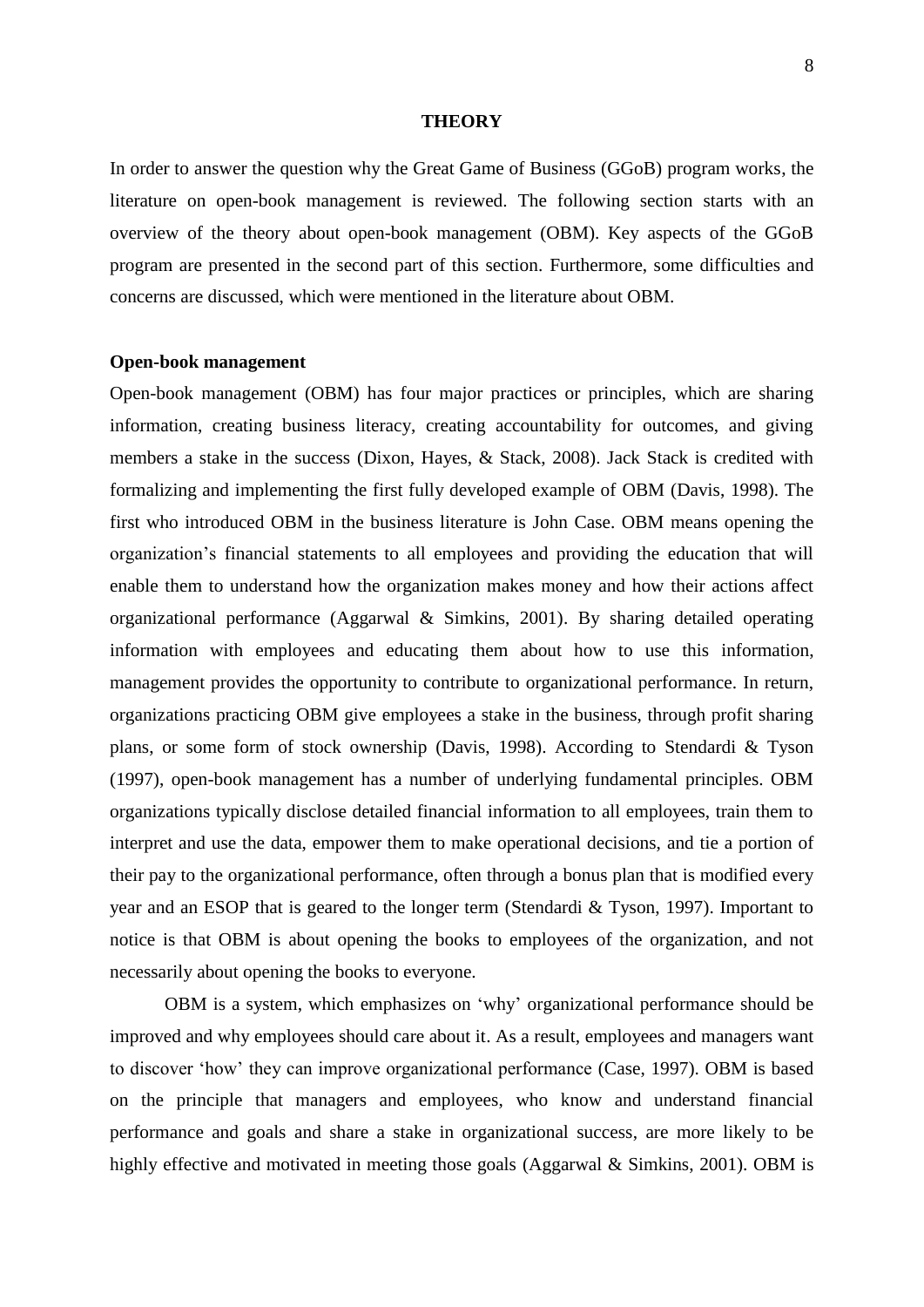## THEORY

In order to answer the question why the Great Game of Business (GGoB) program works, the literature on open-book management is reviewed. The following section starts with an overview of the theory about open-book management (OBM). Key aspects of the GGoB program are presented in the second part of this section. Furthermore, some difficulties and concerns are discussed, which were mentioned in the literature about OBM.

### Open-book management

Open-book management (OBM) has four major practices or principles, which are sharing information, creating business literacy, creating accountability for outcomes, and giving members a stake in the success (Dixon, Hayes, & Stack, 2008). Jack Stack is credited with formalizing and implementing the first fully developed example of OBM (Davis, 1998). The first who introduced OBM in the business literature is John Case. OBM means opening the organization's financial statements to all employees and providing the education that will enable them to understand how the organization makes money and how their actions affect organizational performance (Aggarwal & Simkins, 2001). By sharing detailed operating information with employees and educating them about how to use this information, management provides the opportunity to contribute to organizational performance. In return, organizations practicing OBM give employees a stake in the business, through profit sharing plans, or some form of stock ownership (Davis, 1998). According to Stendardi & Tyson (1997), open-book management has a number of underlying fundamental principles. OBM organizations typically disclose detailed financial information to all employees, train them to interpret and use the data, empower them to make operational decisions, and tie a portion of their pay to the organizational performance, often through a bonus plan that is modified every year and an ESOP that is geared to the longer term (Stendardi & Tyson, 1997). Important to notice is that OBM is about opening the books to employees of the organization, and not necessarily about opening the books to everyone.

OBM is a system, which emphasizes on 'why' organizational performance should be improved and why employees should care about it. As a result, employees and managers want to discover 'how' they can improve organizational performance (Case, 1997). OBM is based on the principle that managers and employees, who know and understand financial performance and goals and share a stake in organizational success, are more likely to be highly effective and motivated in meeting those goals (Aggarwal & Simkins, 2001). OBM is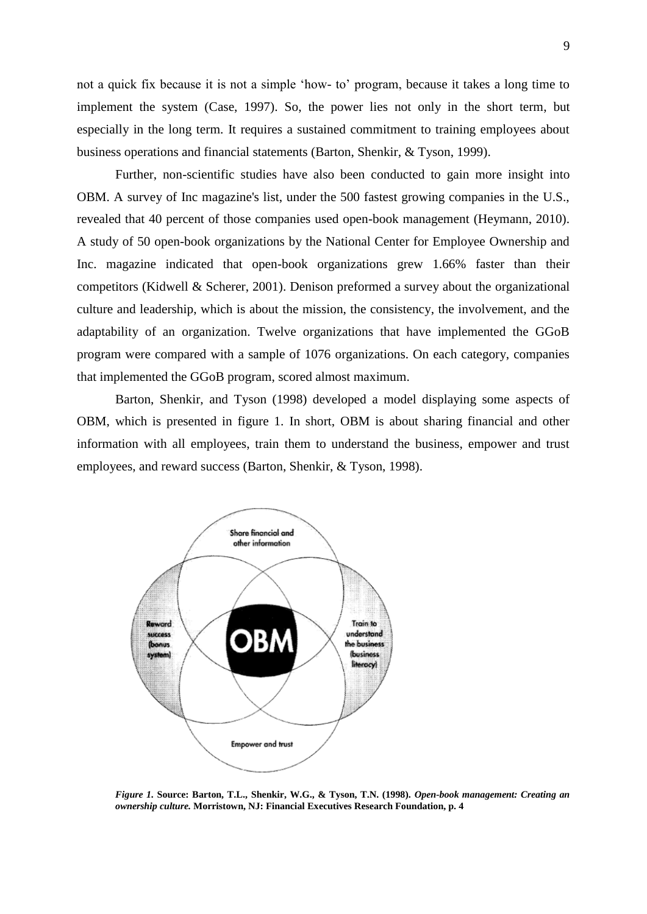not a quick fix because it is not a simple 'how- to' program, because it takes a long time to implement the system (Case, 1997). So, the power lies not only in the short term, but especially in the long term. It requires a sustained commitment to training employees about business operations and financial statements (Barton, Shenkir, & Tyson, 1999).

Further, non-scientific studies have also been conducted to gain more insight into OBM. A survey of Inc magazine's list, under the 500 fastest growing companies in the U.S., revealed that 40 percent of those companies used open-book management (Heymann, 2010). A study of 50 open-book organizations by the National Center for Employee Ownership and Inc. magazine indicated that open-book organizations grew 1.66% faster than their competitors (Kidwell & Scherer, 2001). Denison preformed a survey about the organizational culture and leadership, which is about the mission, the consistency, the involvement, and the adaptability of an organization. Twelve organizations that have implemented the GGoB program were compared with a sample of 1076 organizations. On each category, companies that implemented the GGoB program, scored almost maximum.

Barton, Shenkir, and Tyson (1998) developed a model displaying some aspects of OBM, which is presented in figure 1. In short, OBM is about sharing financial and other information with all employees, train them to understand the business, empower and trust employees, and reward success (Barton, Shenkir, & Tyson, 1998).

Share financial and other information

Reward success (bonus system)

OBM

Train to understand the business (business literacy)

Empower and trust

***Figure 1.*** **Source: Barton, T.L., Shenkir, W.G., & Tyson, T.N. (1998).** ***Open-book management: Creating an ownership culture.*** **Morristown, NJ: Financial Executives Research Foundation, p. 4**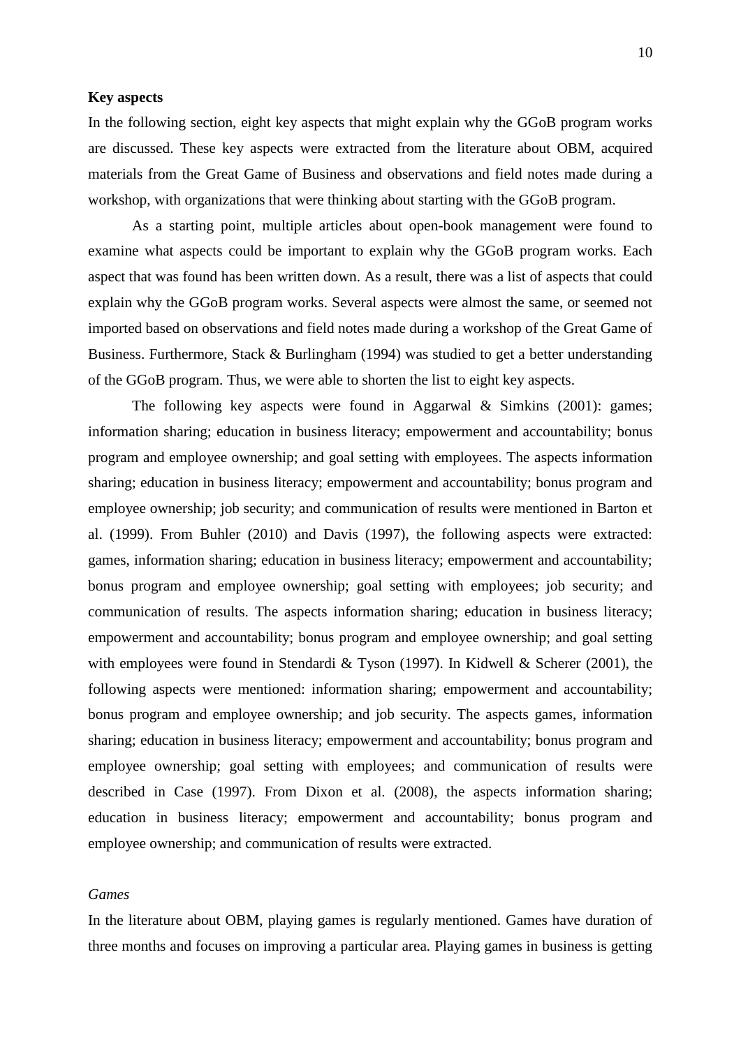**Key aspects**

In the following section, eight key aspects that might explain why the GGoB program works are discussed. These key aspects were extracted from the literature about OBM, acquired materials from the Great Game of Business and observations and field notes made during a workshop, with organizations that were thinking about starting with the GGoB program.

As a starting point, multiple articles about open-book management were found to examine what aspects could be important to explain why the GGoB program works. Each aspect that was found has been written down. As a result, there was a list of aspects that could explain why the GGoB program works. Several aspects were almost the same, or seemed not imported based on observations and field notes made during a workshop of the Great Game of Business. Furthermore, Stack & Burlingham (1994) was studied to get a better understanding of the GGoB program. Thus, we were able to shorten the list to eight key aspects.

The following key aspects were found in Aggarwal & Simkins (2001): games; information sharing; education in business literacy; empowerment and accountability; bonus program and employee ownership; and goal setting with employees. The aspects information sharing; education in business literacy; empowerment and accountability; bonus program and employee ownership; job security; and communication of results were mentioned in Barton et al. (1999). From Buhler (2010) and Davis (1997), the following aspects were extracted: games, information sharing; education in business literacy; empowerment and accountability; bonus program and employee ownership; goal setting with employees; job security; and communication of results. The aspects information sharing; education in business literacy; empowerment and accountability; bonus program and employee ownership; and goal setting with employees were found in Stendardi & Tyson (1997). In Kidwell & Scherer (2001), the following aspects were mentioned: information sharing; empowerment and accountability; bonus program and employee ownership; and job security. The aspects games, information sharing; education in business literacy; empowerment and accountability; bonus program and employee ownership; goal setting with employees; and communication of results were described in Case (1997). From Dixon et al. (2008), the aspects information sharing; education in business literacy; empowerment and accountability; bonus program and employee ownership; and communication of results were extracted.

*Games*

In the literature about OBM, playing games is regularly mentioned. Games have duration of three months and focuses on improving a particular area. Playing games in business is getting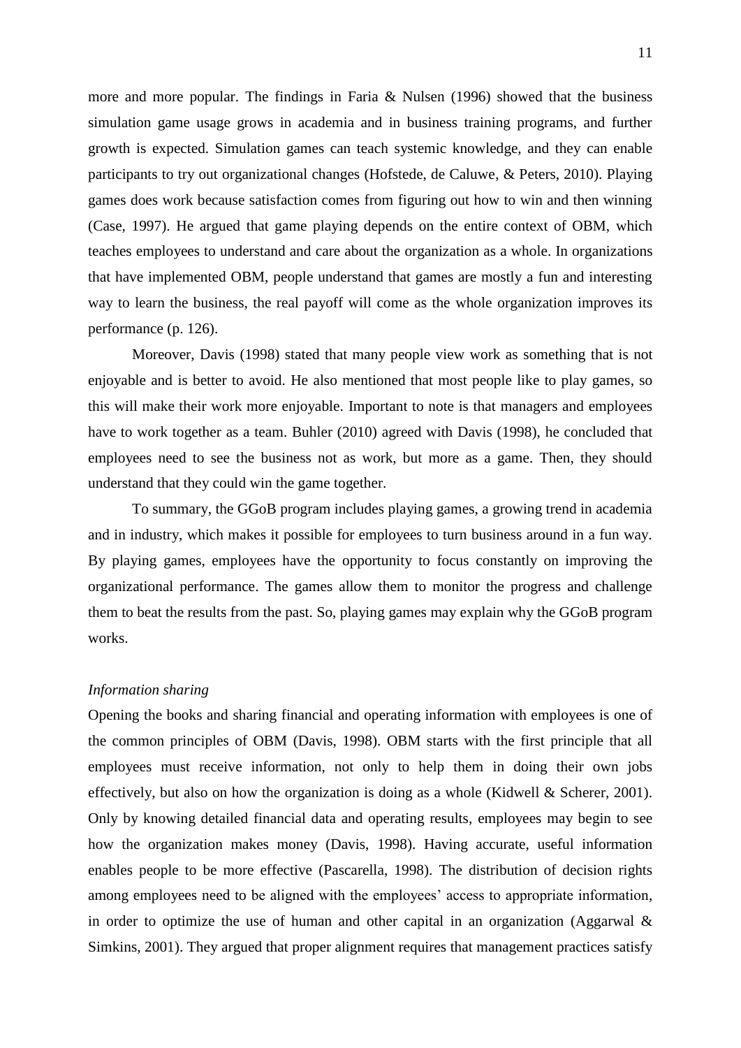more and more popular. The findings in Faria & Nulsen (1996) showed that the business simulation game usage grows in academia and in business training programs, and further growth is expected. Simulation games can teach systemic knowledge, and they can enable participants to try out organizational changes (Hofstede, de Caluwe, & Peters, 2010). Playing games does work because satisfaction comes from figuring out how to win and then winning (Case, 1997). He argued that game playing depends on the entire context of OBM, which teaches employees to understand and care about the organization as a whole. In organizations that have implemented OBM, people understand that games are mostly a fun and interesting way to learn the business, the real payoff will come as the whole organization improves its performance (p. 126).

Moreover, Davis (1998) stated that many people view work as something that is not enjoyable and is better to avoid. He also mentioned that most people like to play games, so this will make their work more enjoyable. Important to note is that managers and employees have to work together as a team. Buhler (2010) agreed with Davis (1998), he concluded that employees need to see the business not as work, but more as a game. Then, they should understand that they could win the game together.

To summary, the GGoB program includes playing games, a growing trend in academia and in industry, which makes it possible for employees to turn business around in a fun way. By playing games, employees have the opportunity to focus constantly on improving the organizational performance. The games allow them to monitor the progress and challenge them to beat the results from the past. So, playing games may explain why the GGoB program works.

*Information sharing*

Opening the books and sharing financial and operating information with employees is one of the common principles of OBM (Davis, 1998). OBM starts with the first principle that all employees must receive information, not only to help them in doing their own jobs effectively, but also on how the organization is doing as a whole (Kidwell & Scherer, 2001). Only by knowing detailed financial data and operating results, employees may begin to see how the organization makes money (Davis, 1998). Having accurate, useful information enables people to be more effective (Pascarella, 1998). The distribution of decision rights among employees need to be aligned with the employees' access to appropriate information, in order to optimize the use of human and other capital in an organization (Aggarwal & Simkins, 2001). They argued that proper alignment requires that management practices satisfy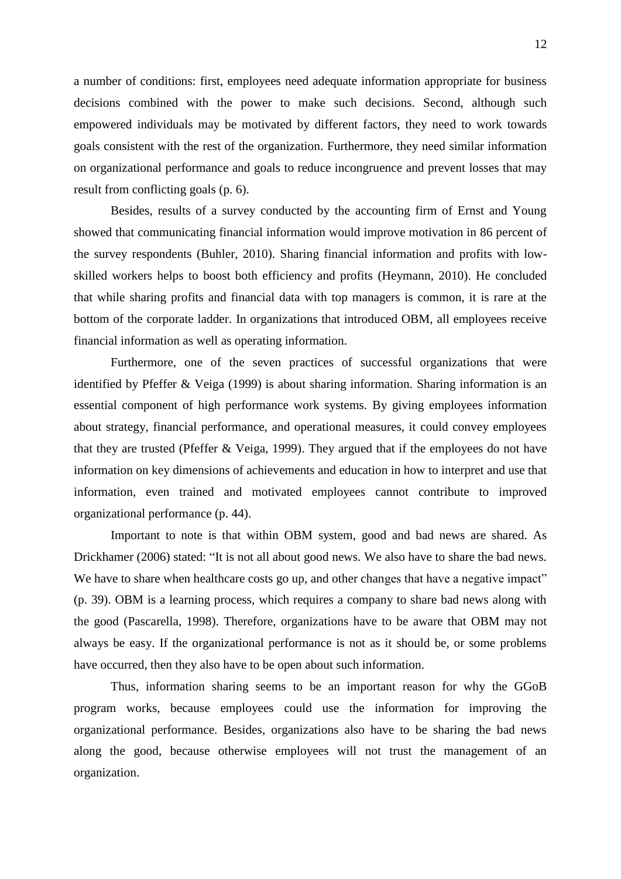a number of conditions: first, employees need adequate information appropriate for business decisions combined with the power to make such decisions. Second, although such empowered individuals may be motivated by different factors, they need to work towards goals consistent with the rest of the organization. Furthermore, they need similar information on organizational performance and goals to reduce incongruence and prevent losses that may result from conflicting goals (p. 6).

Besides, results of a survey conducted by the accounting firm of Ernst and Young showed that communicating financial information would improve motivation in 86 percent of the survey respondents (Buhler, 2010). Sharing financial information and profits with low-skilled workers helps to boost both efficiency and profits (Heymann, 2010). He concluded that while sharing profits and financial data with top managers is common, it is rare at the bottom of the corporate ladder. In organizations that introduced OBM, all employees receive financial information as well as operating information.

Furthermore, one of the seven practices of successful organizations that were identified by Pfeffer & Veiga (1999) is about sharing information. Sharing information is an essential component of high performance work systems. By giving employees information about strategy, financial performance, and operational measures, it could convey employees that they are trusted (Pfeffer & Veiga, 1999). They argued that if the employees do not have information on key dimensions of achievements and education in how to interpret and use that information, even trained and motivated employees cannot contribute to improved organizational performance (p. 44).

Important to note is that within OBM system, good and bad news are shared. As Drickhamer (2006) stated: "It is not all about good news. We also have to share the bad news. We have to share when healthcare costs go up, and other changes that have a negative impact" (p. 39). OBM is a learning process, which requires a company to share bad news along with the good (Pascarella, 1998). Therefore, organizations have to be aware that OBM may not always be easy. If the organizational performance is not as it should be, or some problems have occurred, then they also have to be open about such information.

Thus, information sharing seems to be an important reason for why the GGoB program works, because employees could use the information for improving the organizational performance. Besides, organizations also have to be sharing the bad news along the good, because otherwise employees will not trust the management of an organization.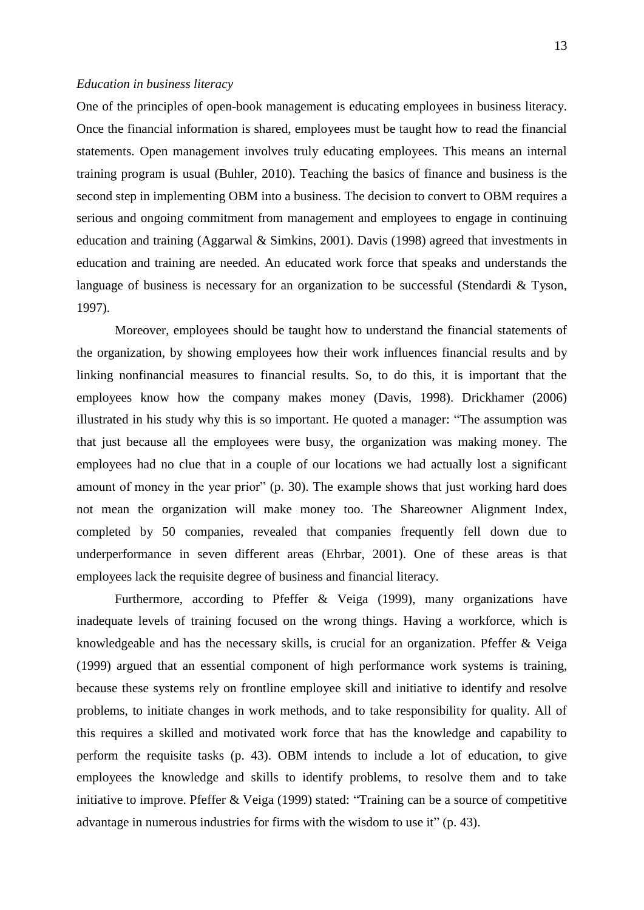*Education in business literacy*

One of the principles of open-book management is educating employees in business literacy. Once the financial information is shared, employees must be taught how to read the financial statements. Open management involves truly educating employees. This means an internal training program is usual (Buhler, 2010). Teaching the basics of finance and business is the second step in implementing OBM into a business. The decision to convert to OBM requires a serious and ongoing commitment from management and employees to engage in continuing education and training (Aggarwal & Simkins, 2001). Davis (1998) agreed that investments in education and training are needed. An educated work force that speaks and understands the language of business is necessary for an organization to be successful (Stendardi & Tyson, 1997).

Moreover, employees should be taught how to understand the financial statements of the organization, by showing employees how their work influences financial results and by linking nonfinancial measures to financial results. So, to do this, it is important that the employees know how the company makes money (Davis, 1998). Drickhamer (2006) illustrated in his study why this is so important. He quoted a manager: "The assumption was that just because all the employees were busy, the organization was making money. The employees had no clue that in a couple of our locations we had actually lost a significant amount of money in the year prior" (p. 30). The example shows that just working hard does not mean the organization will make money too. The Shareowner Alignment Index, completed by 50 companies, revealed that companies frequently fell down due to underperformance in seven different areas (Ehrbar, 2001). One of these areas is that employees lack the requisite degree of business and financial literacy.

Furthermore, according to Pfeffer & Veiga (1999), many organizations have inadequate levels of training focused on the wrong things. Having a workforce, which is knowledgeable and has the necessary skills, is crucial for an organization. Pfeffer & Veiga (1999) argued that an essential component of high performance work systems is training, because these systems rely on frontline employee skill and initiative to identify and resolve problems, to initiate changes in work methods, and to take responsibility for quality. All of this requires a skilled and motivated work force that has the knowledge and capability to perform the requisite tasks (p. 43). OBM intends to include a lot of education, to give employees the knowledge and skills to identify problems, to resolve them and to take initiative to improve. Pfeffer & Veiga (1999) stated: "Training can be a source of competitive advantage in numerous industries for firms with the wisdom to use it" (p. 43).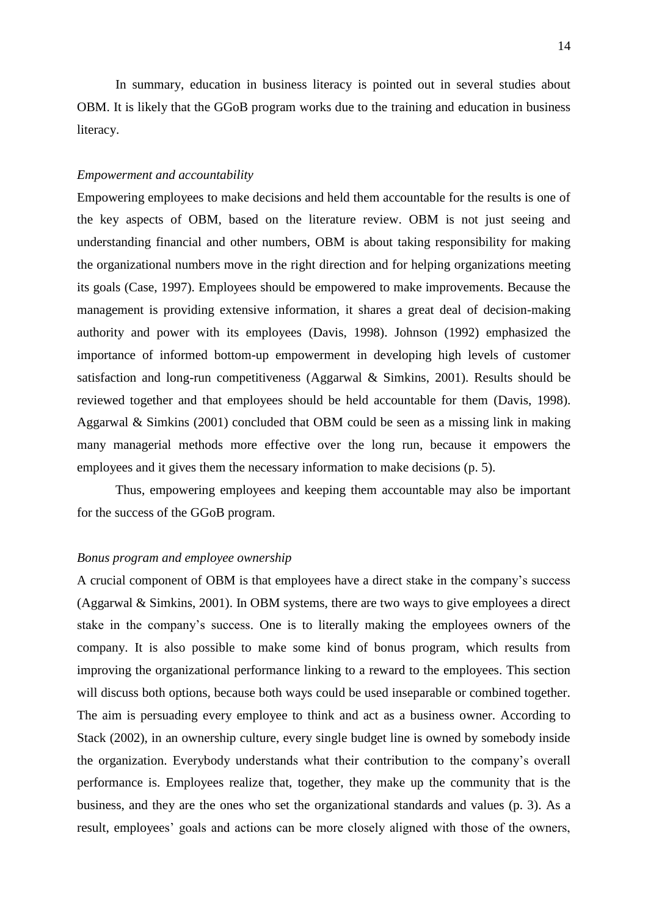In summary, education in business literacy is pointed out in several studies about OBM. It is likely that the GGoB program works due to the training and education in business literacy.

*Empowerment and accountability*

Empowering employees to make decisions and held them accountable for the results is one of the key aspects of OBM, based on the literature review. OBM is not just seeing and understanding financial and other numbers, OBM is about taking responsibility for making the organizational numbers move in the right direction and for helping organizations meeting its goals (Case, 1997). Employees should be empowered to make improvements. Because the management is providing extensive information, it shares a great deal of decision-making authority and power with its employees (Davis, 1998). Johnson (1992) emphasized the importance of informed bottom-up empowerment in developing high levels of customer satisfaction and long-run competitiveness (Aggarwal & Simkins, 2001). Results should be reviewed together and that employees should be held accountable for them (Davis, 1998). Aggarwal & Simkins (2001) concluded that OBM could be seen as a missing link in making many managerial methods more effective over the long run, because it empowers the employees and it gives them the necessary information to make decisions (p. 5).

Thus, empowering employees and keeping them accountable may also be important for the success of the GGoB program.

*Bonus program and employee ownership*

A crucial component of OBM is that employees have a direct stake in the company's success (Aggarwal & Simkins, 2001). In OBM systems, there are two ways to give employees a direct stake in the company's success. One is to literally making the employees owners of the company. It is also possible to make some kind of bonus program, which results from improving the organizational performance linking to a reward to the employees. This section will discuss both options, because both ways could be used inseparable or combined together. The aim is persuading every employee to think and act as a business owner. According to Stack (2002), in an ownership culture, every single budget line is owned by somebody inside the organization. Everybody understands what their contribution to the company's overall performance is. Employees realize that, together, they make up the community that is the business, and they are the ones who set the organizational standards and values (p. 3). As a result, employees' goals and actions can be more closely aligned with those of the owners,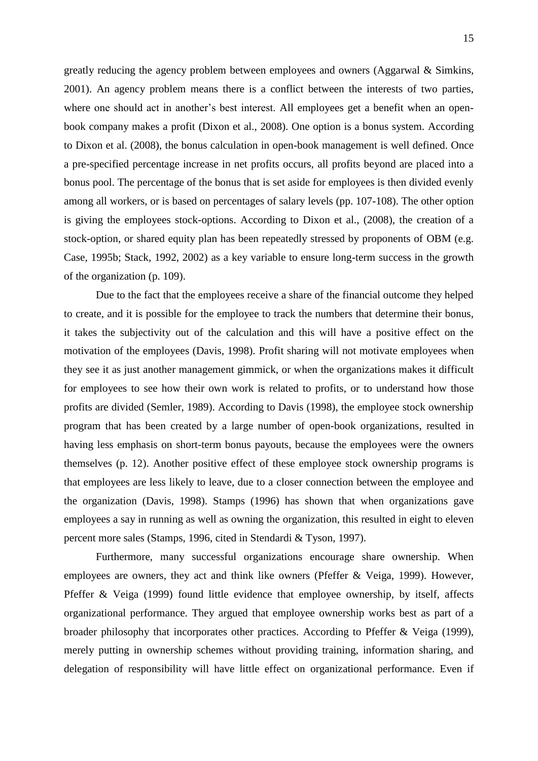greatly reducing the agency problem between employees and owners (Aggarwal & Simkins, 2001). An agency problem means there is a conflict between the interests of two parties, where one should act in another's best interest. All employees get a benefit when an open-book company makes a profit (Dixon et al., 2008). One option is a bonus system. According to Dixon et al. (2008), the bonus calculation in open-book management is well defined. Once a pre-specified percentage increase in net profits occurs, all profits beyond are placed into a bonus pool. The percentage of the bonus that is set aside for employees is then divided evenly among all workers, or is based on percentages of salary levels (pp. 107-108). The other option is giving the employees stock-options. According to Dixon et al., (2008), the creation of a stock-option, or shared equity plan has been repeatedly stressed by proponents of OBM (e.g. Case, 1995b; Stack, 1992, 2002) as a key variable to ensure long-term success in the growth of the organization (p. 109).

Due to the fact that the employees receive a share of the financial outcome they helped to create, and it is possible for the employee to track the numbers that determine their bonus, it takes the subjectivity out of the calculation and this will have a positive effect on the motivation of the employees (Davis, 1998). Profit sharing will not motivate employees when they see it as just another management gimmick, or when the organizations makes it difficult for employees to see how their own work is related to profits, or to understand how those profits are divided (Semler, 1989). According to Davis (1998), the employee stock ownership program that has been created by a large number of open-book organizations, resulted in having less emphasis on short-term bonus payouts, because the employees were the owners themselves (p. 12). Another positive effect of these employee stock ownership programs is that employees are less likely to leave, due to a closer connection between the employee and the organization (Davis, 1998). Stamps (1996) has shown that when organizations gave employees a say in running as well as owning the organization, this resulted in eight to eleven percent more sales (Stamps, 1996, cited in Stendardi & Tyson, 1997).

Furthermore, many successful organizations encourage share ownership. When employees are owners, they act and think like owners (Pfeffer & Veiga, 1999). However, Pfeffer & Veiga (1999) found little evidence that employee ownership, by itself, affects organizational performance. They argued that employee ownership works best as part of a broader philosophy that incorporates other practices. According to Pfeffer & Veiga (1999), merely putting in ownership schemes without providing training, information sharing, and delegation of responsibility will have little effect on organizational performance. Even if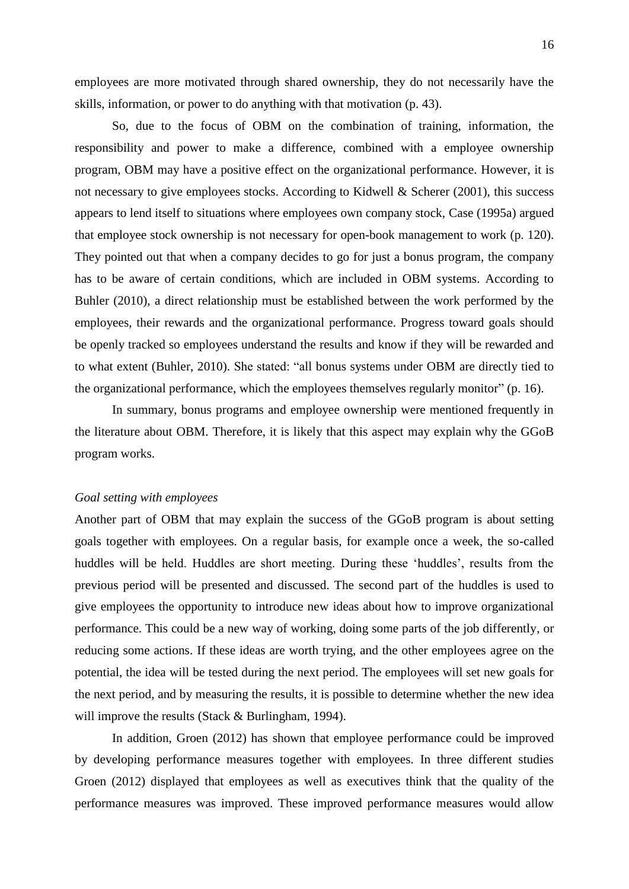employees are more motivated through shared ownership, they do not necessarily have the skills, information, or power to do anything with that motivation (p. 43).

So, due to the focus of OBM on the combination of training, information, the responsibility and power to make a difference, combined with a employee ownership program, OBM may have a positive effect on the organizational performance. However, it is not necessary to give employees stocks. According to Kidwell & Scherer (2001), this success appears to lend itself to situations where employees own company stock, Case (1995a) argued that employee stock ownership is not necessary for open-book management to work (p. 120). They pointed out that when a company decides to go for just a bonus program, the company has to be aware of certain conditions, which are included in OBM systems. According to Buhler (2010), a direct relationship must be established between the work performed by the employees, their rewards and the organizational performance. Progress toward goals should be openly tracked so employees understand the results and know if they will be rewarded and to what extent (Buhler, 2010). She stated: "all bonus systems under OBM are directly tied to the organizational performance, which the employees themselves regularly monitor" (p. 16).

In summary, bonus programs and employee ownership were mentioned frequently in the literature about OBM. Therefore, it is likely that this aspect may explain why the GGoB program works.

*Goal setting with employees*

Another part of OBM that may explain the success of the GGoB program is about setting goals together with employees. On a regular basis, for example once a week, the so-called huddles will be held. Huddles are short meeting. During these 'huddles', results from the previous period will be presented and discussed. The second part of the huddles is used to give employees the opportunity to introduce new ideas about how to improve organizational performance. This could be a new way of working, doing some parts of the job differently, or reducing some actions. If these ideas are worth trying, and the other employees agree on the potential, the idea will be tested during the next period. The employees will set new goals for the next period, and by measuring the results, it is possible to determine whether the new idea will improve the results (Stack & Burlingham, 1994).

In addition, Groen (2012) has shown that employee performance could be improved by developing performance measures together with employees. In three different studies Groen (2012) displayed that employees as well as executives think that the quality of the performance measures was improved. These improved performance measures would allow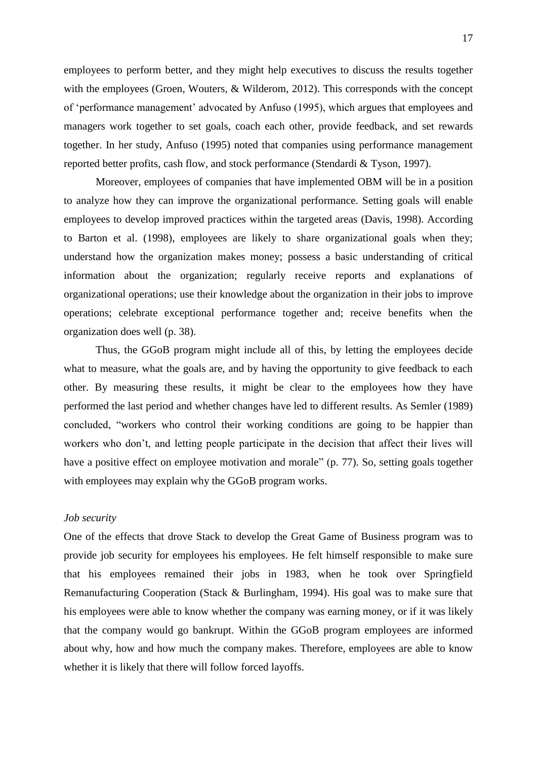employees to perform better, and they might help executives to discuss the results together with the employees (Groen, Wouters, & Wilderom, 2012). This corresponds with the concept of 'performance management' advocated by Anfuso (1995), which argues that employees and managers work together to set goals, coach each other, provide feedback, and set rewards together. In her study, Anfuso (1995) noted that companies using performance management reported better profits, cash flow, and stock performance (Stendardi & Tyson, 1997).

Moreover, employees of companies that have implemented OBM will be in a position to analyze how they can improve the organizational performance. Setting goals will enable employees to develop improved practices within the targeted areas (Davis, 1998). According to Barton et al. (1998), employees are likely to share organizational goals when they; understand how the organization makes money; possess a basic understanding of critical information about the organization; regularly receive reports and explanations of organizational operations; use their knowledge about the organization in their jobs to improve operations; celebrate exceptional performance together and; receive benefits when the organization does well (p. 38).

Thus, the GGoB program might include all of this, by letting the employees decide what to measure, what the goals are, and by having the opportunity to give feedback to each other. By measuring these results, it might be clear to the employees how they have performed the last period and whether changes have led to different results. As Semler (1989) concluded, "workers who control their working conditions are going to be happier than workers who don't, and letting people participate in the decision that affect their lives will have a positive effect on employee motivation and morale" (p. 77). So, setting goals together with employees may explain why the GGoB program works.

*Job security*

One of the effects that drove Stack to develop the Great Game of Business program was to provide job security for employees his employees. He felt himself responsible to make sure that his employees remained their jobs in 1983, when he took over Springfield Remanufacturing Cooperation (Stack & Burlingham, 1994). His goal was to make sure that his employees were able to know whether the company was earning money, or if it was likely that the company would go bankrupt. Within the GGoB program employees are informed about why, how and how much the company makes. Therefore, employees are able to know whether it is likely that there will follow forced layoffs.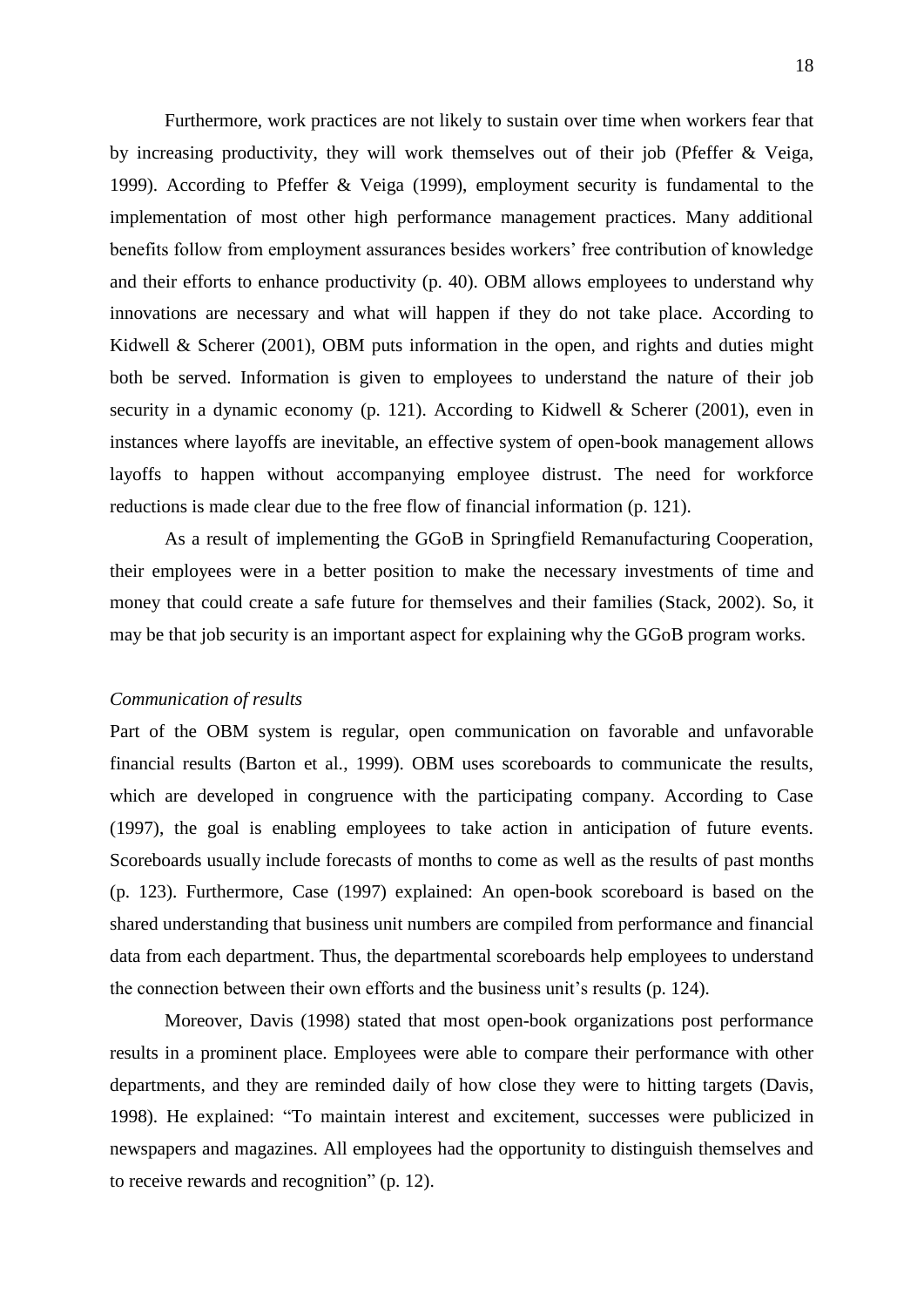Furthermore, work practices are not likely to sustain over time when workers fear that by increasing productivity, they will work themselves out of their job (Pfeffer & Veiga, 1999). According to Pfeffer & Veiga (1999), employment security is fundamental to the implementation of most other high performance management practices. Many additional benefits follow from employment assurances besides workers' free contribution of knowledge and their efforts to enhance productivity (p. 40). OBM allows employees to understand why innovations are necessary and what will happen if they do not take place. According to Kidwell & Scherer (2001), OBM puts information in the open, and rights and duties might both be served. Information is given to employees to understand the nature of their job security in a dynamic economy (p. 121). According to Kidwell & Scherer (2001), even in instances where layoffs are inevitable, an effective system of open-book management allows layoffs to happen without accompanying employee distrust. The need for workforce reductions is made clear due to the free flow of financial information (p. 121).

As a result of implementing the GGoB in Springfield Remanufacturing Cooperation, their employees were in a better position to make the necessary investments of time and money that could create a safe future for themselves and their families (Stack, 2002). So, it may be that job security is an important aspect for explaining why the GGoB program works.

*Communication of results*

Part of the OBM system is regular, open communication on favorable and unfavorable financial results (Barton et al., 1999). OBM uses scoreboards to communicate the results, which are developed in congruence with the participating company. According to Case (1997), the goal is enabling employees to take action in anticipation of future events. Scoreboards usually include forecasts of months to come as well as the results of past months (p. 123). Furthermore, Case (1997) explained: An open-book scoreboard is based on the shared understanding that business unit numbers are compiled from performance and financial data from each department. Thus, the departmental scoreboards help employees to understand the connection between their own efforts and the business unit's results (p. 124).

Moreover, Davis (1998) stated that most open-book organizations post performance results in a prominent place. Employees were able to compare their performance with other departments, and they are reminded daily of how close they were to hitting targets (Davis, 1998). He explained: "To maintain interest and excitement, successes were publicized in newspapers and magazines. All employees had the opportunity to distinguish themselves and to receive rewards and recognition" (p. 12).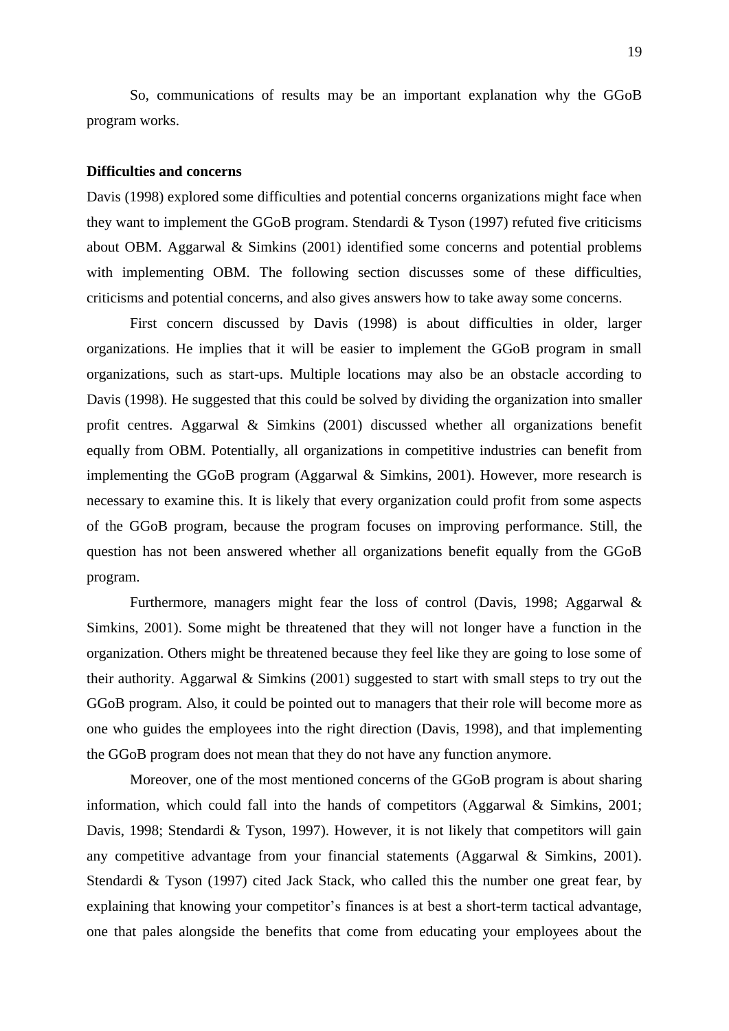So, communications of results may be an important explanation why the GGoB program works.

**Difficulties and concerns**

Davis (1998) explored some difficulties and potential concerns organizations might face when they want to implement the GGoB program. Stendardi & Tyson (1997) refuted five criticisms about OBM. Aggarwal & Simkins (2001) identified some concerns and potential problems with implementing OBM. The following section discusses some of these difficulties, criticisms and potential concerns, and also gives answers how to take away some concerns.

First concern discussed by Davis (1998) is about difficulties in older, larger organizations. He implies that it will be easier to implement the GGoB program in small organizations, such as start-ups. Multiple locations may also be an obstacle according to Davis (1998). He suggested that this could be solved by dividing the organization into smaller profit centres. Aggarwal & Simkins (2001) discussed whether all organizations benefit equally from OBM. Potentially, all organizations in competitive industries can benefit from implementing the GGoB program (Aggarwal & Simkins, 2001). However, more research is necessary to examine this. It is likely that every organization could profit from some aspects of the GGoB program, because the program focuses on improving performance. Still, the question has not been answered whether all organizations benefit equally from the GGoB program.

Furthermore, managers might fear the loss of control (Davis, 1998; Aggarwal & Simkins, 2001). Some might be threatened that they will not longer have a function in the organization. Others might be threatened because they feel like they are going to lose some of their authority. Aggarwal & Simkins (2001) suggested to start with small steps to try out the GGoB program. Also, it could be pointed out to managers that their role will become more as one who guides the employees into the right direction (Davis, 1998), and that implementing the GGoB program does not mean that they do not have any function anymore.

Moreover, one of the most mentioned concerns of the GGoB program is about sharing information, which could fall into the hands of competitors (Aggarwal & Simkins, 2001; Davis, 1998; Stendardi & Tyson, 1997). However, it is not likely that competitors will gain any competitive advantage from your financial statements (Aggarwal & Simkins, 2001). Stendardi & Tyson (1997) cited Jack Stack, who called this the number one great fear, by explaining that knowing your competitor's finances is at best a short-term tactical advantage, one that pales alongside the benefits that come from educating your employees about the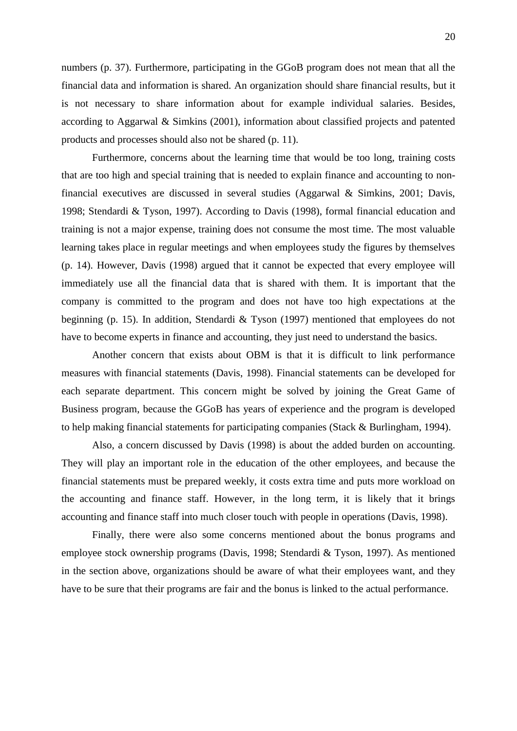numbers (p. 37). Furthermore, participating in the GGoB program does not mean that all the financial data and information is shared. An organization should share financial results, but it is not necessary to share information about for example individual salaries. Besides, according to Aggarwal & Simkins (2001), information about classified projects and patented products and processes should also not be shared (p. 11).

Furthermore, concerns about the learning time that would be too long, training costs that are too high and special training that is needed to explain finance and accounting to non-financial executives are discussed in several studies (Aggarwal & Simkins, 2001; Davis, 1998; Stendardi & Tyson, 1997). According to Davis (1998), formal financial education and training is not a major expense, training does not consume the most time. The most valuable learning takes place in regular meetings and when employees study the figures by themselves (p. 14). However, Davis (1998) argued that it cannot be expected that every employee will immediately use all the financial data that is shared with them. It is important that the company is committed to the program and does not have too high expectations at the beginning (p. 15). In addition, Stendardi & Tyson (1997) mentioned that employees do not have to become experts in finance and accounting, they just need to understand the basics.

Another concern that exists about OBM is that it is difficult to link performance measures with financial statements (Davis, 1998). Financial statements can be developed for each separate department. This concern might be solved by joining the Great Game of Business program, because the GGoB has years of experience and the program is developed to help making financial statements for participating companies (Stack & Burlingham, 1994).

Also, a concern discussed by Davis (1998) is about the added burden on accounting. They will play an important role in the education of the other employees, and because the financial statements must be prepared weekly, it costs extra time and puts more workload on the accounting and finance staff. However, in the long term, it is likely that it brings accounting and finance staff into much closer touch with people in operations (Davis, 1998).

Finally, there were also some concerns mentioned about the bonus programs and employee stock ownership programs (Davis, 1998; Stendardi & Tyson, 1997). As mentioned in the section above, organizations should be aware of what their employees want, and they have to be sure that their programs are fair and the bonus is linked to the actual performance.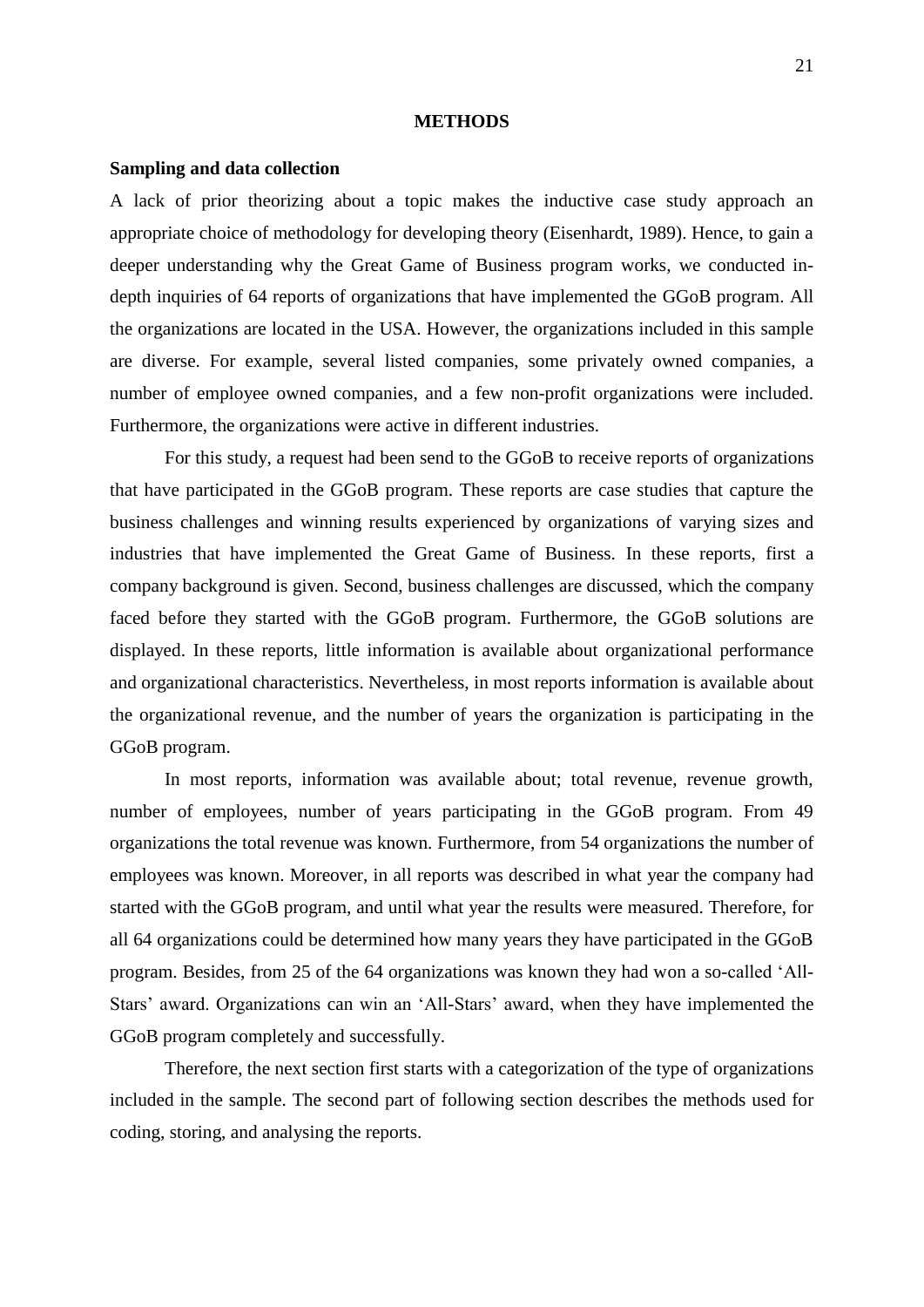# METHODS

## Sampling and data collection

A lack of prior theorizing about a topic makes the inductive case study approach an appropriate choice of methodology for developing theory (Eisenhardt, 1989). Hence, to gain a deeper understanding why the Great Game of Business program works, we conducted in-depth inquiries of 64 reports of organizations that have implemented the GGoB program. All the organizations are located in the USA. However, the organizations included in this sample are diverse. For example, several listed companies, some privately owned companies, a number of employee owned companies, and a few non-profit organizations were included. Furthermore, the organizations were active in different industries.

For this study, a request had been send to the GGoB to receive reports of organizations that have participated in the GGoB program. These reports are case studies that capture the business challenges and winning results experienced by organizations of varying sizes and industries that have implemented the Great Game of Business. In these reports, first a company background is given. Second, business challenges are discussed, which the company faced before they started with the GGoB program. Furthermore, the GGoB solutions are displayed. In these reports, little information is available about organizational performance and organizational characteristics. Nevertheless, in most reports information is available about the organizational revenue, and the number of years the organization is participating in the GGoB program.

In most reports, information was available about; total revenue, revenue growth, number of employees, number of years participating in the GGoB program. From 49 organizations the total revenue was known. Furthermore, from 54 organizations the number of employees was known. Moreover, in all reports was described in what year the company had started with the GGoB program, and until what year the results were measured. Therefore, for all 64 organizations could be determined how many years they have participated in the GGoB program. Besides, from 25 of the 64 organizations was known they had won a so-called 'All-Stars' award. Organizations can win an 'All-Stars' award, when they have implemented the GGoB program completely and successfully.

Therefore, the next section first starts with a categorization of the type of organizations included in the sample. The second part of following section describes the methods used for coding, storing, and analysing the reports.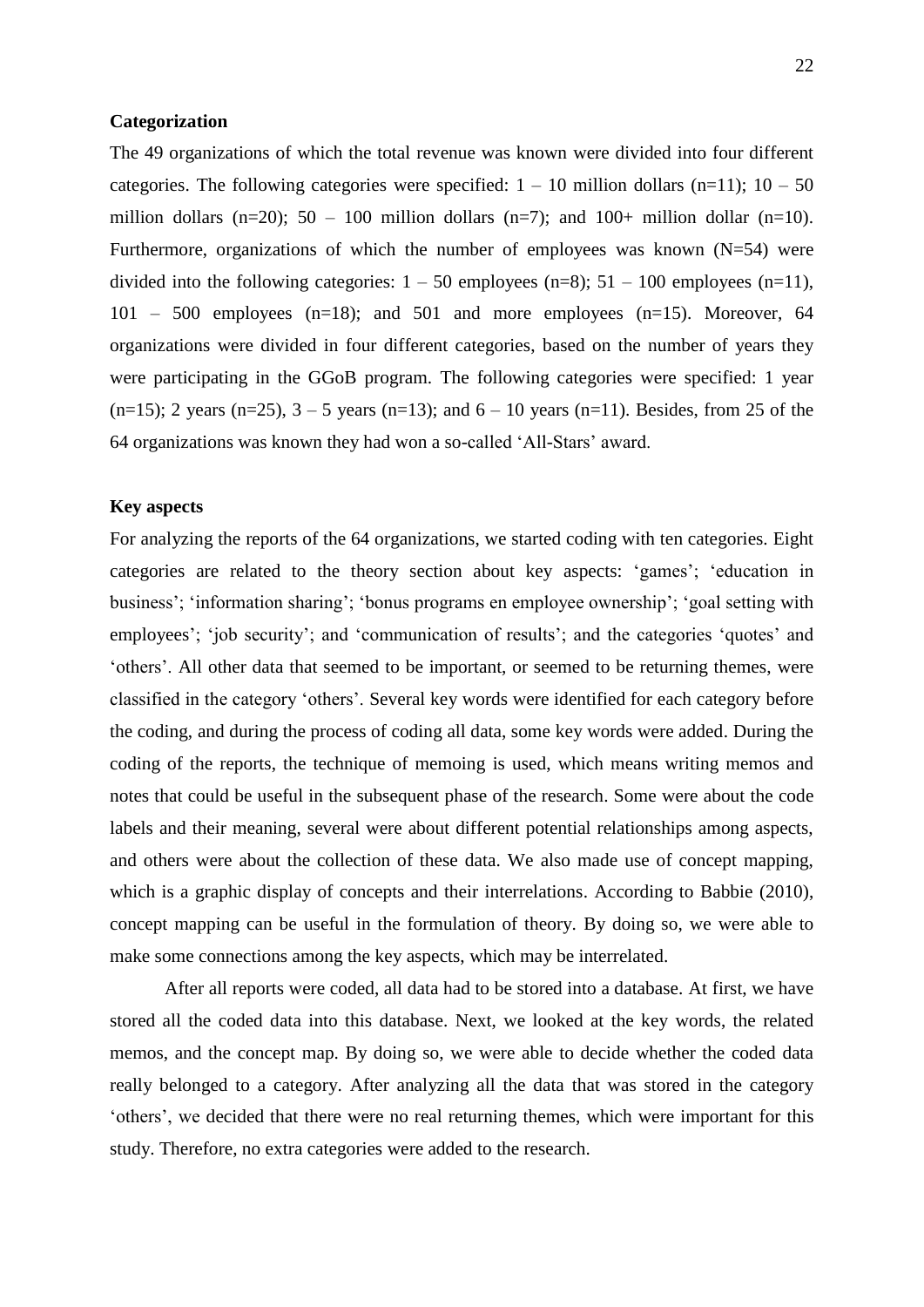**Categorization**

The 49 organizations of which the total revenue was known were divided into four different categories. The following categories were specified: 1 – 10 million dollars (n=11); 10 – 50 million dollars (n=20); 50 – 100 million dollars (n=7); and 100+ million dollar (n=10). Furthermore, organizations of which the number of employees was known (N=54) were divided into the following categories: 1 – 50 employees (n=8); 51 – 100 employees (n=11), 101 – 500 employees (n=18); and 501 and more employees (n=15). Moreover, 64 organizations were divided in four different categories, based on the number of years they were participating in the GGoB program. The following categories were specified: 1 year (n=15); 2 years (n=25), 3 – 5 years (n=13); and 6 – 10 years (n=11). Besides, from 25 of the 64 organizations was known they had won a so-called 'All-Stars' award.

**Key aspects**

For analyzing the reports of the 64 organizations, we started coding with ten categories. Eight categories are related to the theory section about key aspects: 'games'; 'education in business'; 'information sharing'; 'bonus programs en employee ownership'; 'goal setting with employees'; 'job security'; and 'communication of results'; and the categories 'quotes' and 'others'. All other data that seemed to be important, or seemed to be returning themes, were classified in the category 'others'. Several key words were identified for each category before the coding, and during the process of coding all data, some key words were added. During the coding of the reports, the technique of memoing is used, which means writing memos and notes that could be useful in the subsequent phase of the research. Some were about the code labels and their meaning, several were about different potential relationships among aspects, and others were about the collection of these data. We also made use of concept mapping, which is a graphic display of concepts and their interrelations. According to Babbie (2010), concept mapping can be useful in the formulation of theory. By doing so, we were able to make some connections among the key aspects, which may be interrelated.

After all reports were coded, all data had to be stored into a database. At first, we have stored all the coded data into this database. Next, we looked at the key words, the related memos, and the concept map. By doing so, we were able to decide whether the coded data really belonged to a category. After analyzing all the data that was stored in the category 'others', we decided that there were no real returning themes, which were important for this study. Therefore, no extra categories were added to the research.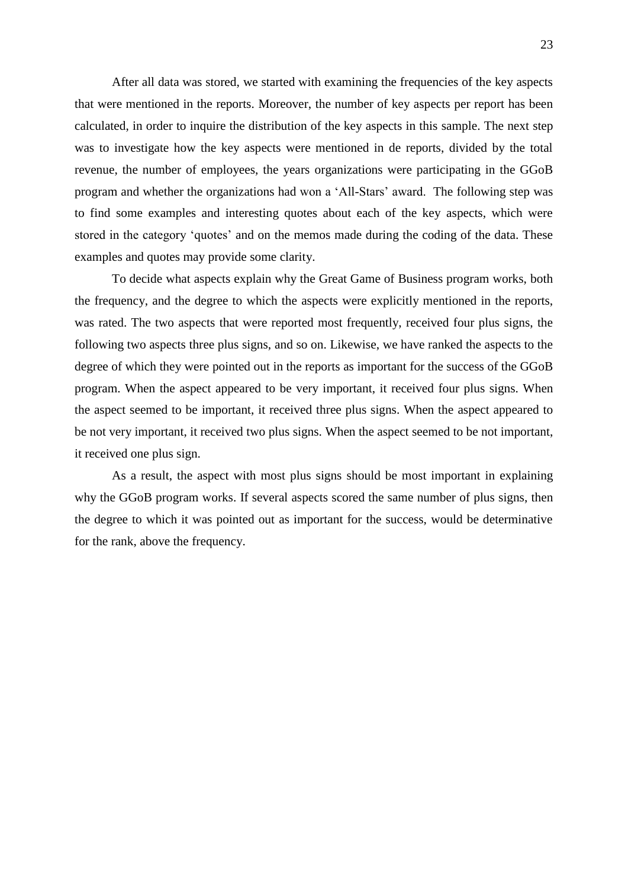After all data was stored, we started with examining the frequencies of the key aspects that were mentioned in the reports. Moreover, the number of key aspects per report has been calculated, in order to inquire the distribution of the key aspects in this sample. The next step was to investigate how the key aspects were mentioned in de reports, divided by the total revenue, the number of employees, the years organizations were participating in the GGoB program and whether the organizations had won a 'All-Stars' award. The following step was to find some examples and interesting quotes about each of the key aspects, which were stored in the category 'quotes' and on the memos made during the coding of the data. These examples and quotes may provide some clarity.

To decide what aspects explain why the Great Game of Business program works, both the frequency, and the degree to which the aspects were explicitly mentioned in the reports, was rated. The two aspects that were reported most frequently, received four plus signs, the following two aspects three plus signs, and so on. Likewise, we have ranked the aspects to the degree of which they were pointed out in the reports as important for the success of the GGoB program. When the aspect appeared to be very important, it received four plus signs. When the aspect seemed to be important, it received three plus signs. When the aspect appeared to be not very important, it received two plus signs. When the aspect seemed to be not important, it received one plus sign.

As a result, the aspect with most plus signs should be most important in explaining why the GGoB program works. If several aspects scored the same number of plus signs, then the degree to which it was pointed out as important for the success, would be determinative for the rank, above the frequency.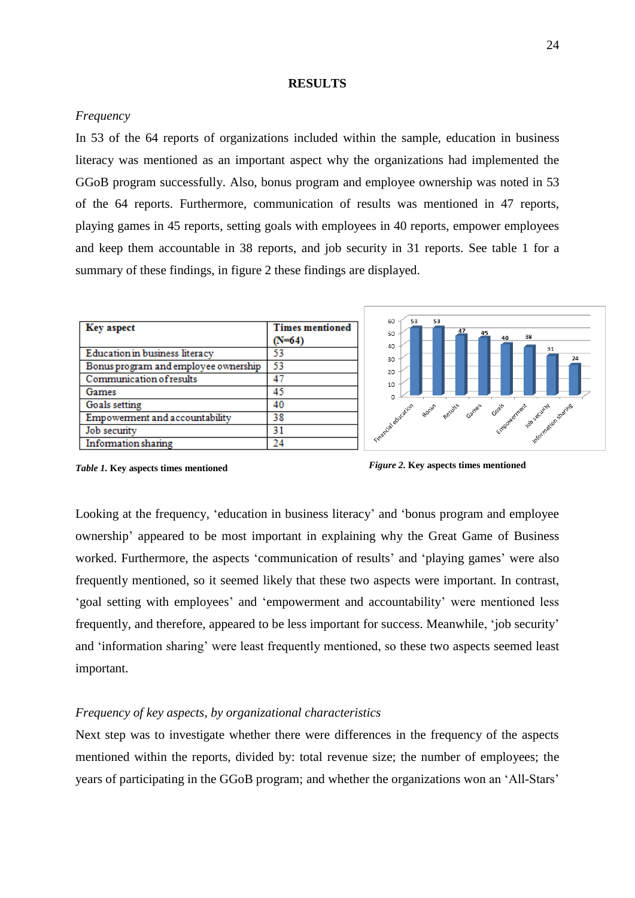## RESULTS

*Frequency*

In 53 of the 64 reports of organizations included within the sample, education in business literacy was mentioned as an important aspect why the organizations had implemented the GGoB program successfully. Also, bonus program and employee ownership was noted in 53 of the 64 reports. Furthermore, communication of results was mentioned in 47 reports, playing games in 45 reports, setting goals with employees in 40 reports, empower employees and keep them accountable in 38 reports, and job security in 31 reports. See table 1 for a summary of these findings, in figure 2 these findings are displayed.

| Key aspect | Times mentioned (N=64) |
|---|---|
| Education in business literacy | 53 |
| Bonus program and employee ownership | 53 |
| Communication of results | 47 |
| Games | 45 |
| Goals setting | 40 |
| Empowerment and accountability | 38 |
| Job security | 31 |
| Information sharing | 24 |

***Table 1.*** **Key aspects times mentioned**

***Figure 2.*** **Key aspects times mentioned**

Looking at the frequency, 'education in business literacy' and 'bonus program and employee ownership' appeared to be most important in explaining why the Great Game of Business worked. Furthermore, the aspects 'communication of results' and 'playing games' were also frequently mentioned, so it seemed likely that these two aspects were important. In contrast, 'goal setting with employees' and 'empowerment and accountability' were mentioned less frequently, and therefore, appeared to be less important for success. Meanwhile, 'job security' and 'information sharing' were least frequently mentioned, so these two aspects seemed least important.

*Frequency of key aspects, by organizational characteristics*

Next step was to investigate whether there were differences in the frequency of the aspects mentioned within the reports, divided by: total revenue size; the number of employees; the years of participating in the GGoB program; and whether the organizations won an 'All-Stars'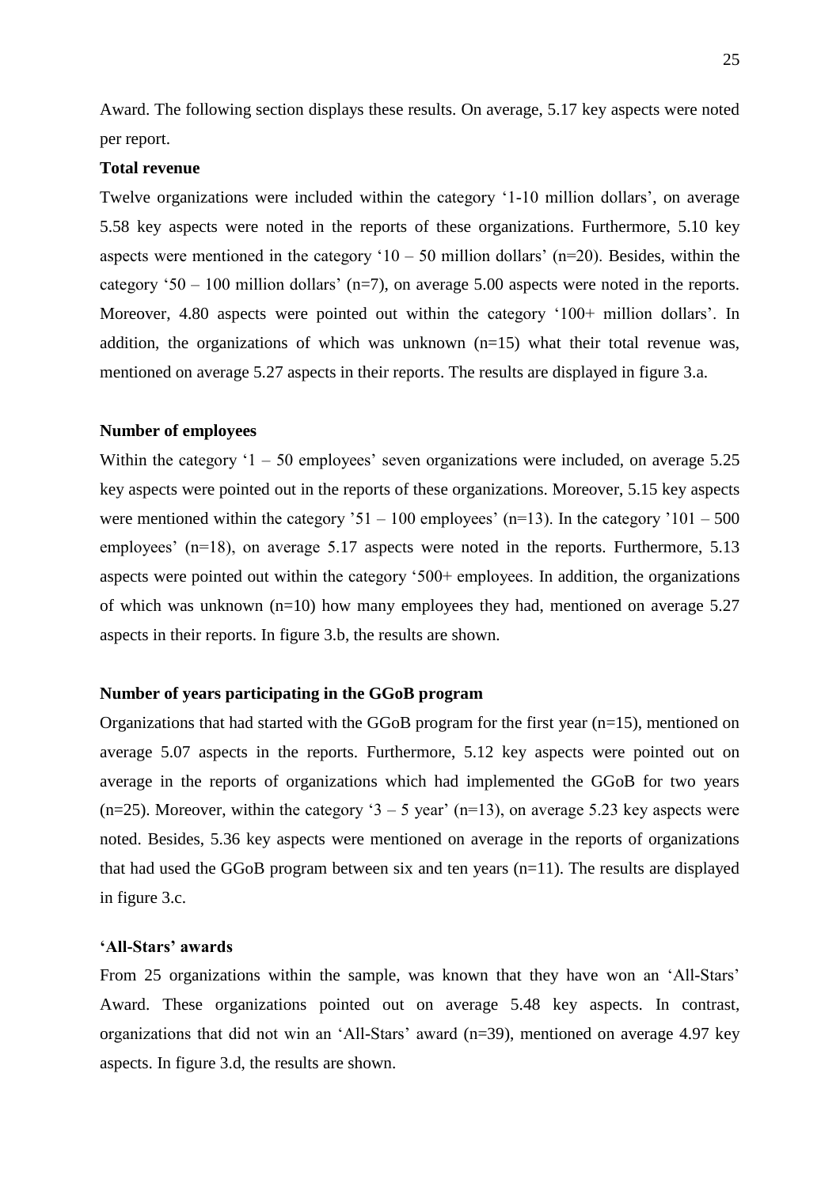Award. The following section displays these results. On average, 5.17 key aspects were noted per report.

**Total revenue**

Twelve organizations were included within the category '1-10 million dollars', on average 5.58 key aspects were noted in the reports of these organizations. Furthermore, 5.10 key aspects were mentioned in the category '10 – 50 million dollars' (n=20). Besides, within the category '50 – 100 million dollars' (n=7), on average 5.00 aspects were noted in the reports. Moreover, 4.80 aspects were pointed out within the category '100+ million dollars'. In addition, the organizations of which was unknown (n=15) what their total revenue was, mentioned on average 5.27 aspects in their reports. The results are displayed in figure 3.a.

**Number of employees**

Within the category '1 – 50 employees' seven organizations were included, on average 5.25 key aspects were pointed out in the reports of these organizations. Moreover, 5.15 key aspects were mentioned within the category '51 – 100 employees' (n=13). In the category '101 – 500 employees' (n=18), on average 5.17 aspects were noted in the reports. Furthermore, 5.13 aspects were pointed out within the category '500+ employees. In addition, the organizations of which was unknown (n=10) how many employees they had, mentioned on average 5.27 aspects in their reports. In figure 3.b, the results are shown.

**Number of years participating in the GGoB program**

Organizations that had started with the GGoB program for the first year (n=15), mentioned on average 5.07 aspects in the reports. Furthermore, 5.12 key aspects were pointed out on average in the reports of organizations which had implemented the GGoB for two years (n=25). Moreover, within the category '3 – 5 year' (n=13), on average 5.23 key aspects were noted. Besides, 5.36 key aspects were mentioned on average in the reports of organizations that had used the GGoB program between six and ten years (n=11). The results are displayed in figure 3.c.

**'All-Stars' awards**

From 25 organizations within the sample, was known that they have won an 'All-Stars' Award. These organizations pointed out on average 5.48 key aspects. In contrast, organizations that did not win an 'All-Stars' award (n=39), mentioned on average 4.97 key aspects. In figure 3.d, the results are shown.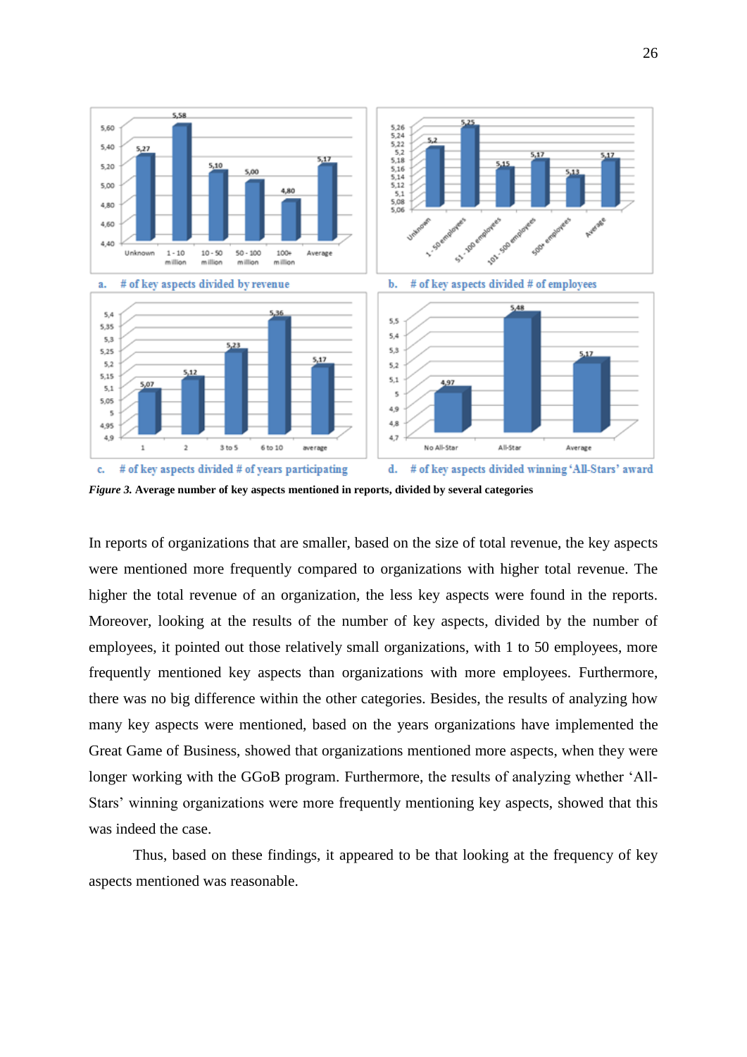a. # of key aspects divided by revenue

b. # of key aspects divided # of employees

c. # of key aspects divided # of years participating

d. # of key aspects divided winning 'All-Stars' award

*Figure 3.* **Average number of key aspects mentioned in reports, divided by several categories**

In reports of organizations that are smaller, based on the size of total revenue, the key aspects were mentioned more frequently compared to organizations with higher total revenue. The higher the total revenue of an organization, the less key aspects were found in the reports. Moreover, looking at the results of the number of key aspects, divided by the number of employees, it pointed out those relatively small organizations, with 1 to 50 employees, more frequently mentioned key aspects than organizations with more employees. Furthermore, there was no big difference within the other categories. Besides, the results of analyzing how many key aspects were mentioned, based on the years organizations have implemented the Great Game of Business, showed that organizations mentioned more aspects, when they were longer working with the GGoB program. Furthermore, the results of analyzing whether 'All-Stars' winning organizations were more frequently mentioning key aspects, showed that this was indeed the case.

Thus, based on these findings, it appeared to be that looking at the frequency of key aspects mentioned was reasonable.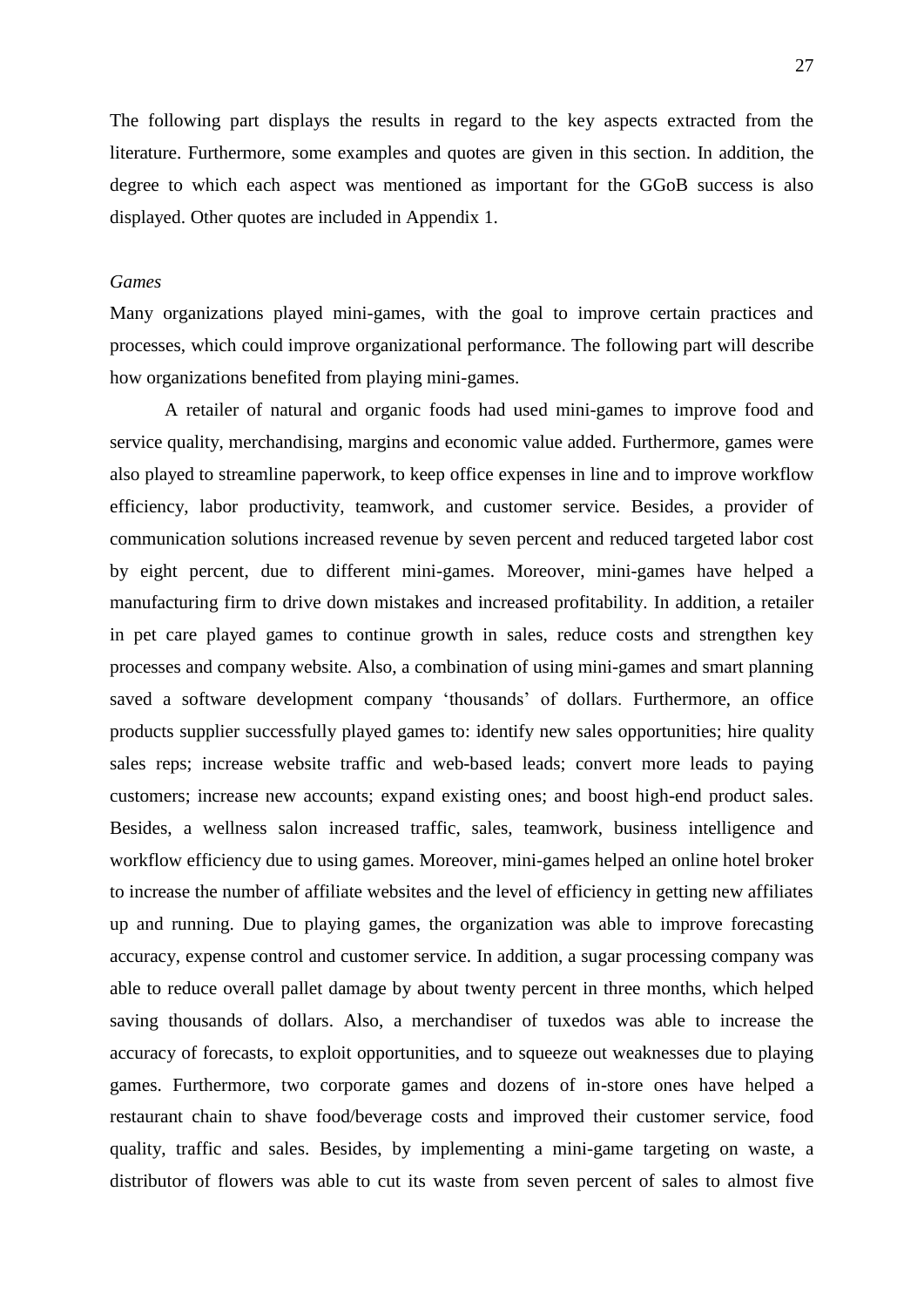The following part displays the results in regard to the key aspects extracted from the literature. Furthermore, some examples and quotes are given in this section. In addition, the degree to which each aspect was mentioned as important for the GGoB success is also displayed. Other quotes are included in Appendix 1.

*Games*

Many organizations played mini-games, with the goal to improve certain practices and processes, which could improve organizational performance. The following part will describe how organizations benefited from playing mini-games.

A retailer of natural and organic foods had used mini-games to improve food and service quality, merchandising, margins and economic value added. Furthermore, games were also played to streamline paperwork, to keep office expenses in line and to improve workflow efficiency, labor productivity, teamwork, and customer service. Besides, a provider of communication solutions increased revenue by seven percent and reduced targeted labor cost by eight percent, due to different mini-games. Moreover, mini-games have helped a manufacturing firm to drive down mistakes and increased profitability. In addition, a retailer in pet care played games to continue growth in sales, reduce costs and strengthen key processes and company website. Also, a combination of using mini-games and smart planning saved a software development company 'thousands' of dollars. Furthermore, an office products supplier successfully played games to: identify new sales opportunities; hire quality sales reps; increase website traffic and web-based leads; convert more leads to paying customers; increase new accounts; expand existing ones; and boost high-end product sales. Besides, a wellness salon increased traffic, sales, teamwork, business intelligence and workflow efficiency due to using games. Moreover, mini-games helped an online hotel broker to increase the number of affiliate websites and the level of efficiency in getting new affiliates up and running. Due to playing games, the organization was able to improve forecasting accuracy, expense control and customer service. In addition, a sugar processing company was able to reduce overall pallet damage by about twenty percent in three months, which helped saving thousands of dollars. Also, a merchandiser of tuxedos was able to increase the accuracy of forecasts, to exploit opportunities, and to squeeze out weaknesses due to playing games. Furthermore, two corporate games and dozens of in-store ones have helped a restaurant chain to shave food/beverage costs and improved their customer service, food quality, traffic and sales. Besides, by implementing a mini-game targeting on waste, a distributor of flowers was able to cut its waste from seven percent of sales to almost five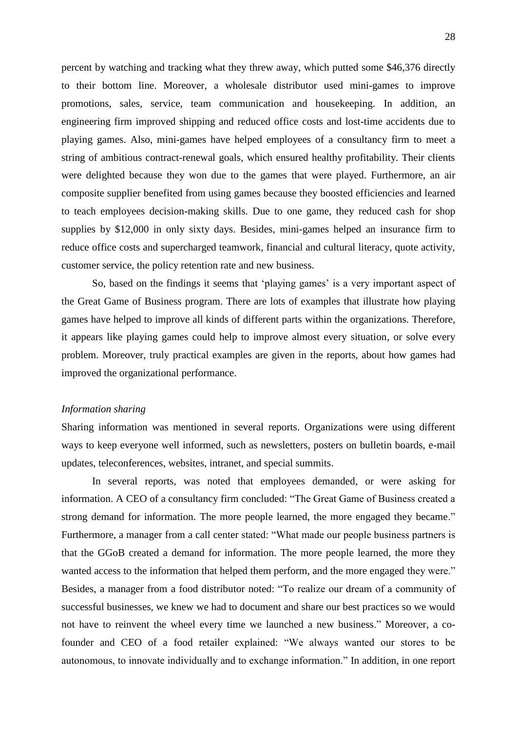percent by watching and tracking what they threw away, which putted some $46,376 directly to their bottom line. Moreover, a wholesale distributor used mini-games to improve promotions, sales, service, team communication and housekeeping. In addition, an engineering firm improved shipping and reduced office costs and lost-time accidents due to playing games. Also, mini-games have helped employees of a consultancy firm to meet a string of ambitious contract-renewal goals, which ensured healthy profitability. Their clients were delighted because they won due to the games that were played. Furthermore, an air composite supplier benefited from using games because they boosted efficiencies and learned to teach employees decision-making skills. Due to one game, they reduced cash for shop supplies by $12,000 in only sixty days. Besides, mini-games helped an insurance firm to reduce office costs and supercharged teamwork, financial and cultural literacy, quote activity, customer service, the policy retention rate and new business.

So, based on the findings it seems that 'playing games' is a very important aspect of the Great Game of Business program. There are lots of examples that illustrate how playing games have helped to improve all kinds of different parts within the organizations. Therefore, it appears like playing games could help to improve almost every situation, or solve every problem. Moreover, truly practical examples are given in the reports, about how games had improved the organizational performance.

*Information sharing*

Sharing information was mentioned in several reports. Organizations were using different ways to keep everyone well informed, such as newsletters, posters on bulletin boards, e-mail updates, teleconferences, websites, intranet, and special summits.

In several reports, was noted that employees demanded, or were asking for information. A CEO of a consultancy firm concluded: "The Great Game of Business created a strong demand for information. The more people learned, the more engaged they became." Furthermore, a manager from a call center stated: "What made our people business partners is that the GGoB created a demand for information. The more people learned, the more they wanted access to the information that helped them perform, and the more engaged they were." Besides, a manager from a food distributor noted: "To realize our dream of a community of successful businesses, we knew we had to document and share our best practices so we would not have to reinvent the wheel every time we launched a new business." Moreover, a co-founder and CEO of a food retailer explained: "We always wanted our stores to be autonomous, to innovate individually and to exchange information." In addition, in one report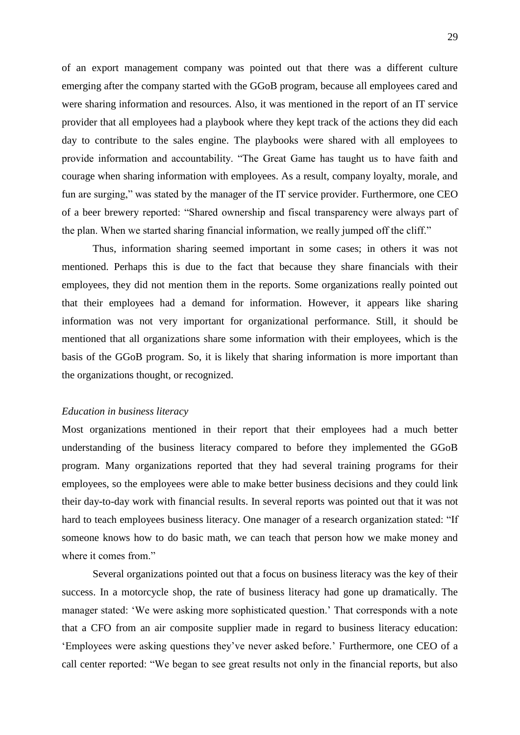of an export management company was pointed out that there was a different culture emerging after the company started with the GGoB program, because all employees cared and were sharing information and resources. Also, it was mentioned in the report of an IT service provider that all employees had a playbook where they kept track of the actions they did each day to contribute to the sales engine. The playbooks were shared with all employees to provide information and accountability. "The Great Game has taught us to have faith and courage when sharing information with employees. As a result, company loyalty, morale, and fun are surging," was stated by the manager of the IT service provider. Furthermore, one CEO of a beer brewery reported: "Shared ownership and fiscal transparency were always part of the plan. When we started sharing financial information, we really jumped off the cliff."

Thus, information sharing seemed important in some cases; in others it was not mentioned. Perhaps this is due to the fact that because they share financials with their employees, they did not mention them in the reports. Some organizations really pointed out that their employees had a demand for information. However, it appears like sharing information was not very important for organizational performance. Still, it should be mentioned that all organizations share some information with their employees, which is the basis of the GGoB program. So, it is likely that sharing information is more important than the organizations thought, or recognized.

*Education in business literacy*

Most organizations mentioned in their report that their employees had a much better understanding of the business literacy compared to before they implemented the GGoB program. Many organizations reported that they had several training programs for their employees, so the employees were able to make better business decisions and they could link their day-to-day work with financial results. In several reports was pointed out that it was not hard to teach employees business literacy. One manager of a research organization stated: "If someone knows how to do basic math, we can teach that person how we make money and where it comes from."

Several organizations pointed out that a focus on business literacy was the key of their success. In a motorcycle shop, the rate of business literacy had gone up dramatically. The manager stated: 'We were asking more sophisticated question.' That corresponds with a note that a CFO from an air composite supplier made in regard to business literacy education: 'Employees were asking questions they've never asked before.' Furthermore, one CEO of a call center reported: "We began to see great results not only in the financial reports, but also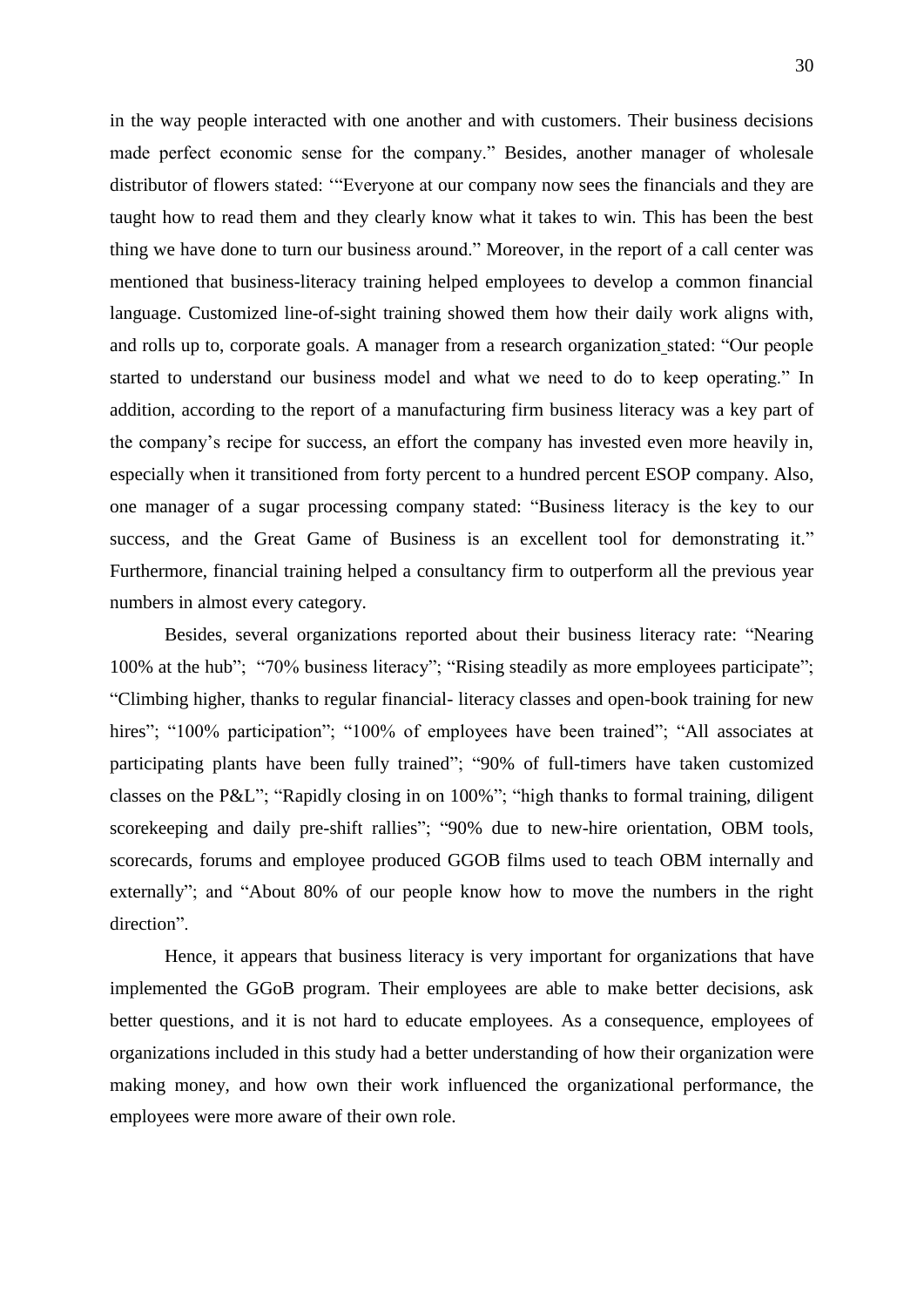in the way people interacted with one another and with customers. Their business decisions made perfect economic sense for the company." Besides, another manager of wholesale distributor of flowers stated: '"Everyone at our company now sees the financials and they are taught how to read them and they clearly know what it takes to win. This has been the best thing we have done to turn our business around." Moreover, in the report of a call center was mentioned that business-literacy training helped employees to develop a common financial language. Customized line-of-sight training showed them how their daily work aligns with, and rolls up to, corporate goals. A manager from a research organization stated: "Our people started to understand our business model and what we need to do to keep operating." In addition, according to the report of a manufacturing firm business literacy was a key part of the company's recipe for success, an effort the company has invested even more heavily in, especially when it transitioned from forty percent to a hundred percent ESOP company. Also, one manager of a sugar processing company stated: "Business literacy is the key to our success, and the Great Game of Business is an excellent tool for demonstrating it." Furthermore, financial training helped a consultancy firm to outperform all the previous year numbers in almost every category.

Besides, several organizations reported about their business literacy rate: "Nearing 100% at the hub"; "70% business literacy"; "Rising steadily as more employees participate"; "Climbing higher, thanks to regular financial- literacy classes and open-book training for new hires"; "100% participation"; "100% of employees have been trained"; "All associates at participating plants have been fully trained"; "90% of full-timers have taken customized classes on the P&L"; "Rapidly closing in on 100%"; "high thanks to formal training, diligent scorekeeping and daily pre-shift rallies"; "90% due to new-hire orientation, OBM tools, scorecards, forums and employee produced GGOB films used to teach OBM internally and externally"; and "About 80% of our people know how to move the numbers in the right direction".

Hence, it appears that business literacy is very important for organizations that have implemented the GGoB program. Their employees are able to make better decisions, ask better questions, and it is not hard to educate employees. As a consequence, employees of organizations included in this study had a better understanding of how their organization were making money, and how own their work influenced the organizational performance, the employees were more aware of their own role.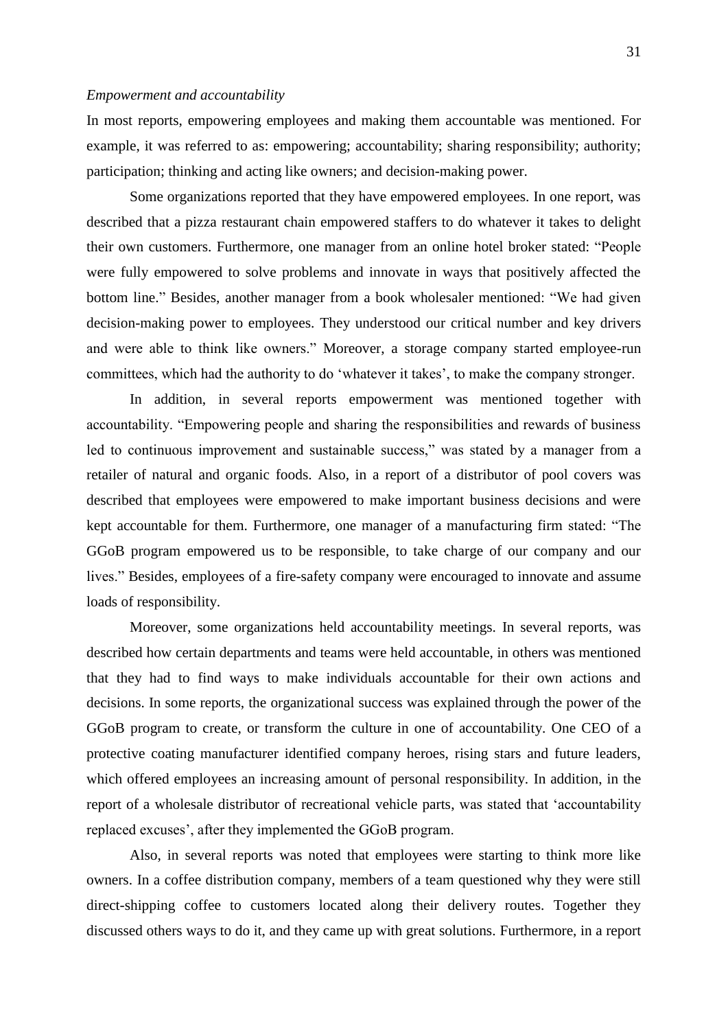*Empowerment and accountability*

In most reports, empowering employees and making them accountable was mentioned. For example, it was referred to as: empowering; accountability; sharing responsibility; authority; participation; thinking and acting like owners; and decision-making power.

Some organizations reported that they have empowered employees. In one report, was described that a pizza restaurant chain empowered staffers to do whatever it takes to delight their own customers. Furthermore, one manager from an online hotel broker stated: "People were fully empowered to solve problems and innovate in ways that positively affected the bottom line." Besides, another manager from a book wholesaler mentioned: "We had given decision-making power to employees. They understood our critical number and key drivers and were able to think like owners." Moreover, a storage company started employee-run committees, which had the authority to do 'whatever it takes', to make the company stronger.

In addition, in several reports empowerment was mentioned together with accountability. "Empowering people and sharing the responsibilities and rewards of business led to continuous improvement and sustainable success," was stated by a manager from a retailer of natural and organic foods. Also, in a report of a distributor of pool covers was described that employees were empowered to make important business decisions and were kept accountable for them. Furthermore, one manager of a manufacturing firm stated: "The GGoB program empowered us to be responsible, to take charge of our company and our lives." Besides, employees of a fire-safety company were encouraged to innovate and assume loads of responsibility.

Moreover, some organizations held accountability meetings. In several reports, was described how certain departments and teams were held accountable, in others was mentioned that they had to find ways to make individuals accountable for their own actions and decisions. In some reports, the organizational success was explained through the power of the GGoB program to create, or transform the culture in one of accountability. One CEO of a protective coating manufacturer identified company heroes, rising stars and future leaders, which offered employees an increasing amount of personal responsibility. In addition, in the report of a wholesale distributor of recreational vehicle parts, was stated that 'accountability replaced excuses', after they implemented the GGoB program.

Also, in several reports was noted that employees were starting to think more like owners. In a coffee distribution company, members of a team questioned why they were still direct-shipping coffee to customers located along their delivery routes. Together they discussed others ways to do it, and they came up with great solutions. Furthermore, in a report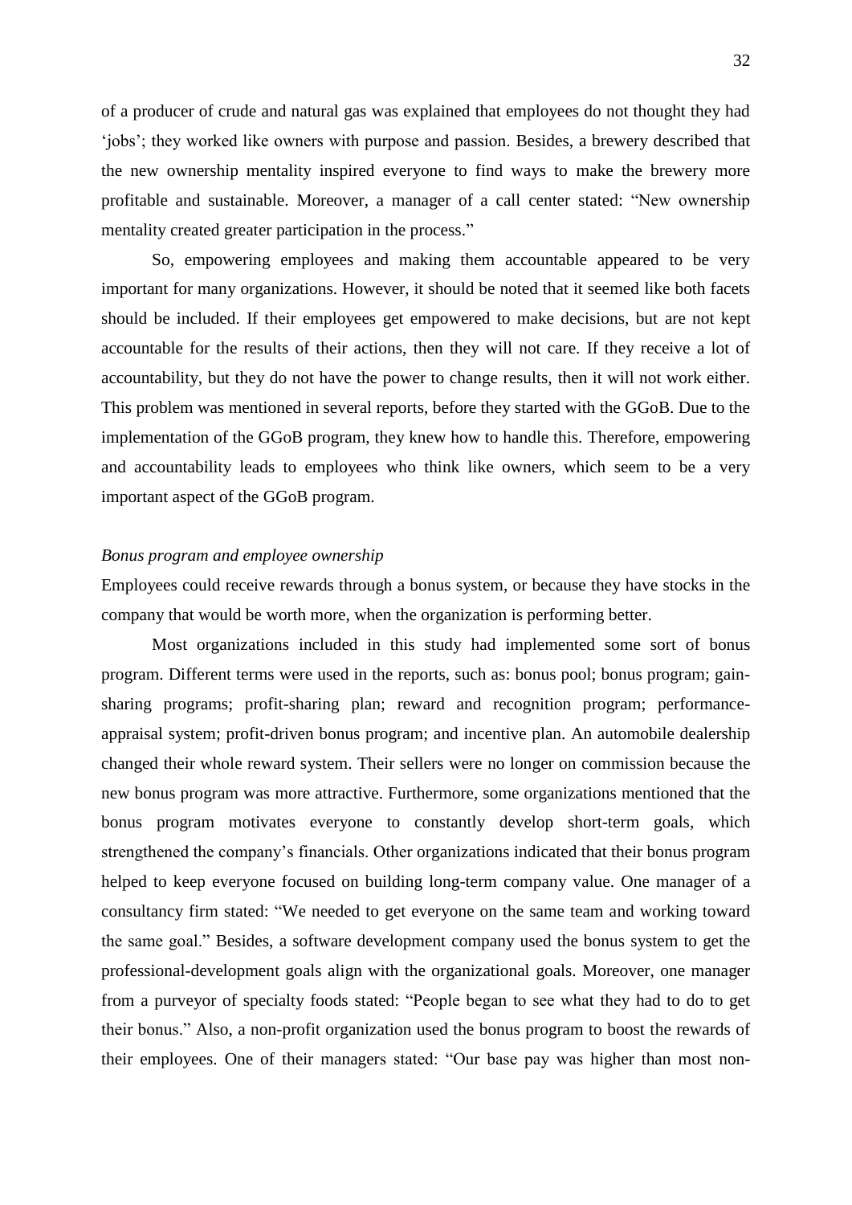of a producer of crude and natural gas was explained that employees do not thought they had 'jobs'; they worked like owners with purpose and passion. Besides, a brewery described that the new ownership mentality inspired everyone to find ways to make the brewery more profitable and sustainable. Moreover, a manager of a call center stated: "New ownership mentality created greater participation in the process."

So, empowering employees and making them accountable appeared to be very important for many organizations. However, it should be noted that it seemed like both facets should be included. If their employees get empowered to make decisions, but are not kept accountable for the results of their actions, then they will not care. If they receive a lot of accountability, but they do not have the power to change results, then it will not work either. This problem was mentioned in several reports, before they started with the GGoB. Due to the implementation of the GGoB program, they knew how to handle this. Therefore, empowering and accountability leads to employees who think like owners, which seem to be a very important aspect of the GGoB program.

*Bonus program and employee ownership*

Employees could receive rewards through a bonus system, or because they have stocks in the company that would be worth more, when the organization is performing better.

Most organizations included in this study had implemented some sort of bonus program. Different terms were used in the reports, such as: bonus pool; bonus program; gain-sharing programs; profit-sharing plan; reward and recognition program; performance-appraisal system; profit-driven bonus program; and incentive plan. An automobile dealership changed their whole reward system. Their sellers were no longer on commission because the new bonus program was more attractive. Furthermore, some organizations mentioned that the bonus program motivates everyone to constantly develop short-term goals, which strengthened the company's financials. Other organizations indicated that their bonus program helped to keep everyone focused on building long-term company value. One manager of a consultancy firm stated: "We needed to get everyone on the same team and working toward the same goal." Besides, a software development company used the bonus system to get the professional-development goals align with the organizational goals. Moreover, one manager from a purveyor of specialty foods stated: "People began to see what they had to do to get their bonus." Also, a non-profit organization used the bonus program to boost the rewards of their employees. One of their managers stated: "Our base pay was higher than most non-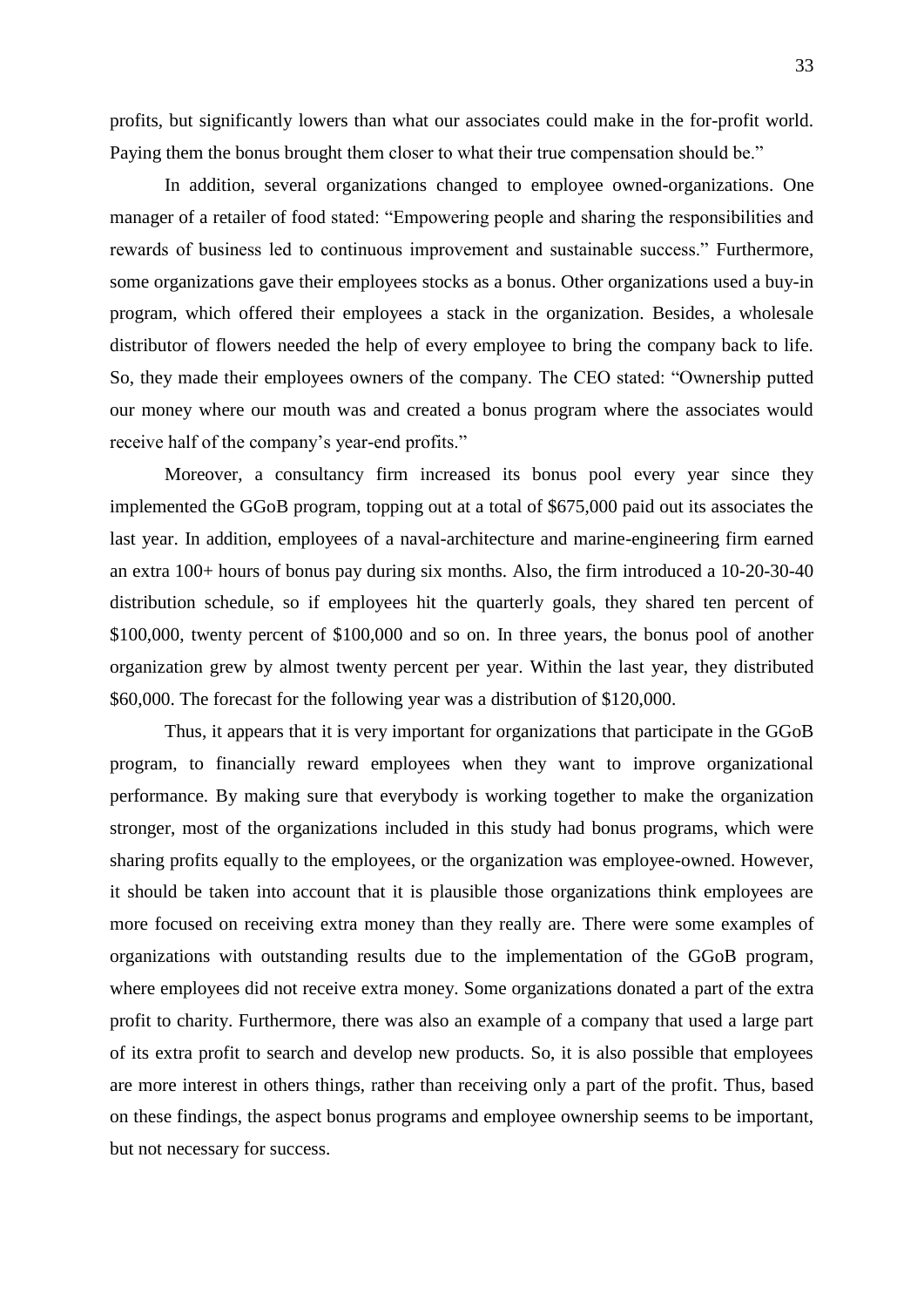profits, but significantly lowers than what our associates could make in the for-profit world. Paying them the bonus brought them closer to what their true compensation should be."

In addition, several organizations changed to employee owned-organizations. One manager of a retailer of food stated: "Empowering people and sharing the responsibilities and rewards of business led to continuous improvement and sustainable success." Furthermore, some organizations gave their employees stocks as a bonus. Other organizations used a buy-in program, which offered their employees a stack in the organization. Besides, a wholesale distributor of flowers needed the help of every employee to bring the company back to life. So, they made their employees owners of the company. The CEO stated: "Ownership putted our money where our mouth was and created a bonus program where the associates would receive half of the company's year-end profits."

Moreover, a consultancy firm increased its bonus pool every year since they implemented the GGoB program, topping out at a total of $675,000 paid out its associates the last year. In addition, employees of a naval-architecture and marine-engineering firm earned an extra 100+ hours of bonus pay during six months. Also, the firm introduced a 10-20-30-40 distribution schedule, so if employees hit the quarterly goals, they shared ten percent of $100,000, twenty percent of $100,000 and so on. In three years, the bonus pool of another organization grew by almost twenty percent per year. Within the last year, they distributed $60,000. The forecast for the following year was a distribution of $120,000.

Thus, it appears that it is very important for organizations that participate in the GGoB program, to financially reward employees when they want to improve organizational performance. By making sure that everybody is working together to make the organization stronger, most of the organizations included in this study had bonus programs, which were sharing profits equally to the employees, or the organization was employee-owned. However, it should be taken into account that it is plausible those organizations think employees are more focused on receiving extra money than they really are. There were some examples of organizations with outstanding results due to the implementation of the GGoB program, where employees did not receive extra money. Some organizations donated a part of the extra profit to charity. Furthermore, there was also an example of a company that used a large part of its extra profit to search and develop new products. So, it is also possible that employees are more interest in others things, rather than receiving only a part of the profit. Thus, based on these findings, the aspect bonus programs and employee ownership seems to be important, but not necessary for success.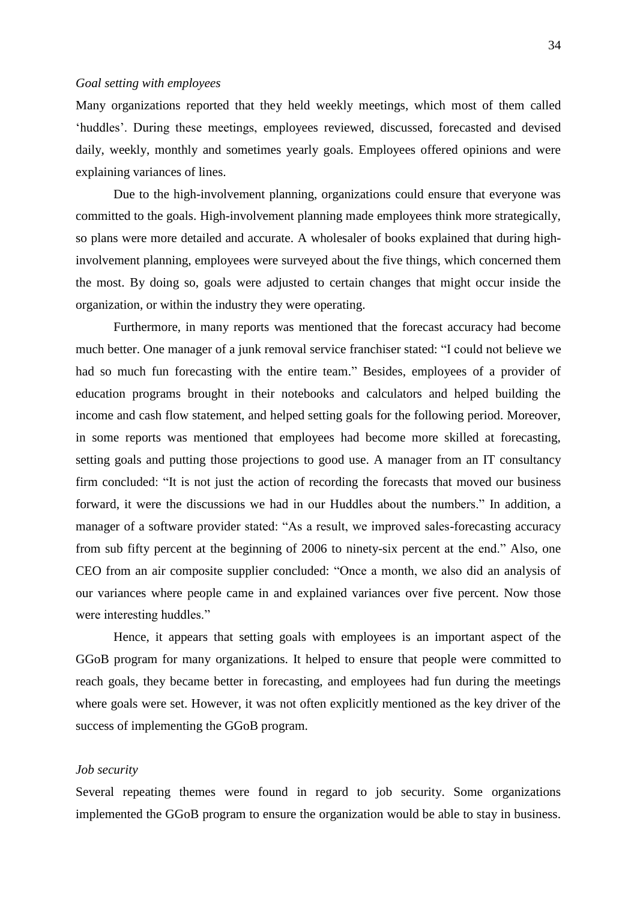*Goal setting with employees*

Many organizations reported that they held weekly meetings, which most of them called 'huddles'. During these meetings, employees reviewed, discussed, forecasted and devised daily, weekly, monthly and sometimes yearly goals. Employees offered opinions and were explaining variances of lines.

Due to the high-involvement planning, organizations could ensure that everyone was committed to the goals. High-involvement planning made employees think more strategically, so plans were more detailed and accurate. A wholesaler of books explained that during high-involvement planning, employees were surveyed about the five things, which concerned them the most. By doing so, goals were adjusted to certain changes that might occur inside the organization, or within the industry they were operating.

Furthermore, in many reports was mentioned that the forecast accuracy had become much better. One manager of a junk removal service franchiser stated: "I could not believe we had so much fun forecasting with the entire team." Besides, employees of a provider of education programs brought in their notebooks and calculators and helped building the income and cash flow statement, and helped setting goals for the following period. Moreover, in some reports was mentioned that employees had become more skilled at forecasting, setting goals and putting those projections to good use. A manager from an IT consultancy firm concluded: "It is not just the action of recording the forecasts that moved our business forward, it were the discussions we had in our Huddles about the numbers." In addition, a manager of a software provider stated: "As a result, we improved sales-forecasting accuracy from sub fifty percent at the beginning of 2006 to ninety-six percent at the end." Also, one CEO from an air composite supplier concluded: "Once a month, we also did an analysis of our variances where people came in and explained variances over five percent. Now those were interesting huddles."

Hence, it appears that setting goals with employees is an important aspect of the GGoB program for many organizations. It helped to ensure that people were committed to reach goals, they became better in forecasting, and employees had fun during the meetings where goals were set. However, it was not often explicitly mentioned as the key driver of the success of implementing the GGoB program.

*Job security*

Several repeating themes were found in regard to job security. Some organizations implemented the GGoB program to ensure the organization would be able to stay in business.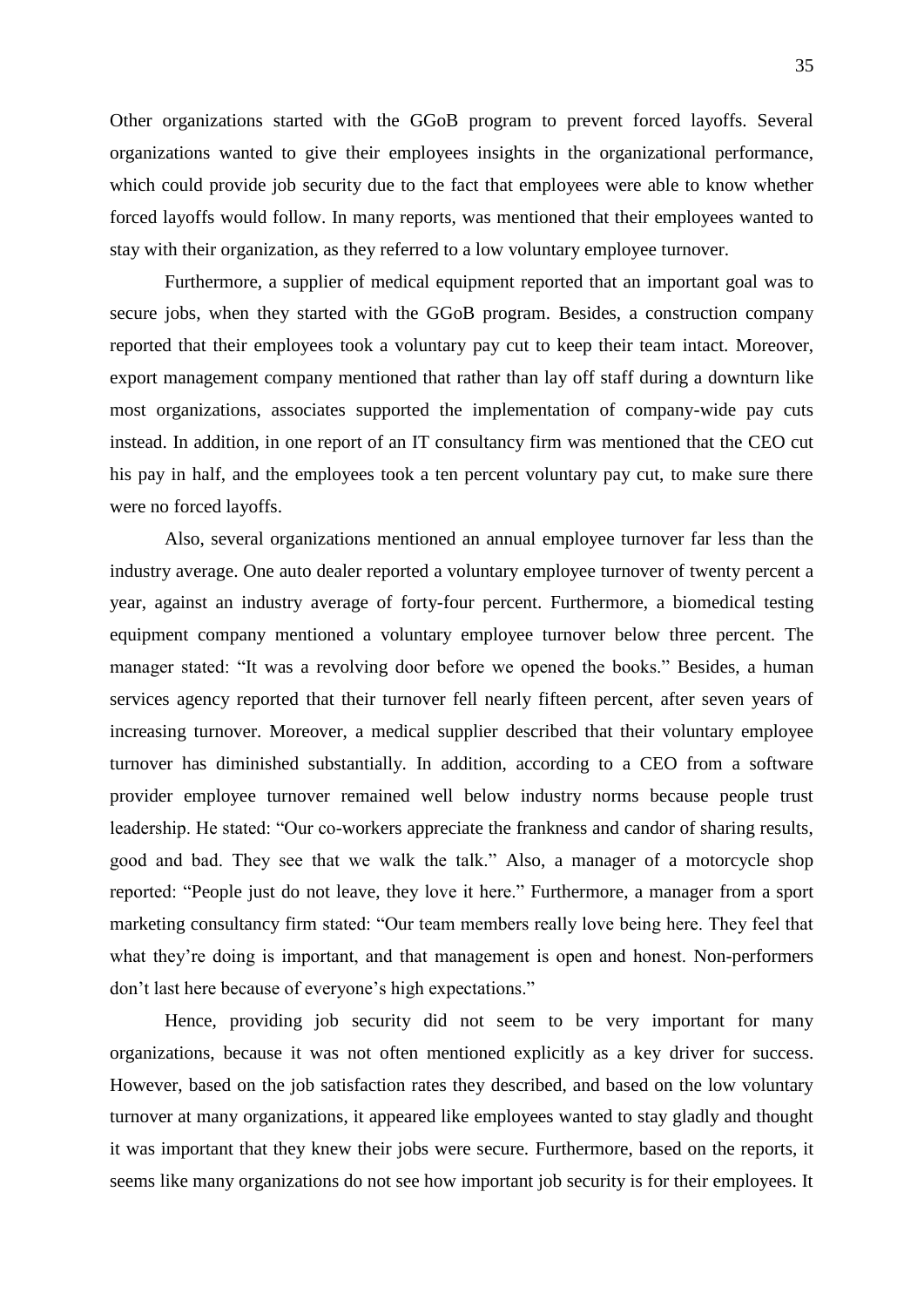Other organizations started with the GGoB program to prevent forced layoffs. Several organizations wanted to give their employees insights in the organizational performance, which could provide job security due to the fact that employees were able to know whether forced layoffs would follow. In many reports, was mentioned that their employees wanted to stay with their organization, as they referred to a low voluntary employee turnover.

Furthermore, a supplier of medical equipment reported that an important goal was to secure jobs, when they started with the GGoB program. Besides, a construction company reported that their employees took a voluntary pay cut to keep their team intact. Moreover, export management company mentioned that rather than lay off staff during a downturn like most organizations, associates supported the implementation of company-wide pay cuts instead. In addition, in one report of an IT consultancy firm was mentioned that the CEO cut his pay in half, and the employees took a ten percent voluntary pay cut, to make sure there were no forced layoffs.

Also, several organizations mentioned an annual employee turnover far less than the industry average. One auto dealer reported a voluntary employee turnover of twenty percent a year, against an industry average of forty-four percent. Furthermore, a biomedical testing equipment company mentioned a voluntary employee turnover below three percent. The manager stated: "It was a revolving door before we opened the books." Besides, a human services agency reported that their turnover fell nearly fifteen percent, after seven years of increasing turnover. Moreover, a medical supplier described that their voluntary employee turnover has diminished substantially. In addition, according to a CEO from a software provider employee turnover remained well below industry norms because people trust leadership. He stated: "Our co-workers appreciate the frankness and candor of sharing results, good and bad. They see that we walk the talk." Also, a manager of a motorcycle shop reported: "People just do not leave, they love it here." Furthermore, a manager from a sport marketing consultancy firm stated: "Our team members really love being here. They feel that what they're doing is important, and that management is open and honest. Non-performers don't last here because of everyone's high expectations."

Hence, providing job security did not seem to be very important for many organizations, because it was not often mentioned explicitly as a key driver for success. However, based on the job satisfaction rates they described, and based on the low voluntary turnover at many organizations, it appeared like employees wanted to stay gladly and thought it was important that they knew their jobs were secure. Furthermore, based on the reports, it seems like many organizations do not see how important job security is for their employees. It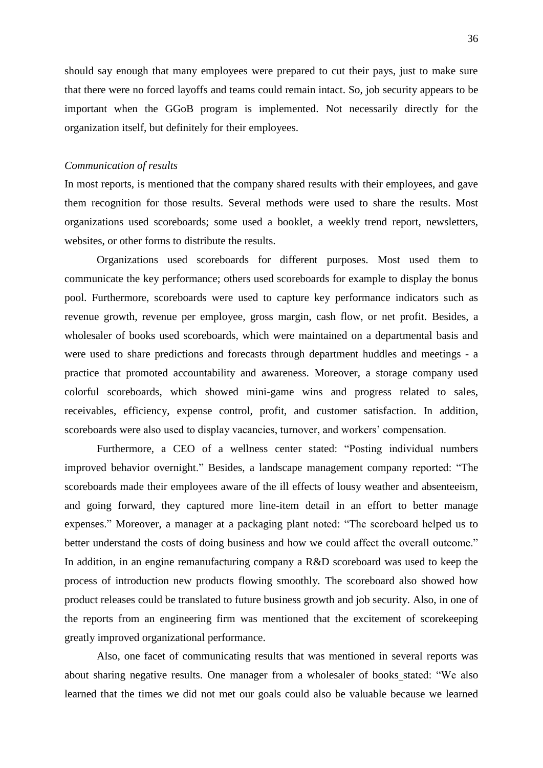should say enough that many employees were prepared to cut their pays, just to make sure that there were no forced layoffs and teams could remain intact. So, job security appears to be important when the GGoB program is implemented. Not necessarily directly for the organization itself, but definitely for their employees.

*Communication of results*

In most reports, is mentioned that the company shared results with their employees, and gave them recognition for those results. Several methods were used to share the results. Most organizations used scoreboards; some used a booklet, a weekly trend report, newsletters, websites, or other forms to distribute the results.

Organizations used scoreboards for different purposes. Most used them to communicate the key performance; others used scoreboards for example to display the bonus pool. Furthermore, scoreboards were used to capture key performance indicators such as revenue growth, revenue per employee, gross margin, cash flow, or net profit. Besides, a wholesaler of books used scoreboards, which were maintained on a departmental basis and were used to share predictions and forecasts through department huddles and meetings - a practice that promoted accountability and awareness. Moreover, a storage company used colorful scoreboards, which showed mini-game wins and progress related to sales, receivables, efficiency, expense control, profit, and customer satisfaction. In addition, scoreboards were also used to display vacancies, turnover, and workers' compensation.

Furthermore, a CEO of a wellness center stated: "Posting individual numbers improved behavior overnight." Besides, a landscape management company reported: "The scoreboards made their employees aware of the ill effects of lousy weather and absenteeism, and going forward, they captured more line-item detail in an effort to better manage expenses." Moreover, a manager at a packaging plant noted: "The scoreboard helped us to better understand the costs of doing business and how we could affect the overall outcome." In addition, in an engine remanufacturing company a R&D scoreboard was used to keep the process of introduction new products flowing smoothly. The scoreboard also showed how product releases could be translated to future business growth and job security. Also, in one of the reports from an engineering firm was mentioned that the excitement of scorekeeping greatly improved organizational performance.

Also, one facet of communicating results that was mentioned in several reports was about sharing negative results. One manager from a wholesaler of books stated: "We also learned that the times we did not met our goals could also be valuable because we learned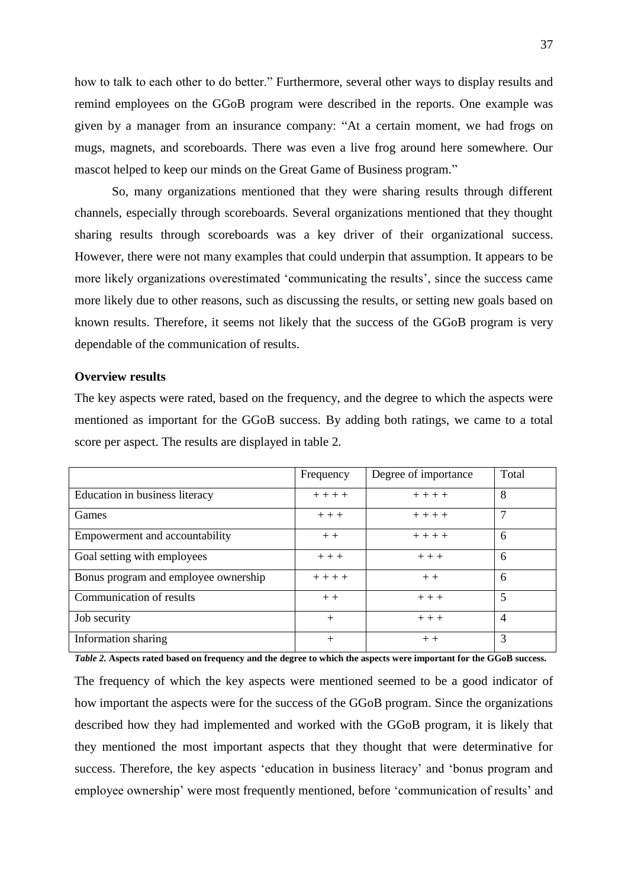how to talk to each other to do better." Furthermore, several other ways to display results and remind employees on the GGoB program were described in the reports. One example was given by a manager from an insurance company: "At a certain moment, we had frogs on mugs, magnets, and scoreboards. There was even a live frog around here somewhere. Our mascot helped to keep our minds on the Great Game of Business program."

So, many organizations mentioned that they were sharing results through different channels, especially through scoreboards. Several organizations mentioned that they thought sharing results through scoreboards was a key driver of their organizational success. However, there were not many examples that could underpin that assumption. It appears to be more likely organizations overestimated 'communicating the results', since the success came more likely due to other reasons, such as discussing the results, or setting new goals based on known results. Therefore, it seems not likely that the success of the GGoB program is very dependable of the communication of results.

**Overview results**

The key aspects were rated, based on the frequency, and the degree to which the aspects were mentioned as important for the GGoB success. By adding both ratings, we came to a total score per aspect. The results are displayed in table 2.

| | Frequency | Degree of importance | Total |
|---|---|---|---|
| Education in business literacy | + + + + | + + + + | 8 |
| Games | + + + | + + + + | 7 |
| Empowerment and accountability | + + | + + + + | 6 |
| Goal setting with employees | + + + | + + + | 6 |
| Bonus program and employee ownership | + + + + | + + | 6 |
| Communication of results | + + | + + + | 5 |
| Job security | + | + + + | 4 |
| Information sharing | + | + + | 3 |

***Table 2.*** **Aspects rated based on frequency and the degree to which the aspects were important for the GGoB success.**

The frequency of which the key aspects were mentioned seemed to be a good indicator of how important the aspects were for the success of the GGoB program. Since the organizations described how they had implemented and worked with the GGoB program, it is likely that they mentioned the most important aspects that they thought that were determinative for success. Therefore, the key aspects 'education in business literacy' and 'bonus program and employee ownership' were most frequently mentioned, before 'communication of results' and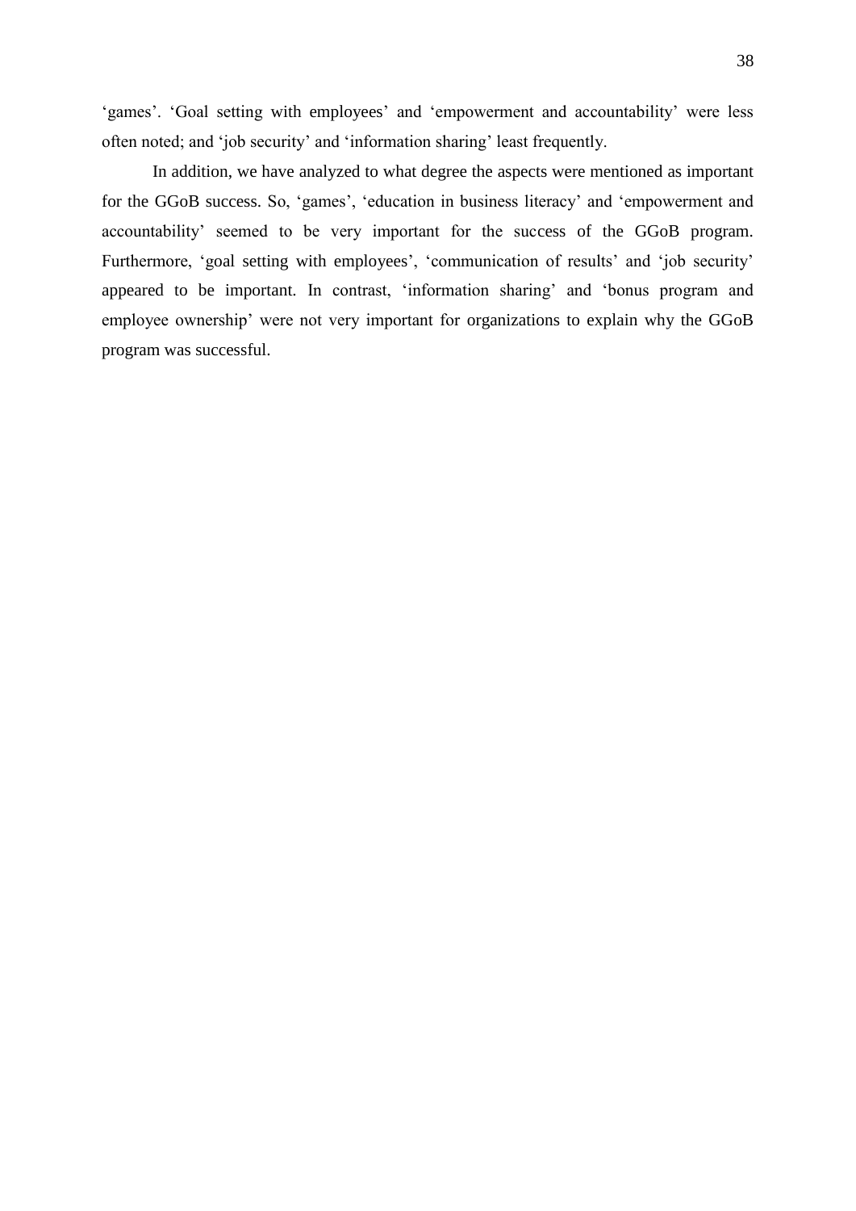'games'. 'Goal setting with employees' and 'empowerment and accountability' were less often noted; and 'job security' and 'information sharing' least frequently.

In addition, we have analyzed to what degree the aspects were mentioned as important for the GGoB success. So, 'games', 'education in business literacy' and 'empowerment and accountability' seemed to be very important for the success of the GGoB program. Furthermore, 'goal setting with employees', 'communication of results' and 'job security' appeared to be important. In contrast, 'information sharing' and 'bonus program and employee ownership' were not very important for organizations to explain why the GGoB program was successful.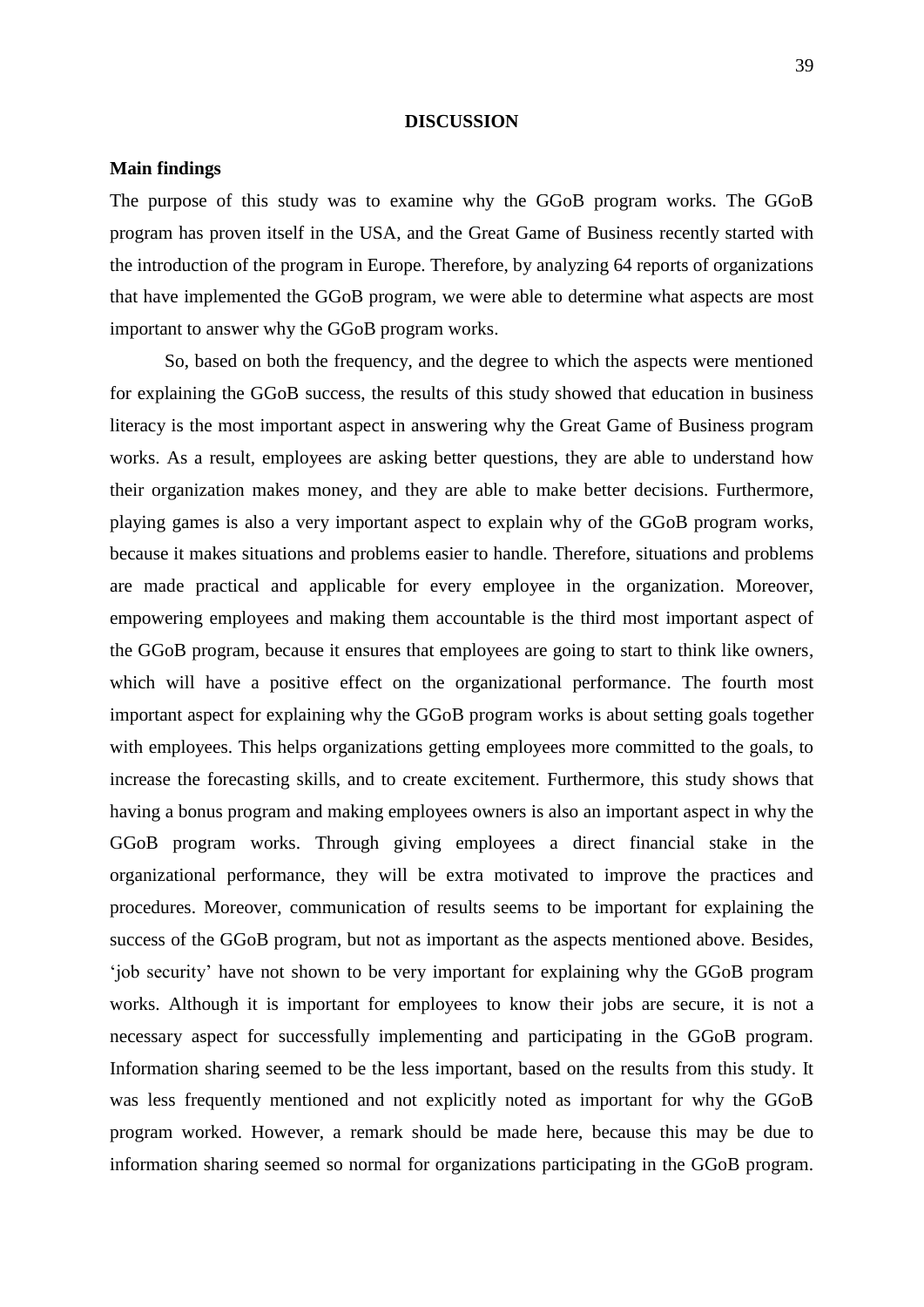## DISCUSSION

### Main findings

The purpose of this study was to examine why the GGoB program works. The GGoB program has proven itself in the USA, and the Great Game of Business recently started with the introduction of the program in Europe. Therefore, by analyzing 64 reports of organizations that have implemented the GGoB program, we were able to determine what aspects are most important to answer why the GGoB program works.

So, based on both the frequency, and the degree to which the aspects were mentioned for explaining the GGoB success, the results of this study showed that education in business literacy is the most important aspect in answering why the Great Game of Business program works. As a result, employees are asking better questions, they are able to understand how their organization makes money, and they are able to make better decisions. Furthermore, playing games is also a very important aspect to explain why of the GGoB program works, because it makes situations and problems easier to handle. Therefore, situations and problems are made practical and applicable for every employee in the organization. Moreover, empowering employees and making them accountable is the third most important aspect of the GGoB program, because it ensures that employees are going to start to think like owners, which will have a positive effect on the organizational performance. The fourth most important aspect for explaining why the GGoB program works is about setting goals together with employees. This helps organizations getting employees more committed to the goals, to increase the forecasting skills, and to create excitement. Furthermore, this study shows that having a bonus program and making employees owners is also an important aspect in why the GGoB program works. Through giving employees a direct financial stake in the organizational performance, they will be extra motivated to improve the practices and procedures. Moreover, communication of results seems to be important for explaining the success of the GGoB program, but not as important as the aspects mentioned above. Besides, 'job security' have not shown to be very important for explaining why the GGoB program works. Although it is important for employees to know their jobs are secure, it is not a necessary aspect for successfully implementing and participating in the GGoB program. Information sharing seemed to be the less important, based on the results from this study. It was less frequently mentioned and not explicitly noted as important for why the GGoB program worked. However, a remark should be made here, because this may be due to information sharing seemed so normal for organizations participating in the GGoB program.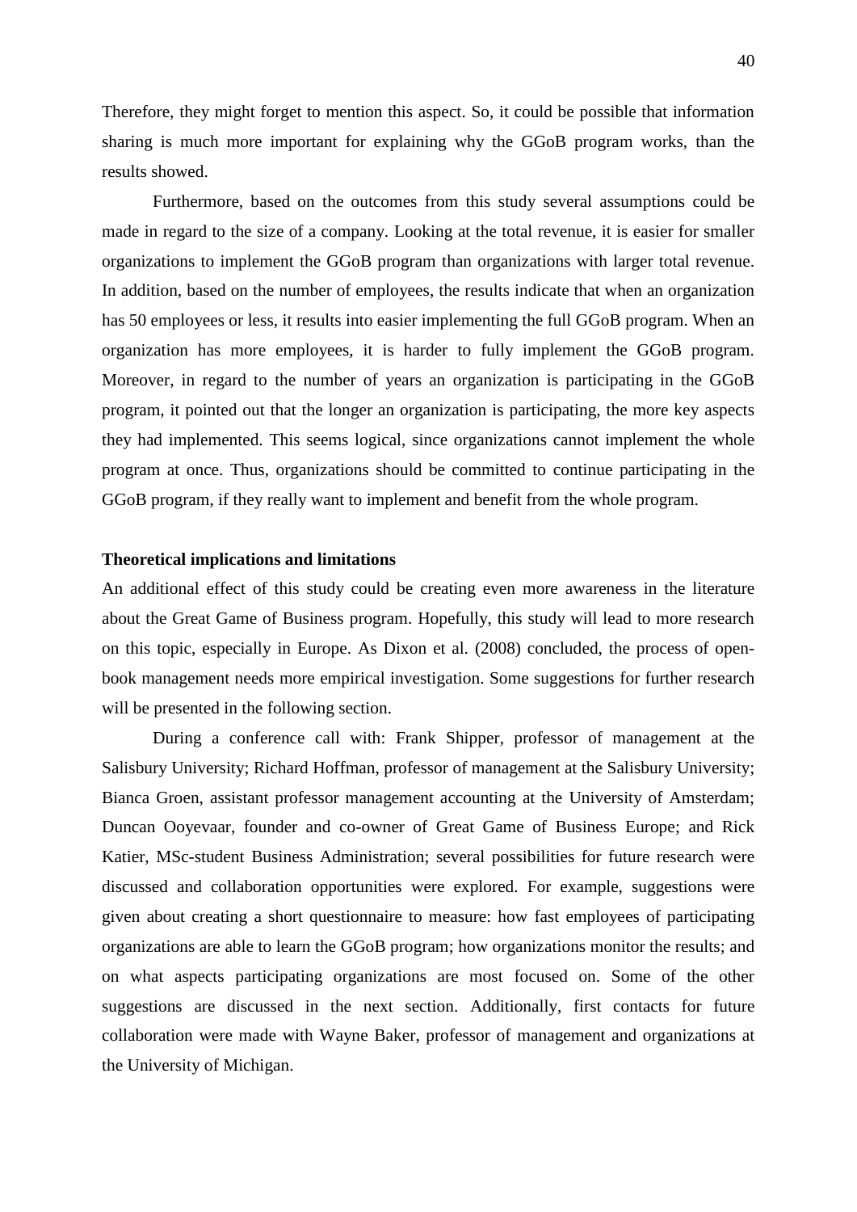Therefore, they might forget to mention this aspect. So, it could be possible that information sharing is much more important for explaining why the GGoB program works, than the results showed.

Furthermore, based on the outcomes from this study several assumptions could be made in regard to the size of a company. Looking at the total revenue, it is easier for smaller organizations to implement the GGoB program than organizations with larger total revenue. In addition, based on the number of employees, the results indicate that when an organization has 50 employees or less, it results into easier implementing the full GGoB program. When an organization has more employees, it is harder to fully implement the GGoB program. Moreover, in regard to the number of years an organization is participating in the GGoB program, it pointed out that the longer an organization is participating, the more key aspects they had implemented. This seems logical, since organizations cannot implement the whole program at once. Thus, organizations should be committed to continue participating in the GGoB program, if they really want to implement and benefit from the whole program.

**Theoretical implications and limitations**

An additional effect of this study could be creating even more awareness in the literature about the Great Game of Business program. Hopefully, this study will lead to more research on this topic, especially in Europe. As Dixon et al. (2008) concluded, the process of open-book management needs more empirical investigation. Some suggestions for further research will be presented in the following section.

During a conference call with: Frank Shipper, professor of management at the Salisbury University; Richard Hoffman, professor of management at the Salisbury University; Bianca Groen, assistant professor management accounting at the University of Amsterdam; Duncan Ooyevaar, founder and co-owner of Great Game of Business Europe; and Rick Katier, MSc-student Business Administration; several possibilities for future research were discussed and collaboration opportunities were explored. For example, suggestions were given about creating a short questionnaire to measure: how fast employees of participating organizations are able to learn the GGoB program; how organizations monitor the results; and on what aspects participating organizations are most focused on. Some of the other suggestions are discussed in the next section. Additionally, first contacts for future collaboration were made with Wayne Baker, professor of management and organizations at the University of Michigan.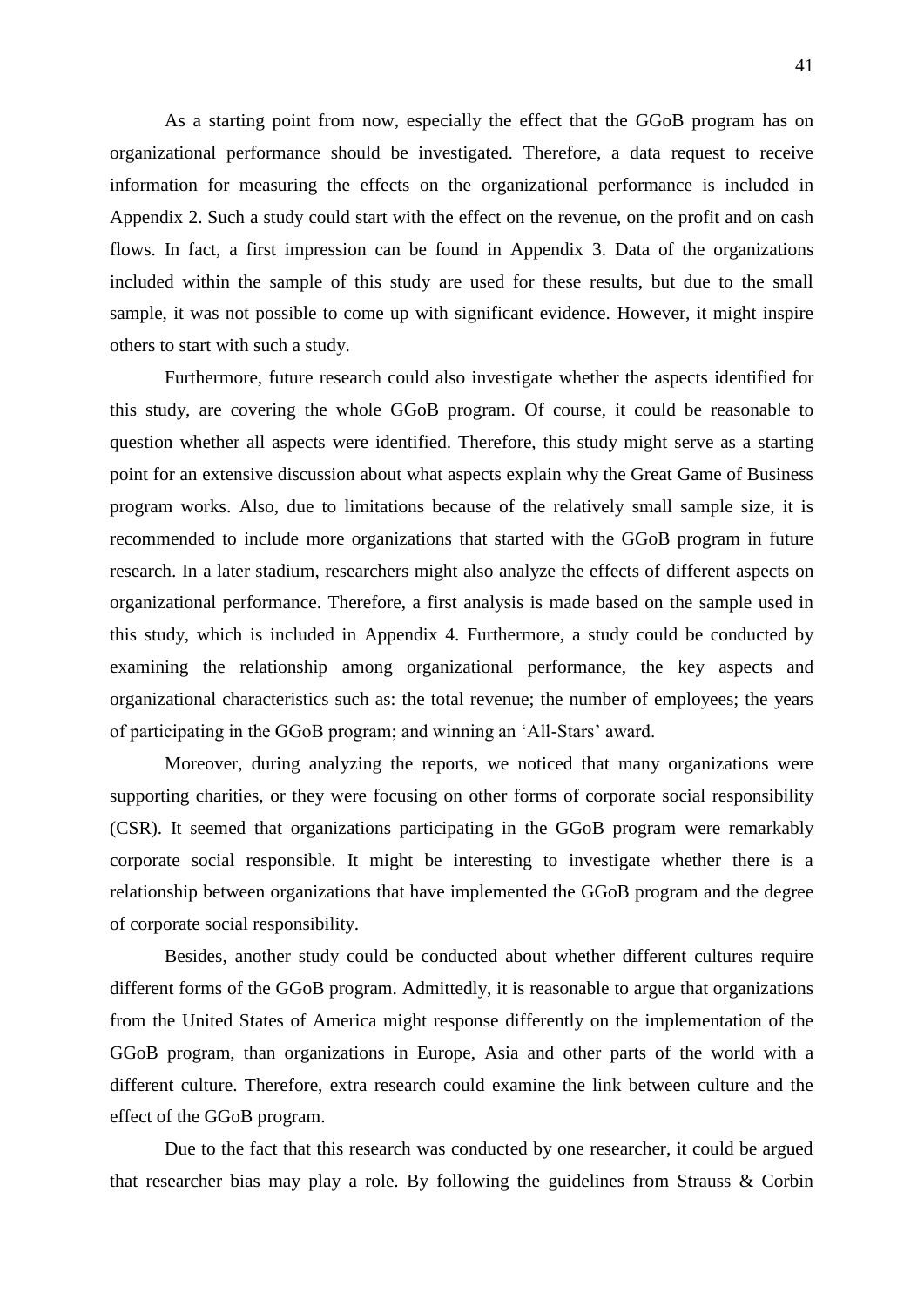As a starting point from now, especially the effect that the GGoB program has on organizational performance should be investigated. Therefore, a data request to receive information for measuring the effects on the organizational performance is included in Appendix 2. Such a study could start with the effect on the revenue, on the profit and on cash flows. In fact, a first impression can be found in Appendix 3. Data of the organizations included within the sample of this study are used for these results, but due to the small sample, it was not possible to come up with significant evidence. However, it might inspire others to start with such a study.

Furthermore, future research could also investigate whether the aspects identified for this study, are covering the whole GGoB program. Of course, it could be reasonable to question whether all aspects were identified. Therefore, this study might serve as a starting point for an extensive discussion about what aspects explain why the Great Game of Business program works. Also, due to limitations because of the relatively small sample size, it is recommended to include more organizations that started with the GGoB program in future research. In a later stadium, researchers might also analyze the effects of different aspects on organizational performance. Therefore, a first analysis is made based on the sample used in this study, which is included in Appendix 4. Furthermore, a study could be conducted by examining the relationship among organizational performance, the key aspects and organizational characteristics such as: the total revenue; the number of employees; the years of participating in the GGoB program; and winning an 'All-Stars' award.

Moreover, during analyzing the reports, we noticed that many organizations were supporting charities, or they were focusing on other forms of corporate social responsibility (CSR). It seemed that organizations participating in the GGoB program were remarkably corporate social responsible. It might be interesting to investigate whether there is a relationship between organizations that have implemented the GGoB program and the degree of corporate social responsibility.

Besides, another study could be conducted about whether different cultures require different forms of the GGoB program. Admittedly, it is reasonable to argue that organizations from the United States of America might response differently on the implementation of the GGoB program, than organizations in Europe, Asia and other parts of the world with a different culture. Therefore, extra research could examine the link between culture and the effect of the GGoB program.

Due to the fact that this research was conducted by one researcher, it could be argued that researcher bias may play a role. By following the guidelines from Strauss & Corbin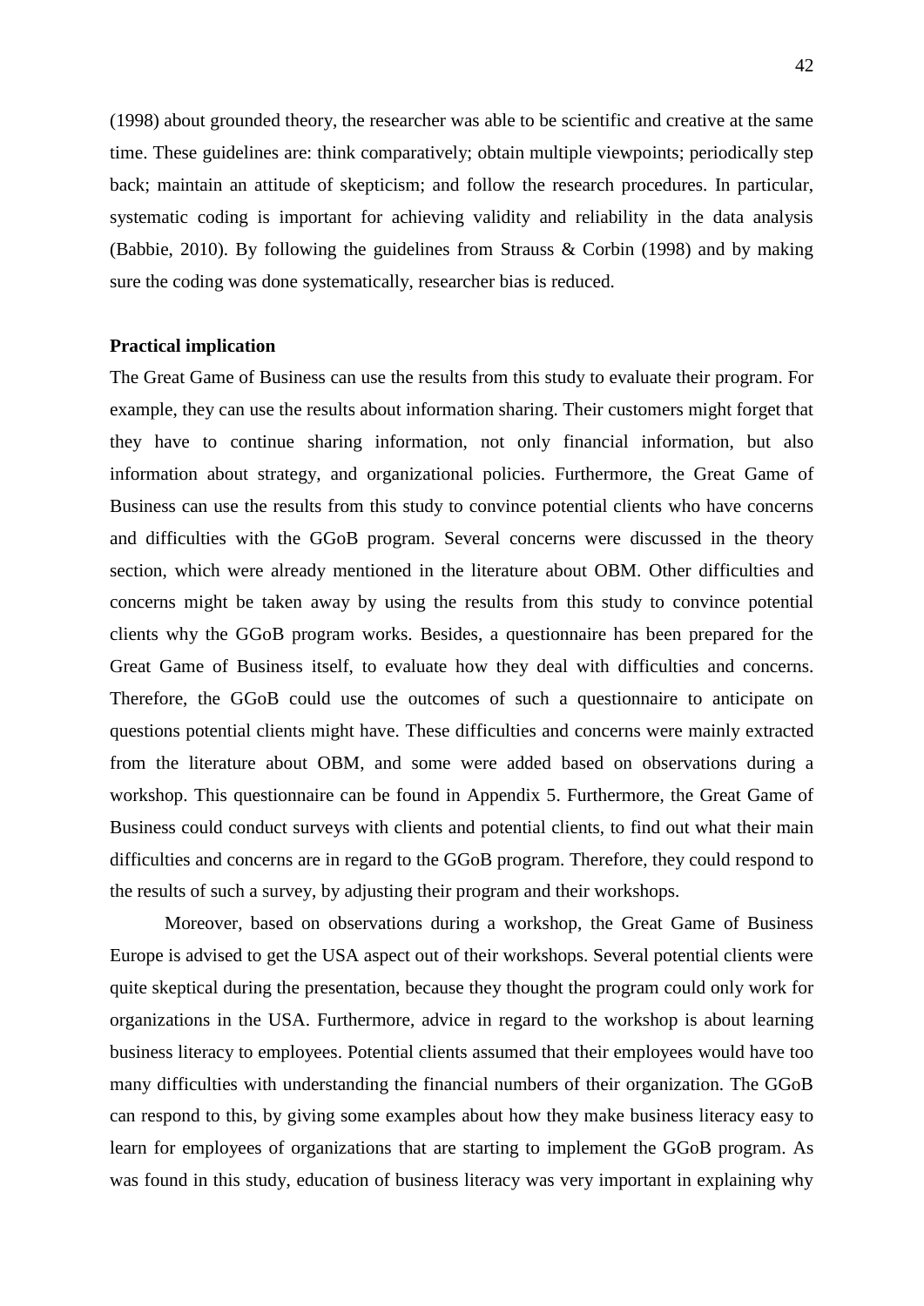(1998) about grounded theory, the researcher was able to be scientific and creative at the same time. These guidelines are: think comparatively; obtain multiple viewpoints; periodically step back; maintain an attitude of skepticism; and follow the research procedures. In particular, systematic coding is important for achieving validity and reliability in the data analysis (Babbie, 2010). By following the guidelines from Strauss & Corbin (1998) and by making sure the coding was done systematically, researcher bias is reduced.

**Practical implication**

The Great Game of Business can use the results from this study to evaluate their program. For example, they can use the results about information sharing. Their customers might forget that they have to continue sharing information, not only financial information, but also information about strategy, and organizational policies. Furthermore, the Great Game of Business can use the results from this study to convince potential clients who have concerns and difficulties with the GGoB program. Several concerns were discussed in the theory section, which were already mentioned in the literature about OBM. Other difficulties and concerns might be taken away by using the results from this study to convince potential clients why the GGoB program works. Besides, a questionnaire has been prepared for the Great Game of Business itself, to evaluate how they deal with difficulties and concerns. Therefore, the GGoB could use the outcomes of such a questionnaire to anticipate on questions potential clients might have. These difficulties and concerns were mainly extracted from the literature about OBM, and some were added based on observations during a workshop. This questionnaire can be found in Appendix 5. Furthermore, the Great Game of Business could conduct surveys with clients and potential clients, to find out what their main difficulties and concerns are in regard to the GGoB program. Therefore, they could respond to the results of such a survey, by adjusting their program and their workshops.

Moreover, based on observations during a workshop, the Great Game of Business Europe is advised to get the USA aspect out of their workshops. Several potential clients were quite skeptical during the presentation, because they thought the program could only work for organizations in the USA. Furthermore, advice in regard to the workshop is about learning business literacy to employees. Potential clients assumed that their employees would have too many difficulties with understanding the financial numbers of their organization. The GGoB can respond to this, by giving some examples about how they make business literacy easy to learn for employees of organizations that are starting to implement the GGoB program. As was found in this study, education of business literacy was very important in explaining why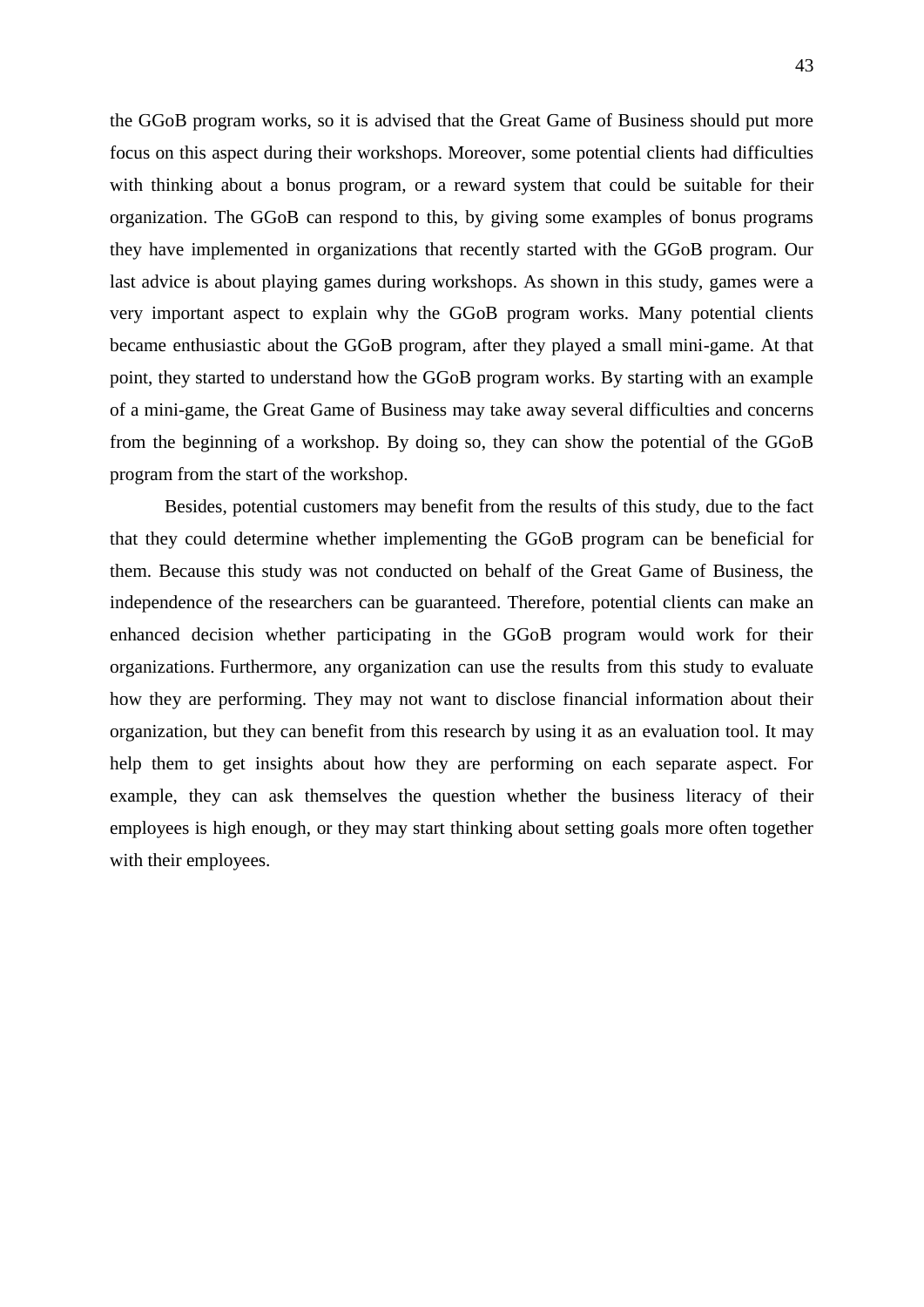the GGoB program works, so it is advised that the Great Game of Business should put more focus on this aspect during their workshops. Moreover, some potential clients had difficulties with thinking about a bonus program, or a reward system that could be suitable for their organization. The GGoB can respond to this, by giving some examples of bonus programs they have implemented in organizations that recently started with the GGoB program. Our last advice is about playing games during workshops. As shown in this study, games were a very important aspect to explain why the GGoB program works. Many potential clients became enthusiastic about the GGoB program, after they played a small mini-game. At that point, they started to understand how the GGoB program works. By starting with an example of a mini-game, the Great Game of Business may take away several difficulties and concerns from the beginning of a workshop. By doing so, they can show the potential of the GGoB program from the start of the workshop.

Besides, potential customers may benefit from the results of this study, due to the fact that they could determine whether implementing the GGoB program can be beneficial for them. Because this study was not conducted on behalf of the Great Game of Business, the independence of the researchers can be guaranteed. Therefore, potential clients can make an enhanced decision whether participating in the GGoB program would work for their organizations. Furthermore, any organization can use the results from this study to evaluate how they are performing. They may not want to disclose financial information about their organization, but they can benefit from this research by using it as an evaluation tool. It may help them to get insights about how they are performing on each separate aspect. For example, they can ask themselves the question whether the business literacy of their employees is high enough, or they may start thinking about setting goals more often together with their employees.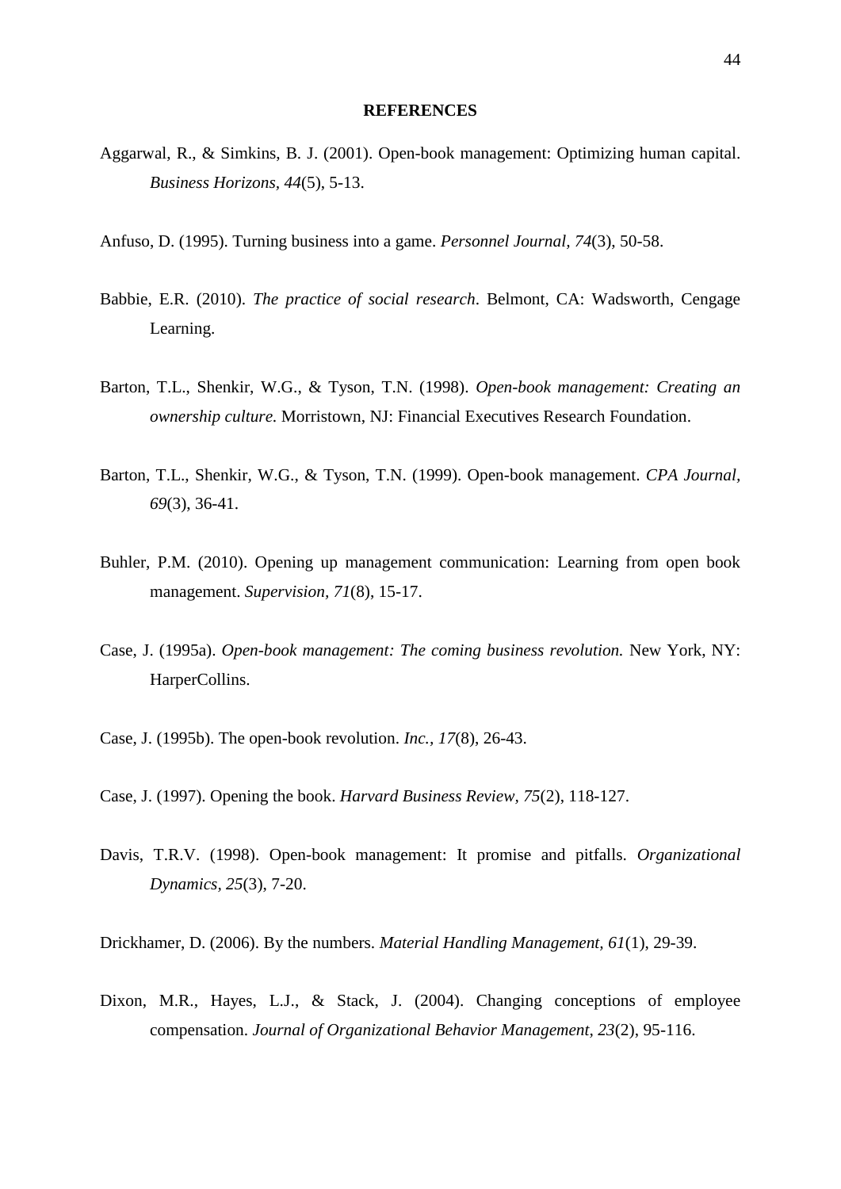## REFERENCES

Aggarwal, R., & Simkins, B. J. (2001). Open-book management: Optimizing human capital. *Business Horizons*, *44*(5), 5-13.

Anfuso, D. (1995). Turning business into a game. *Personnel Journal, 74*(3), 50-58.

Babbie, E.R. (2010). *The practice of social research*. Belmont, CA: Wadsworth, Cengage Learning.

Barton, T.L., Shenkir, W.G., & Tyson, T.N. (1998). *Open-book management: Creating an ownership culture.* Morristown, NJ: Financial Executives Research Foundation.

Barton, T.L., Shenkir, W.G., & Tyson, T.N. (1999). Open-book management. *CPA Journal*, *69*(3), 36-41.

Buhler, P.M. (2010). Opening up management communication: Learning from open book management. *Supervision, 71*(8), 15-17.

Case, J. (1995a). *Open-book management: The coming business revolution.* New York, NY: HarperCollins.

Case, J. (1995b). The open-book revolution. *Inc., 17*(8), 26-43.

Case, J. (1997). Opening the book. *Harvard Business Review, 75*(2), 118-127.

Davis, T.R.V. (1998). Open-book management: It promise and pitfalls. *Organizational Dynamics*, *25*(3), 7-20.

Drickhamer, D. (2006). By the numbers. *Material Handling Management, 61*(1), 29-39.

Dixon, M.R., Hayes, L.J., & Stack, J. (2004). Changing conceptions of employee compensation. *Journal of Organizational Behavior Management, 23*(2), 95-116.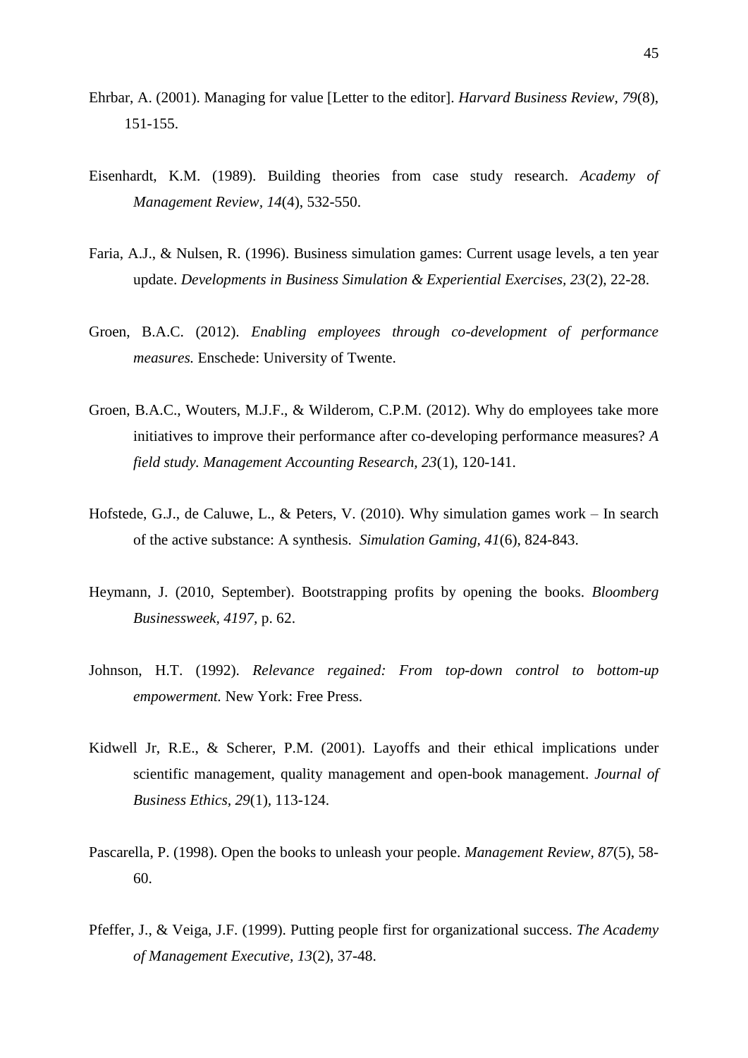Ehrbar, A. (2001). Managing for value [Letter to the editor]. *Harvard Business Review, 79*(8), 151-155.

Eisenhardt, K.M. (1989). Building theories from case study research. *Academy of Management Review, 14*(4), 532-550.

Faria, A.J., & Nulsen, R. (1996). Business simulation games: Current usage levels, a ten year update. *Developments in Business Simulation & Experiential Exercises, 23*(2), 22-28.

Groen, B.A.C. (2012). *Enabling employees through co-development of performance measures.* Enschede: University of Twente.

Groen, B.A.C., Wouters, M.J.F., & Wilderom, C.P.M. (2012). Why do employees take more initiatives to improve their performance after co-developing performance measures? *A field study. Management Accounting Research, 23*(1), 120-141.

Hofstede, G.J., de Caluwe, L., & Peters, V. (2010). Why simulation games work – In search of the active substance: A synthesis. *Simulation Gaming, 41*(6), 824-843.

Heymann, J. (2010, September). Bootstrapping profits by opening the books. *Bloomberg Businessweek, 4197*, p. 62.

Johnson, H.T. (1992). *Relevance regained: From top-down control to bottom-up empowerment.* New York: Free Press.

Kidwell Jr, R.E., & Scherer, P.M. (2001). Layoffs and their ethical implications under scientific management, quality management and open-book management. *Journal of Business Ethics, 29*(1), 113-124.

Pascarella, P. (1998). Open the books to unleash your people. *Management Review, 87*(5), 58-60.

Pfeffer, J., & Veiga, J.F. (1999). Putting people first for organizational success. *The Academy of Management Executive, 13*(2), 37-48.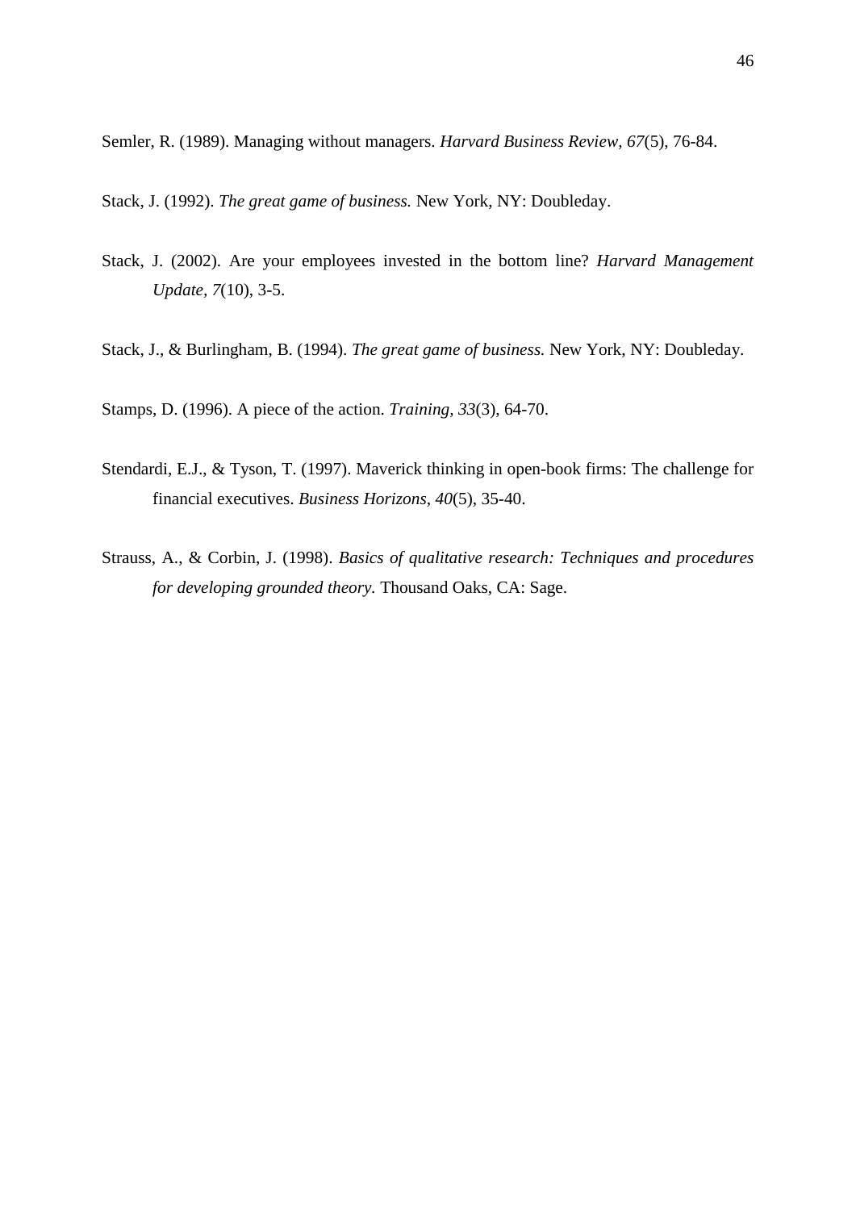Semler, R. (1989). Managing without managers. *Harvard Business Review, 67*(5), 76-84.

Stack, J. (1992). *The great game of business.* New York, NY: Doubleday.

Stack, J. (2002). Are your employees invested in the bottom line? *Harvard Management Update*, *7*(10), 3-5.

Stack, J., & Burlingham, B. (1994). *The great game of business.* New York, NY: Doubleday.

Stamps, D. (1996). A piece of the action. *Training, 33*(3), 64-70.

Stendardi, E.J., & Tyson, T. (1997). Maverick thinking in open-book firms: The challenge for financial executives. *Business Horizons, 40*(5), 35-40.

Strauss, A., & Corbin, J. (1998). *Basics of qualitative research: Techniques and procedures for developing grounded theory.* Thousand Oaks, CA: Sage.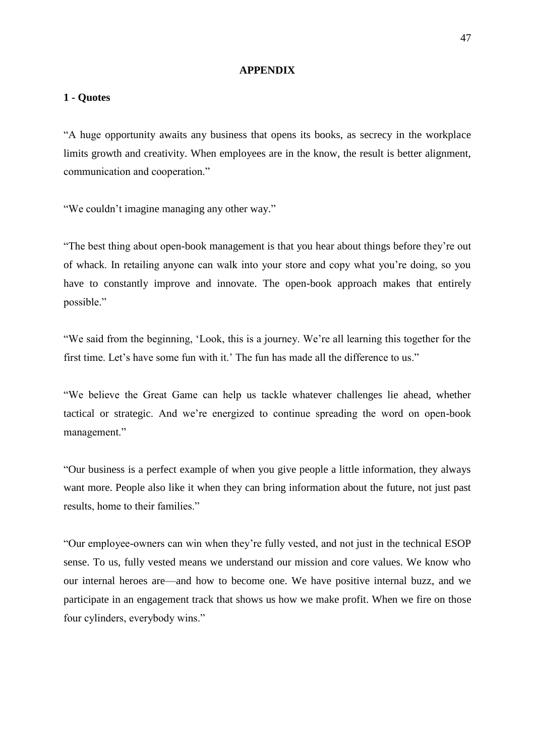# APPENDIX

## 1 - Quotes

"A huge opportunity awaits any business that opens its books, as secrecy in the workplace limits growth and creativity. When employees are in the know, the result is better alignment, communication and cooperation."

"We couldn't imagine managing any other way."

"The best thing about open-book management is that you hear about things before they're out of whack. In retailing anyone can walk into your store and copy what you're doing, so you have to constantly improve and innovate. The open-book approach makes that entirely possible."

"We said from the beginning, 'Look, this is a journey. We're all learning this together for the first time. Let's have some fun with it.' The fun has made all the difference to us."

"We believe the Great Game can help us tackle whatever challenges lie ahead, whether tactical or strategic. And we're energized to continue spreading the word on open-book management."

"Our business is a perfect example of when you give people a little information, they always want more. People also like it when they can bring information about the future, not just past results, home to their families."

"Our employee-owners can win when they're fully vested, and not just in the technical ESOP sense. To us, fully vested means we understand our mission and core values. We know who our internal heroes are—and how to become one. We have positive internal buzz, and we participate in an engagement track that shows us how we make profit. When we fire on those four cylinders, everybody wins."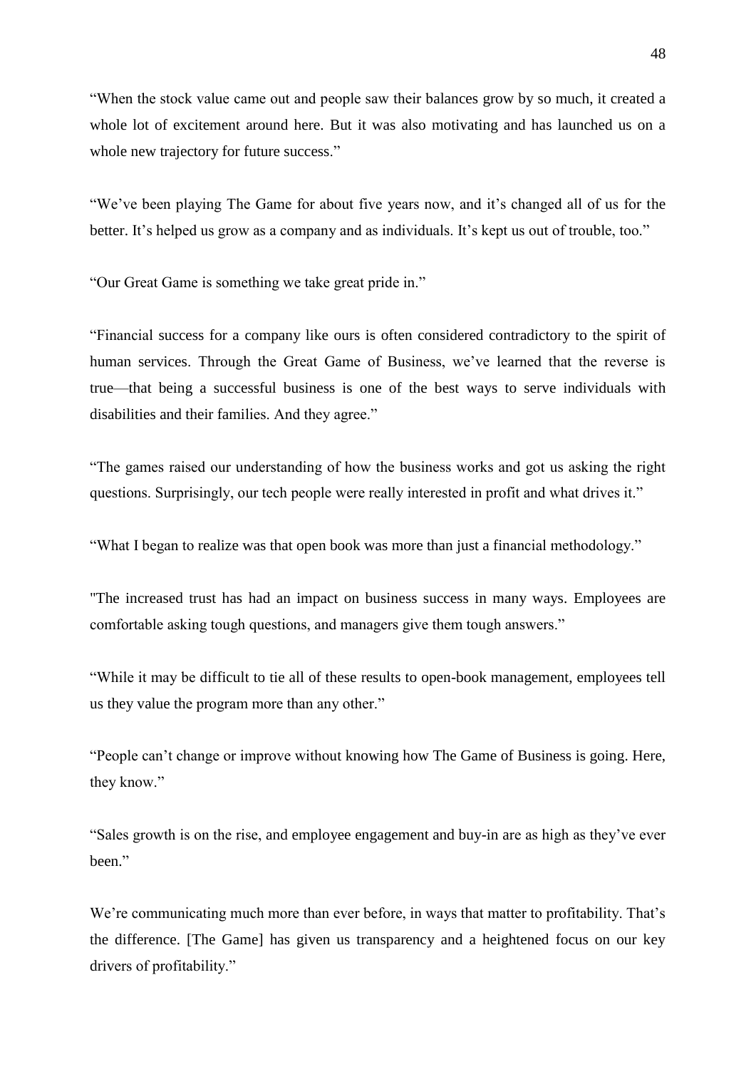"When the stock value came out and people saw their balances grow by so much, it created a whole lot of excitement around here. But it was also motivating and has launched us on a whole new trajectory for future success."

"We've been playing The Game for about five years now, and it's changed all of us for the better. It's helped us grow as a company and as individuals. It's kept us out of trouble, too."

"Our Great Game is something we take great pride in."

"Financial success for a company like ours is often considered contradictory to the spirit of human services. Through the Great Game of Business, we've learned that the reverse is true—that being a successful business is one of the best ways to serve individuals with disabilities and their families. And they agree."

"The games raised our understanding of how the business works and got us asking the right questions. Surprisingly, our tech people were really interested in profit and what drives it."

"What I began to realize was that open book was more than just a financial methodology."

"The increased trust has had an impact on business success in many ways. Employees are comfortable asking tough questions, and managers give them tough answers."

"While it may be difficult to tie all of these results to open-book management, employees tell us they value the program more than any other."

"People can't change or improve without knowing how The Game of Business is going. Here, they know."

"Sales growth is on the rise, and employee engagement and buy-in are as high as they've ever been."

We're communicating much more than ever before, in ways that matter to profitability. That's the difference. [The Game] has given us transparency and a heightened focus on our key drivers of profitability."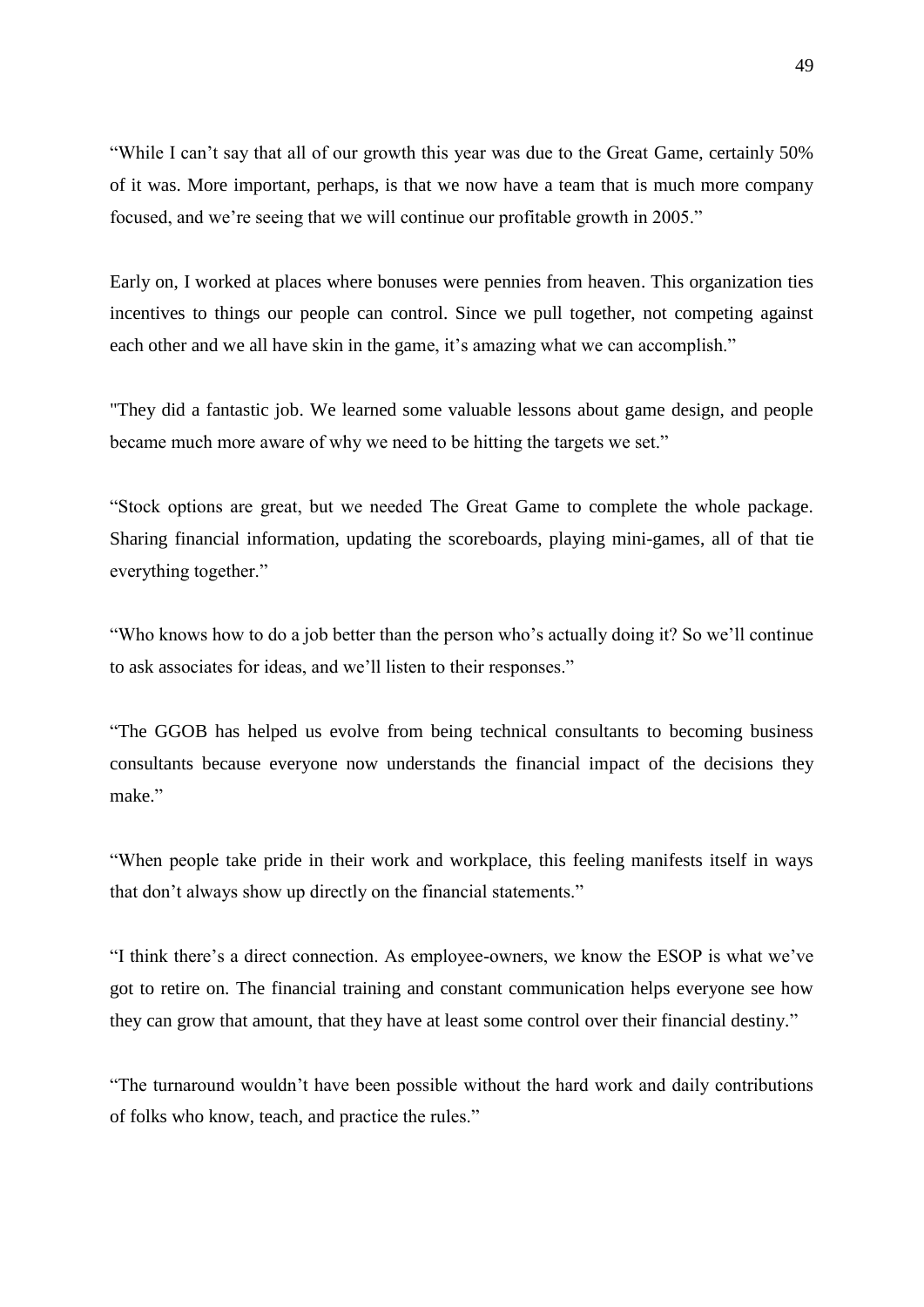“While I can’t say that all of our growth this year was due to the Great Game, certainly 50% of it was. More important, perhaps, is that we now have a team that is much more company focused, and we’re seeing that we will continue our profitable growth in 2005.”

Early on, I worked at places where bonuses were pennies from heaven. This organization ties incentives to things our people can control. Since we pull together, not competing against each other and we all have skin in the game, it’s amazing what we can accomplish.”

"They did a fantastic job. We learned some valuable lessons about game design, and people became much more aware of why we need to be hitting the targets we set.”

“Stock options are great, but we needed The Great Game to complete the whole package. Sharing financial information, updating the scoreboards, playing mini-games, all of that tie everything together.”

“Who knows how to do a job better than the person who’s actually doing it? So we’ll continue to ask associates for ideas, and we’ll listen to their responses.”

“The GGOB has helped us evolve from being technical consultants to becoming business consultants because everyone now understands the financial impact of the decisions they make.”

“When people take pride in their work and workplace, this feeling manifests itself in ways that don’t always show up directly on the financial statements.”

“I think there’s a direct connection. As employee-owners, we know the ESOP is what we’ve got to retire on. The financial training and constant communication helps everyone see how they can grow that amount, that they have at least some control over their financial destiny.”

“The turnaround wouldn’t have been possible without the hard work and daily contributions of folks who know, teach, and practice the rules.”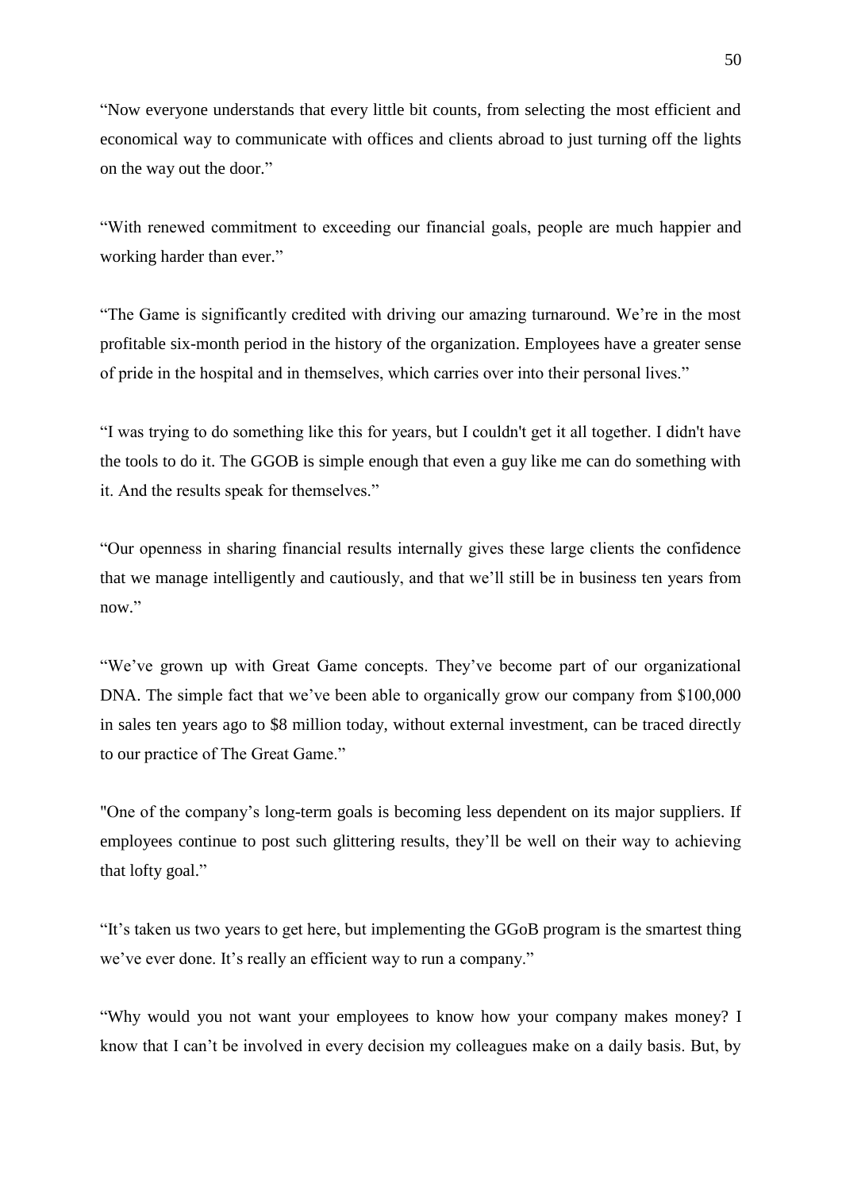"Now everyone understands that every little bit counts, from selecting the most efficient and economical way to communicate with offices and clients abroad to just turning off the lights on the way out the door."

"With renewed commitment to exceeding our financial goals, people are much happier and working harder than ever."

"The Game is significantly credited with driving our amazing turnaround. We're in the most profitable six-month period in the history of the organization. Employees have a greater sense of pride in the hospital and in themselves, which carries over into their personal lives."

"I was trying to do something like this for years, but I couldn't get it all together. I didn't have the tools to do it. The GGOB is simple enough that even a guy like me can do something with it. And the results speak for themselves."

"Our openness in sharing financial results internally gives these large clients the confidence that we manage intelligently and cautiously, and that we'll still be in business ten years from now."

"We've grown up with Great Game concepts. They've become part of our organizational DNA. The simple fact that we've been able to organically grow our company from $100,000 in sales ten years ago to $8 million today, without external investment, can be traced directly to our practice of The Great Game."

"One of the company's long-term goals is becoming less dependent on its major suppliers. If employees continue to post such glittering results, they'll be well on their way to achieving that lofty goal."

"It's taken us two years to get here, but implementing the GGoB program is the smartest thing we've ever done. It's really an efficient way to run a company."

"Why would you not want your employees to know how your company makes money? I know that I can't be involved in every decision my colleagues make on a daily basis. But, by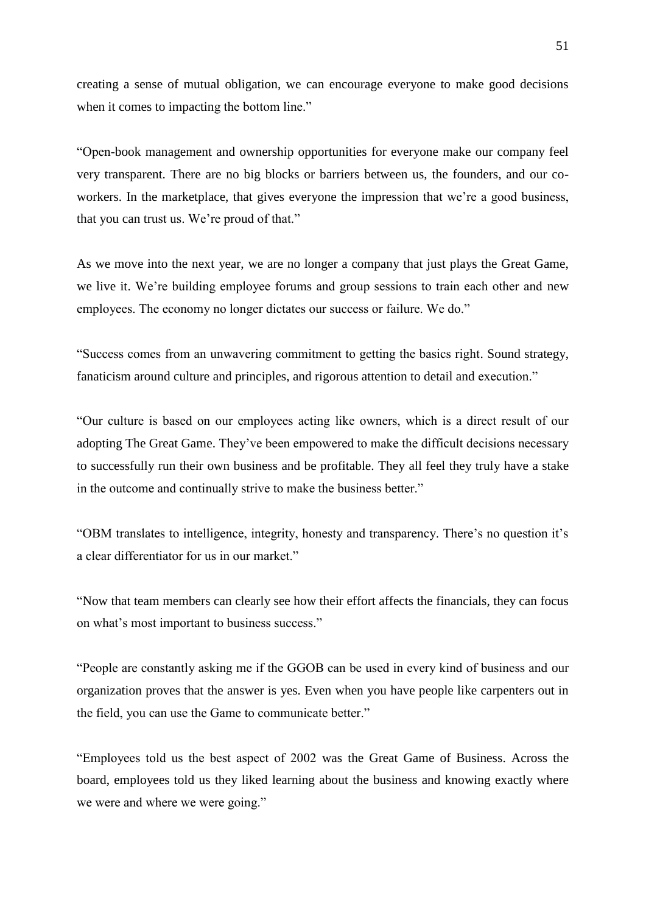creating a sense of mutual obligation, we can encourage everyone to make good decisions when it comes to impacting the bottom line."

"Open-book management and ownership opportunities for everyone make our company feel very transparent. There are no big blocks or barriers between us, the founders, and our co-workers. In the marketplace, that gives everyone the impression that we're a good business, that you can trust us. We're proud of that."

As we move into the next year, we are no longer a company that just plays the Great Game, we live it. We're building employee forums and group sessions to train each other and new employees. The economy no longer dictates our success or failure. We do."

"Success comes from an unwavering commitment to getting the basics right. Sound strategy, fanaticism around culture and principles, and rigorous attention to detail and execution."

"Our culture is based on our employees acting like owners, which is a direct result of our adopting The Great Game. They've been empowered to make the difficult decisions necessary to successfully run their own business and be profitable. They all feel they truly have a stake in the outcome and continually strive to make the business better."

"OBM translates to intelligence, integrity, honesty and transparency. There's no question it's a clear differentiator for us in our market."

"Now that team members can clearly see how their effort affects the financials, they can focus on what's most important to business success."

"People are constantly asking me if the GGOB can be used in every kind of business and our organization proves that the answer is yes. Even when you have people like carpenters out in the field, you can use the Game to communicate better."

"Employees told us the best aspect of 2002 was the Great Game of Business. Across the board, employees told us they liked learning about the business and knowing exactly where we were and where we were going."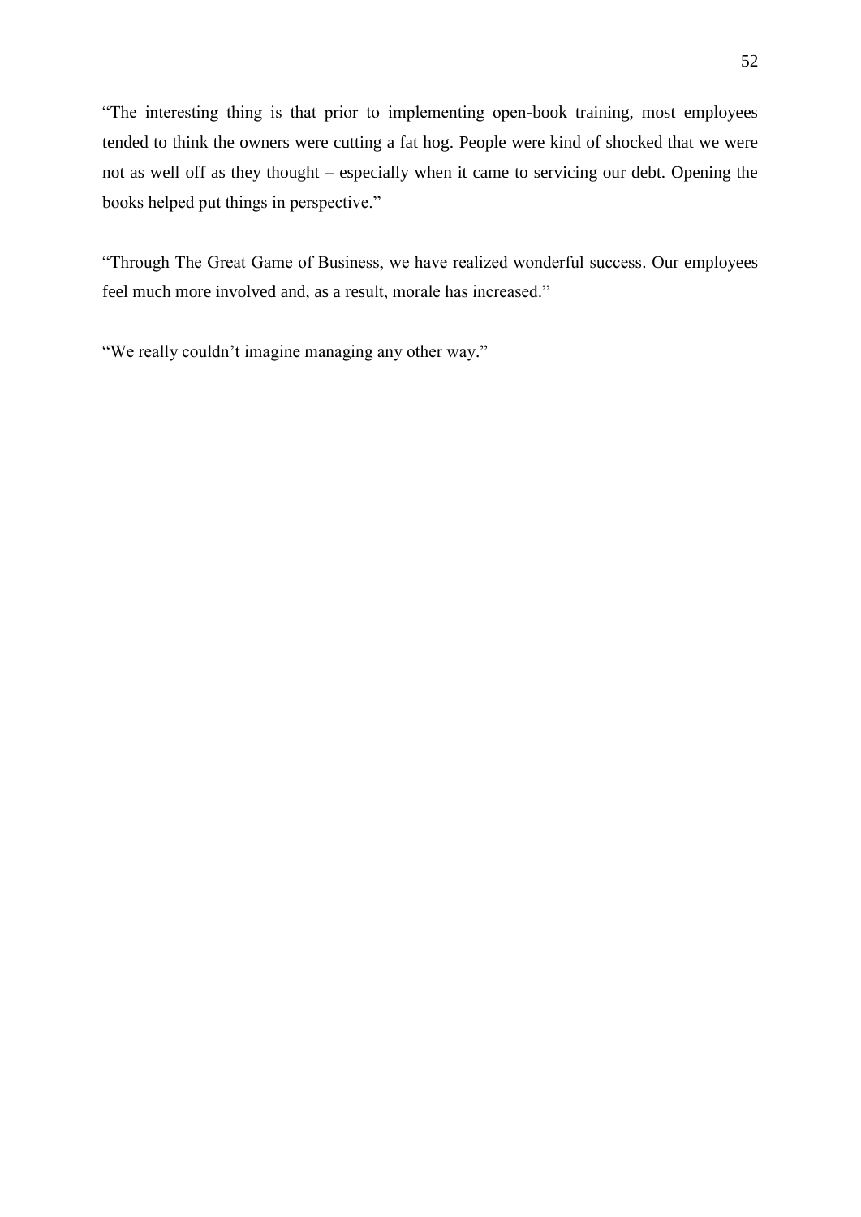"The interesting thing is that prior to implementing open-book training, most employees tended to think the owners were cutting a fat hog. People were kind of shocked that we were not as well off as they thought – especially when it came to servicing our debt. Opening the books helped put things in perspective."

"Through The Great Game of Business, we have realized wonderful success. Our employees feel much more involved and, as a result, morale has increased."

"We really couldn't imagine managing any other way."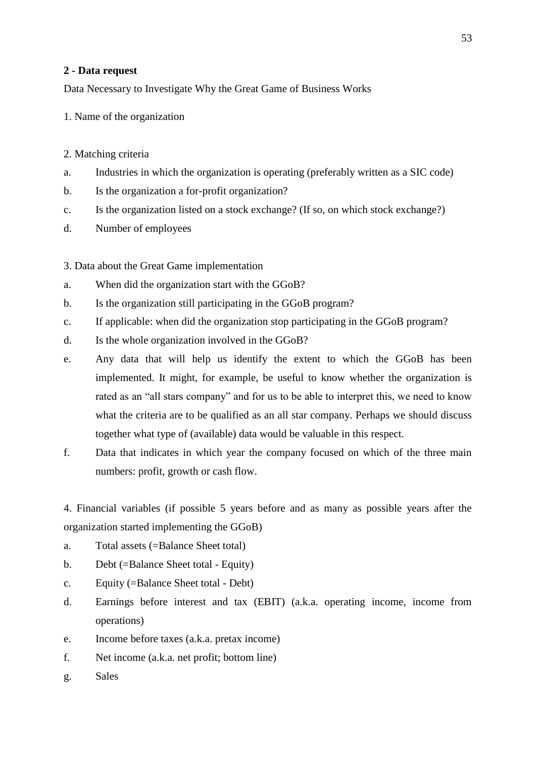## 2 - Data request

Data Necessary to Investigate Why the Great Game of Business Works

1. Name of the organization

2. Matching criteria

a. Industries in which the organization is operating (preferably written as a SIC code)
b. Is the organization a for-profit organization?
c. Is the organization listed on a stock exchange? (If so, on which stock exchange?)
d. Number of employees

3. Data about the Great Game implementation

a. When did the organization start with the GGoB?
b. Is the organization still participating in the GGoB program?
c. If applicable: when did the organization stop participating in the GGoB program?
d. Is the whole organization involved in the GGoB?
e. Any data that will help us identify the extent to which the GGoB has been implemented. It might, for example, be useful to know whether the organization is rated as an "all stars company" and for us to be able to interpret this, we need to know what the criteria are to be qualified as an all star company. Perhaps we should discuss together what type of (available) data would be valuable in this respect.
f. Data that indicates in which year the company focused on which of the three main numbers: profit, growth or cash flow.

4. Financial variables (if possible 5 years before and as many as possible years after the organization started implementing the GGoB)

a. Total assets (=Balance Sheet total)
b. Debt (=Balance Sheet total - Equity)
c. Equity (=Balance Sheet total - Debt)
d. Earnings before interest and tax (EBIT) (a.k.a. operating income, income from operations)
e. Income before taxes (a.k.a. pretax income)
f. Net income (a.k.a. net profit; bottom line)
g. Sales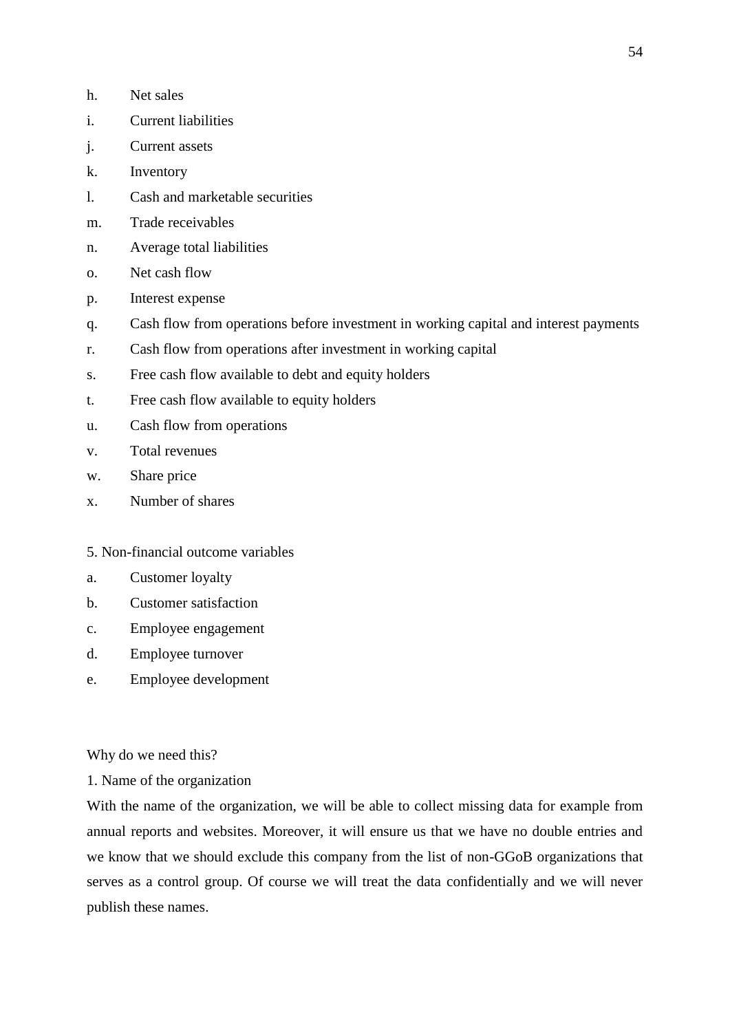h. Net sales

i. Current liabilities

j. Current assets

k. Inventory

l. Cash and marketable securities

m. Trade receivables

n. Average total liabilities

o. Net cash flow

p. Interest expense

q. Cash flow from operations before investment in working capital and interest payments

r. Cash flow from operations after investment in working capital

s. Free cash flow available to debt and equity holders

t. Free cash flow available to equity holders

u. Cash flow from operations

v. Total revenues

w. Share price

x. Number of shares

5. Non-financial outcome variables

a. Customer loyalty

b. Customer satisfaction

c. Employee engagement

d. Employee turnover

e. Employee development

Why do we need this?

1. Name of the organization

With the name of the organization, we will be able to collect missing data for example from annual reports and websites. Moreover, it will ensure us that we have no double entries and we know that we should exclude this company from the list of non-GGoB organizations that serves as a control group. Of course we will treat the data confidentially and we will never publish these names.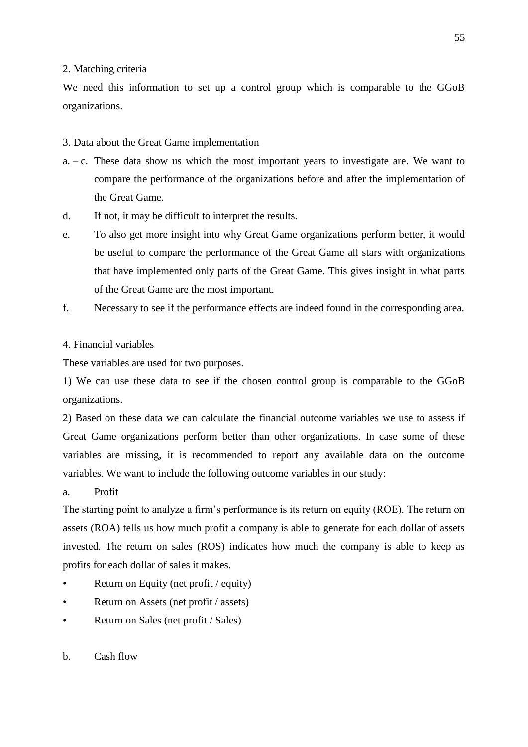2. Matching criteria

We need this information to set up a control group which is comparable to the GGoB organizations.

3. Data about the Great Game implementation

a. – c. These data show us which the most important years to investigate are. We want to compare the performance of the organizations before and after the implementation of the Great Game.

d. If not, it may be difficult to interpret the results.

e. To also get more insight into why Great Game organizations perform better, it would be useful to compare the performance of the Great Game all stars with organizations that have implemented only parts of the Great Game. This gives insight in what parts of the Great Game are the most important.

f. Necessary to see if the performance effects are indeed found in the corresponding area.

4. Financial variables

These variables are used for two purposes.

1) We can use these data to see if the chosen control group is comparable to the GGoB organizations.

2) Based on these data we can calculate the financial outcome variables we use to assess if Great Game organizations perform better than other organizations. In case some of these variables are missing, it is recommended to report any available data on the outcome variables. We want to include the following outcome variables in our study:

a. Profit

The starting point to analyze a firm's performance is its return on equity (ROE). The return on assets (ROA) tells us how much profit a company is able to generate for each dollar of assets invested. The return on sales (ROS) indicates how much the company is able to keep as profits for each dollar of sales it makes.

- Return on Equity (net profit / equity)
- Return on Assets (net profit / assets)
- Return on Sales (net profit / Sales)

b. Cash flow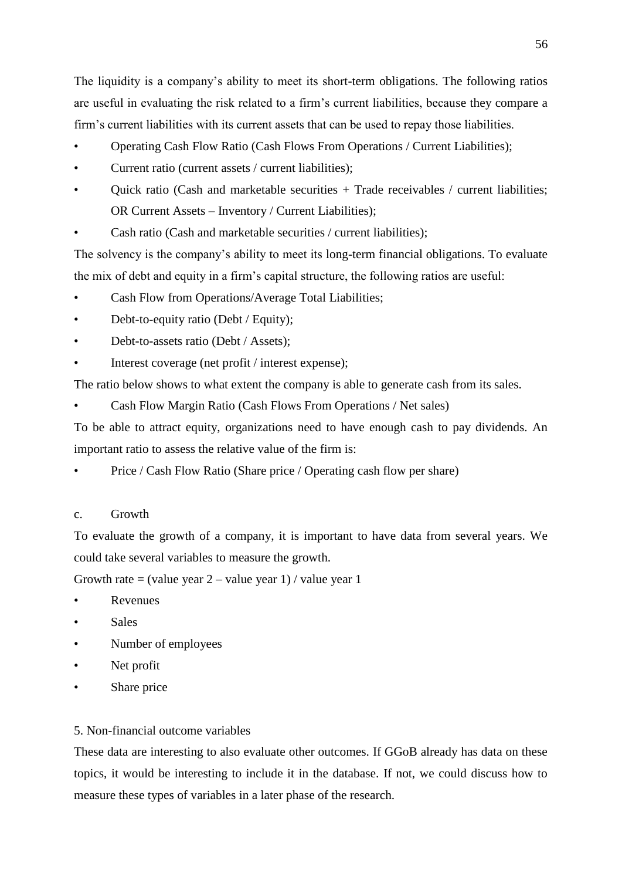The liquidity is a company's ability to meet its short-term obligations. The following ratios are useful in evaluating the risk related to a firm's current liabilities, because they compare a firm's current liabilities with its current assets that can be used to repay those liabilities.

- Operating Cash Flow Ratio (Cash Flows From Operations / Current Liabilities);
- Current ratio (current assets / current liabilities);
- Quick ratio (Cash and marketable securities + Trade receivables / current liabilities; OR Current Assets – Inventory / Current Liabilities);
- Cash ratio (Cash and marketable securities / current liabilities);

The solvency is the company's ability to meet its long-term financial obligations. To evaluate the mix of debt and equity in a firm's capital structure, the following ratios are useful:

- Cash Flow from Operations/Average Total Liabilities;
- Debt-to-equity ratio (Debt / Equity);
- Debt-to-assets ratio (Debt / Assets);
- Interest coverage (net profit / interest expense);

The ratio below shows to what extent the company is able to generate cash from its sales.

- Cash Flow Margin Ratio (Cash Flows From Operations / Net sales)

To be able to attract equity, organizations need to have enough cash to pay dividends. An important ratio to assess the relative value of the firm is:

- Price / Cash Flow Ratio (Share price / Operating cash flow per share)

c. Growth

To evaluate the growth of a company, it is important to have data from several years. We could take several variables to measure the growth.

Growth rate = (value year 2 – value year 1) / value year 1

- Revenues
- Sales
- Number of employees
- Net profit
- Share price

5. Non-financial outcome variables

These data are interesting to also evaluate other outcomes. If GGoB already has data on these topics, it would be interesting to include it in the database. If not, we could discuss how to measure these types of variables in a later phase of the research.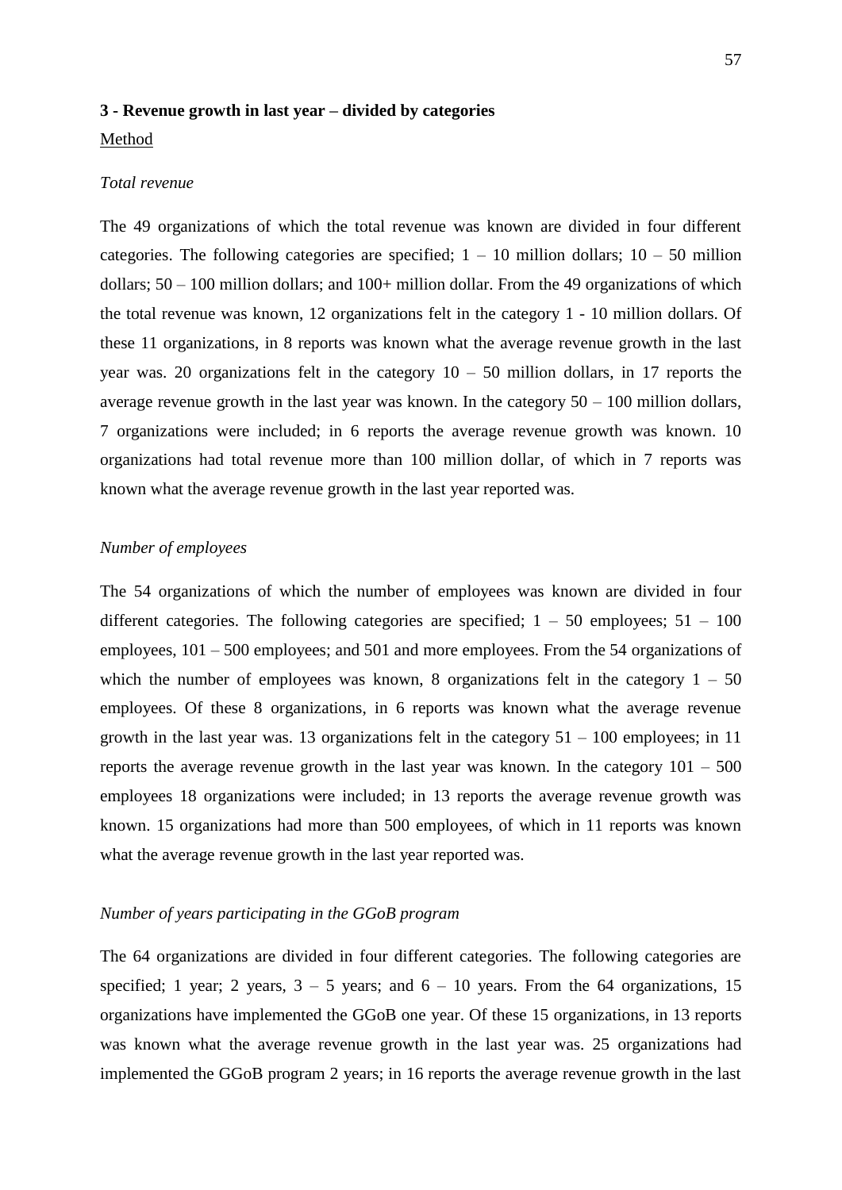**3 - Revenue growth in last year – divided by categories**

Method

*Total revenue*

The 49 organizations of which the total revenue was known are divided in four different categories. The following categories are specified; 1 – 10 million dollars; 10 – 50 million dollars; 50 – 100 million dollars; and 100+ million dollar. From the 49 organizations of which the total revenue was known, 12 organizations felt in the category 1 - 10 million dollars. Of these 11 organizations, in 8 reports was known what the average revenue growth in the last year was. 20 organizations felt in the category 10 – 50 million dollars, in 17 reports the average revenue growth in the last year was known. In the category 50 – 100 million dollars, 7 organizations were included; in 6 reports the average revenue growth was known. 10 organizations had total revenue more than 100 million dollar, of which in 7 reports was known what the average revenue growth in the last year reported was.

*Number of employees*

The 54 organizations of which the number of employees was known are divided in four different categories. The following categories are specified; 1 – 50 employees; 51 – 100 employees, 101 – 500 employees; and 501 and more employees. From the 54 organizations of which the number of employees was known, 8 organizations felt in the category 1 – 50 employees. Of these 8 organizations, in 6 reports was known what the average revenue growth in the last year was. 13 organizations felt in the category 51 – 100 employees; in 11 reports the average revenue growth in the last year was known. In the category 101 – 500 employees 18 organizations were included; in 13 reports the average revenue growth was known. 15 organizations had more than 500 employees, of which in 11 reports was known what the average revenue growth in the last year reported was.

*Number of years participating in the GGoB program*

The 64 organizations are divided in four different categories. The following categories are specified; 1 year; 2 years, 3 – 5 years; and 6 – 10 years. From the 64 organizations, 15 organizations have implemented the GGoB one year. Of these 15 organizations, in 13 reports was known what the average revenue growth in the last year was. 25 organizations had implemented the GGoB program 2 years; in 16 reports the average revenue growth in the last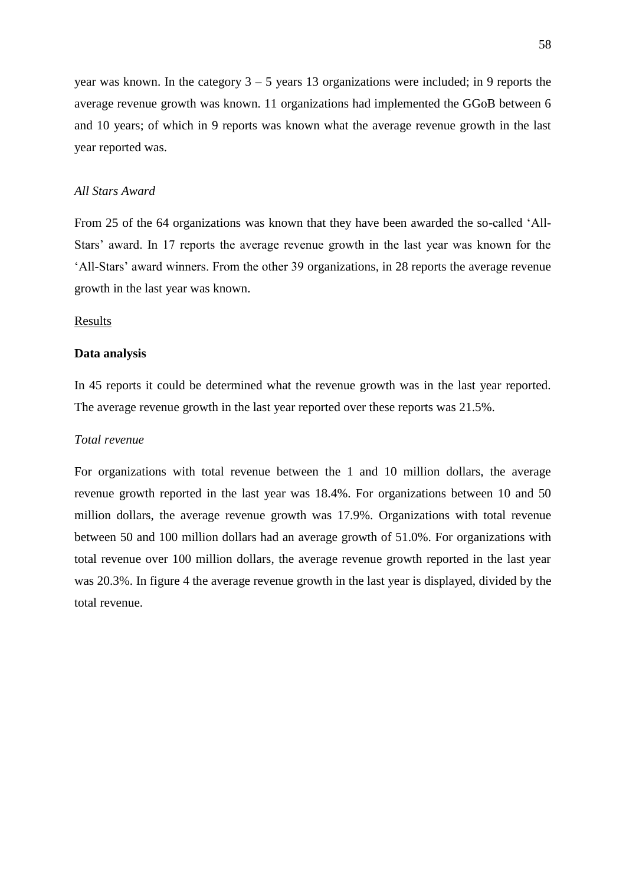year was known. In the category 3 – 5 years 13 organizations were included; in 9 reports the average revenue growth was known. 11 organizations had implemented the GGoB between 6 and 10 years; of which in 9 reports was known what the average revenue growth in the last year reported was.

*All Stars Award*

From 25 of the 64 organizations was known that they have been awarded the so-called 'All-Stars' award. In 17 reports the average revenue growth in the last year was known for the 'All-Stars' award winners. From the other 39 organizations, in 28 reports the average revenue growth in the last year was known.

Results

**Data analysis**

In 45 reports it could be determined what the revenue growth was in the last year reported. The average revenue growth in the last year reported over these reports was 21.5%.

*Total revenue*

For organizations with total revenue between the 1 and 10 million dollars, the average revenue growth reported in the last year was 18.4%. For organizations between 10 and 50 million dollars, the average revenue growth was 17.9%. Organizations with total revenue between 50 and 100 million dollars had an average growth of 51.0%. For organizations with total revenue over 100 million dollars, the average revenue growth reported in the last year was 20.3%. In figure 4 the average revenue growth in the last year is displayed, divided by the total revenue.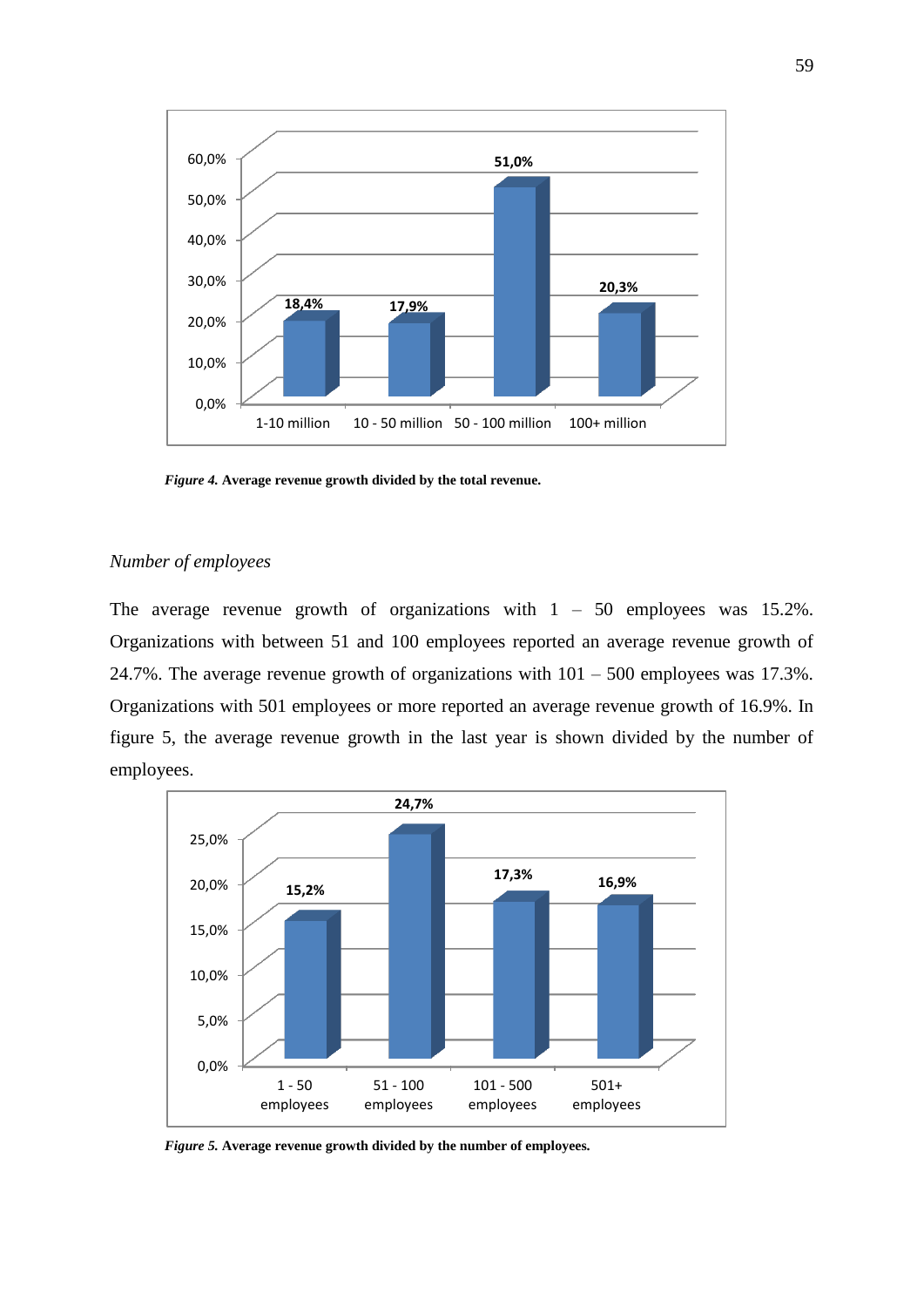*Figure 4.* **Average revenue growth divided by the total revenue.**

*Number of employees*

The average revenue growth of organizations with 1 – 50 employees was 15.2%. Organizations with between 51 and 100 employees reported an average revenue growth of 24.7%. The average revenue growth of organizations with 101 – 500 employees was 17.3%. Organizations with 501 employees or more reported an average revenue growth of 16.9%. In figure 5, the average revenue growth in the last year is shown divided by the number of employees.

*Figure 5.* **Average revenue growth divided by the number of employees.**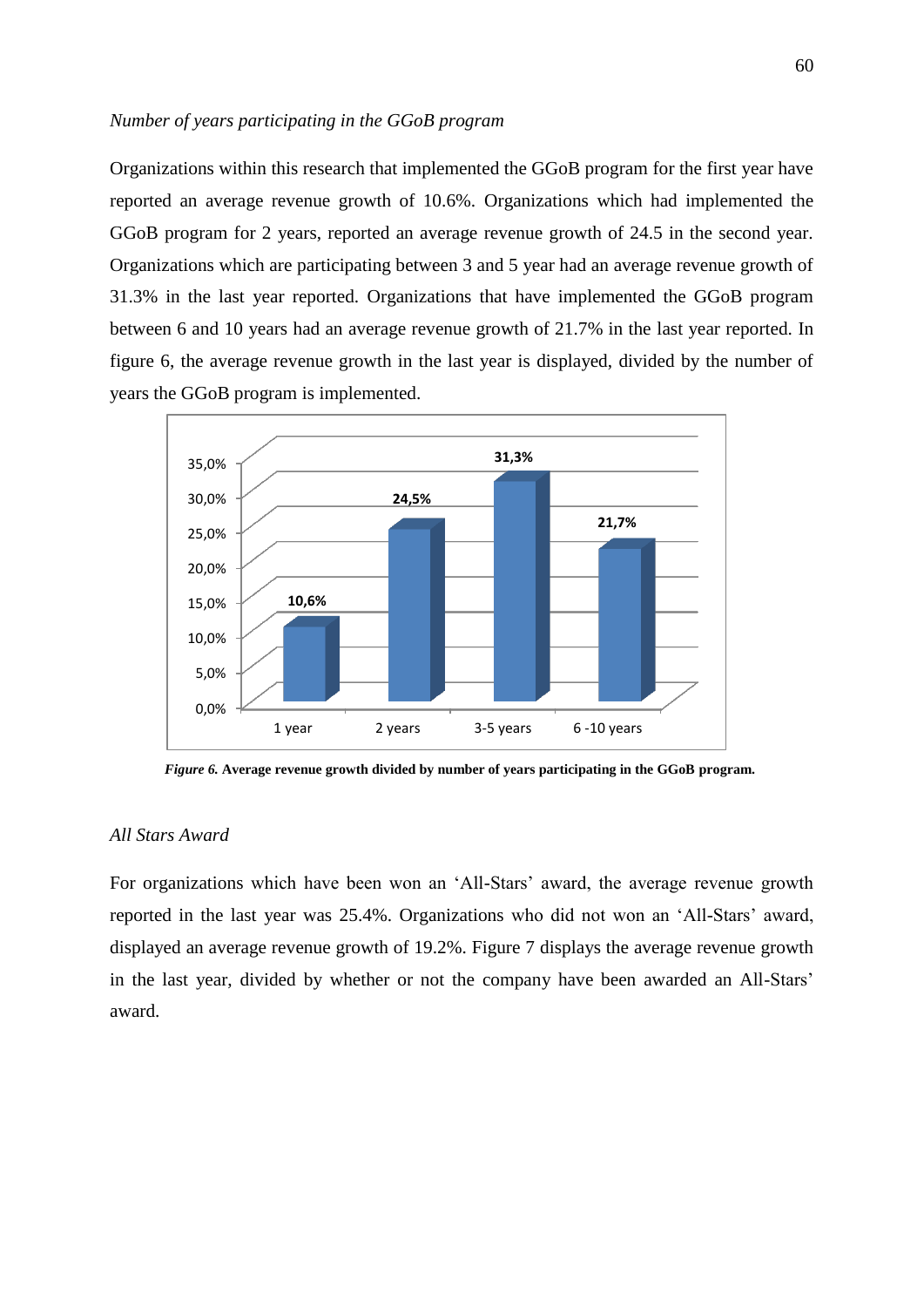*Number of years participating in the GGoB program*

Organizations within this research that implemented the GGoB program for the first year have reported an average revenue growth of 10.6%. Organizations which had implemented the GGoB program for 2 years, reported an average revenue growth of 24.5 in the second year. Organizations which are participating between 3 and 5 year had an average revenue growth of 31.3% in the last year reported. Organizations that have implemented the GGoB program between 6 and 10 years had an average revenue growth of 21.7% in the last year reported. In figure 6, the average revenue growth in the last year is displayed, divided by the number of years the GGoB program is implemented.

***Figure 6.*** **Average revenue growth divided by number of years participating in the GGoB program.**

*All Stars Award*

For organizations which have been won an 'All-Stars' award, the average revenue growth reported in the last year was 25.4%. Organizations who did not won an 'All-Stars' award, displayed an average revenue growth of 19.2%. Figure 7 displays the average revenue growth in the last year, divided by whether or not the company have been awarded an All-Stars' award.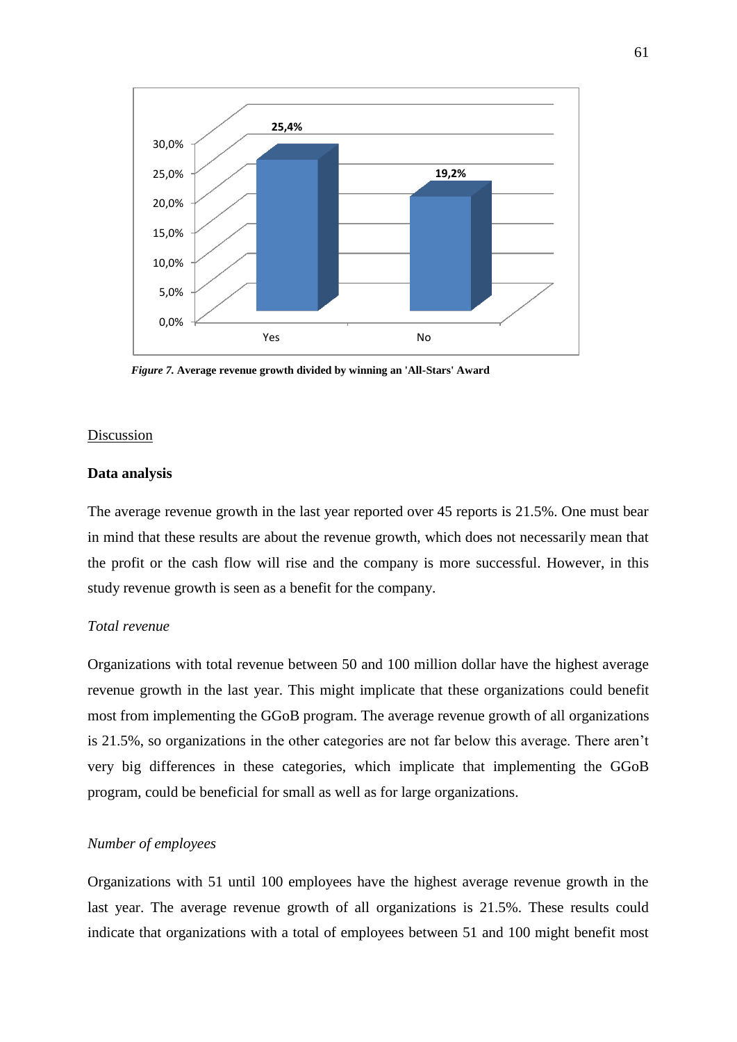*Figure 7.* **Average revenue growth divided by winning an 'All-Stars' Award**

Discussion

**Data analysis**

The average revenue growth in the last year reported over 45 reports is 21.5%. One must bear in mind that these results are about the revenue growth, which does not necessarily mean that the profit or the cash flow will rise and the company is more successful. However, in this study revenue growth is seen as a benefit for the company.

*Total revenue*

Organizations with total revenue between 50 and 100 million dollar have the highest average revenue growth in the last year. This might implicate that these organizations could benefit most from implementing the GGoB program. The average revenue growth of all organizations is 21.5%, so organizations in the other categories are not far below this average. There aren't very big differences in these categories, which implicate that implementing the GGoB program, could be beneficial for small as well as for large organizations.

*Number of employees*

Organizations with 51 until 100 employees have the highest average revenue growth in the last year. The average revenue growth of all organizations is 21.5%. These results could indicate that organizations with a total of employees between 51 and 100 might benefit most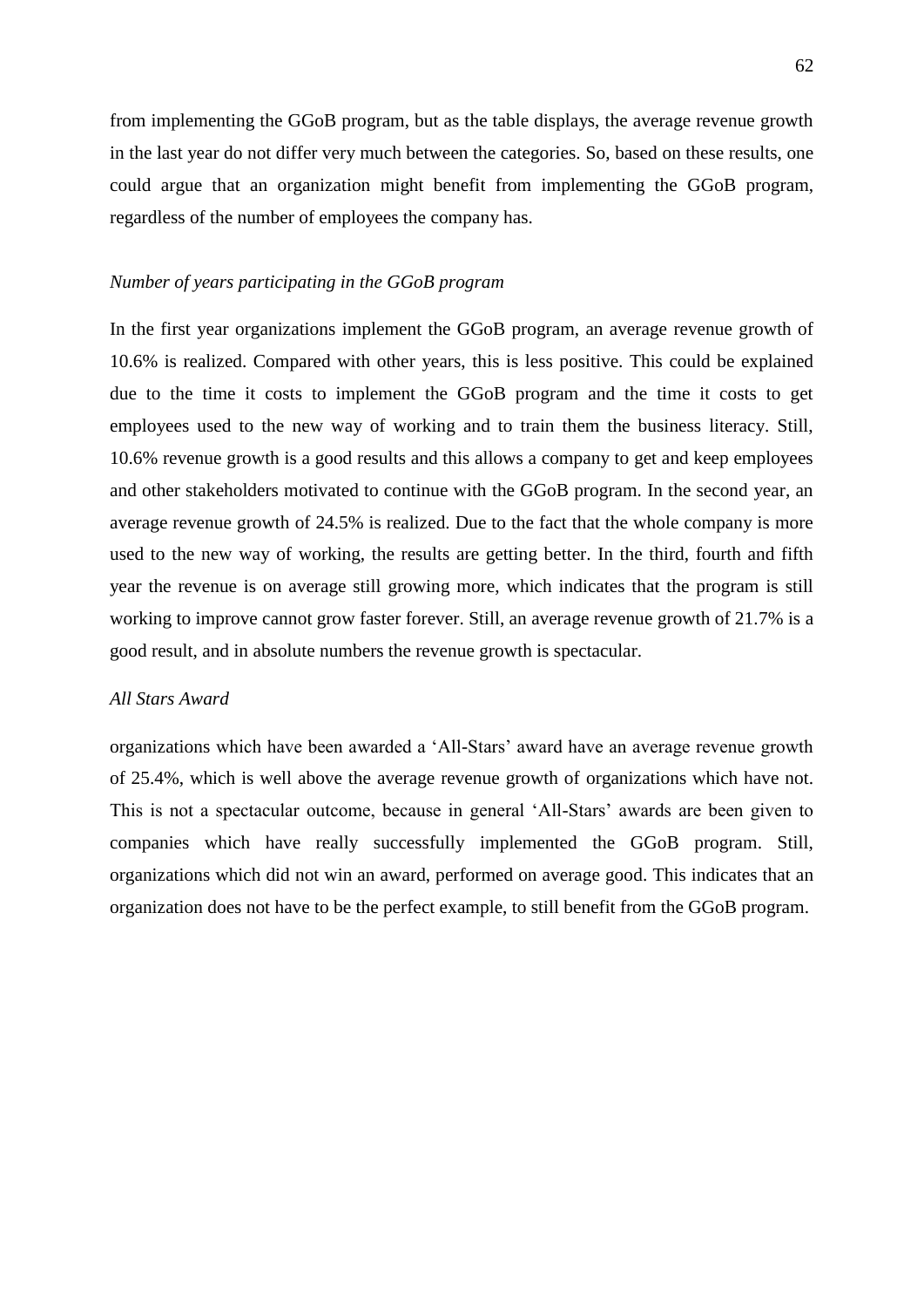from implementing the GGoB program, but as the table displays, the average revenue growth in the last year do not differ very much between the categories. So, based on these results, one could argue that an organization might benefit from implementing the GGoB program, regardless of the number of employees the company has.

*Number of years participating in the GGoB program*

In the first year organizations implement the GGoB program, an average revenue growth of 10.6% is realized. Compared with other years, this is less positive. This could be explained due to the time it costs to implement the GGoB program and the time it costs to get employees used to the new way of working and to train them the business literacy. Still, 10.6% revenue growth is a good results and this allows a company to get and keep employees and other stakeholders motivated to continue with the GGoB program. In the second year, an average revenue growth of 24.5% is realized. Due to the fact that the whole company is more used to the new way of working, the results are getting better. In the third, fourth and fifth year the revenue is on average still growing more, which indicates that the program is still working to improve cannot grow faster forever. Still, an average revenue growth of 21.7% is a good result, and in absolute numbers the revenue growth is spectacular.

*All Stars Award*

organizations which have been awarded a 'All-Stars' award have an average revenue growth of 25.4%, which is well above the average revenue growth of organizations which have not. This is not a spectacular outcome, because in general 'All-Stars' awards are been given to companies which have really successfully implemented the GGoB program. Still, organizations which did not win an award, performed on average good. This indicates that an organization does not have to be the perfect example, to still benefit from the GGoB program.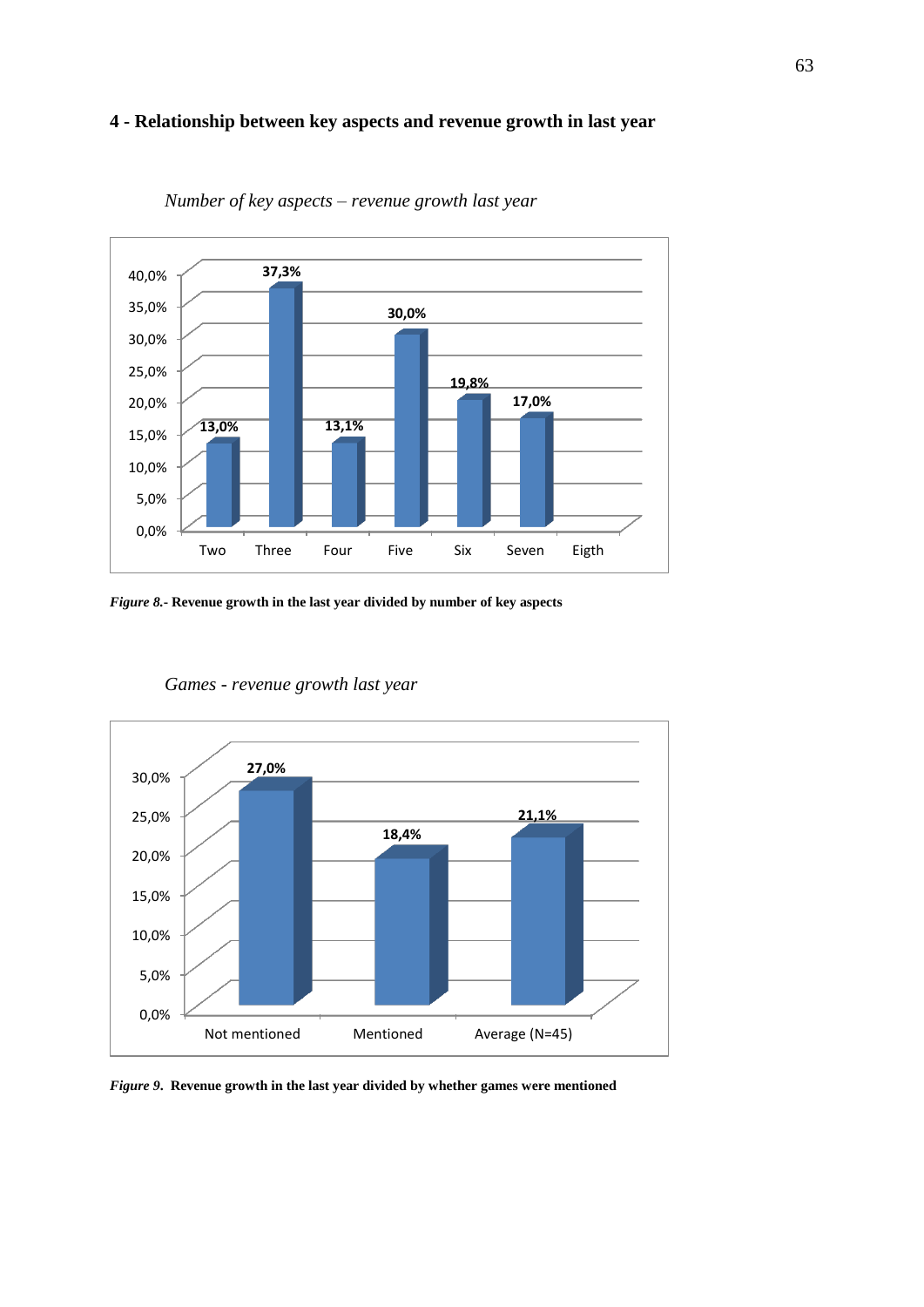## 4 - Relationship between key aspects and revenue growth in last year

*Number of key aspects – revenue growth last year*

| | Two | Three | Four | Five | Six | Seven | Eigth |
|---|---|---|---|---|---|---|---|
| Revenue growth last year | 13,0% | 37,3% | 13,1% | 30,0% | 19,8% | 17,0% | |

***Figure 8.***- **Revenue growth in the last year divided by number of key aspects**

*Games - revenue growth last year*

| | Not mentioned | Mentioned | Average (N=45) |
|---|---|---|---|
| Revenue growth last year | 27,0% | 18,4% | 21,1% |

***Figure 9*. Revenue growth in the last year divided by whether games were mentioned**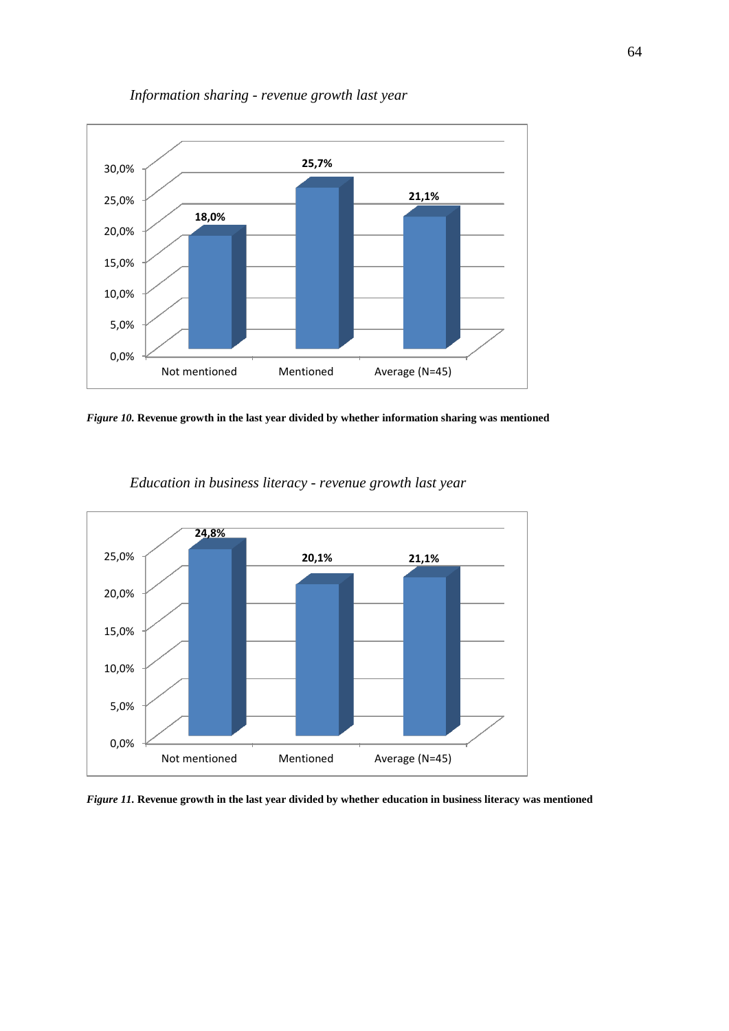*Information sharing - revenue growth last year*

| | Not mentioned | Mentioned | Average (N=45) |
|---|---|---|---|
| Revenue growth last year | 18,0% | 25,7% | 21,1% |

***Figure 10.*** **Revenue growth in the last year divided by whether information sharing was mentioned**

*Education in business literacy - revenue growth last year*

| | Not mentioned | Mentioned | Average (N=45) |
|---|---|---|---|
| Revenue growth last year | 24,8% | 20,1% | 21,1% |

***Figure 11.*** **Revenue growth in the last year divided by whether education in business literacy was mentioned**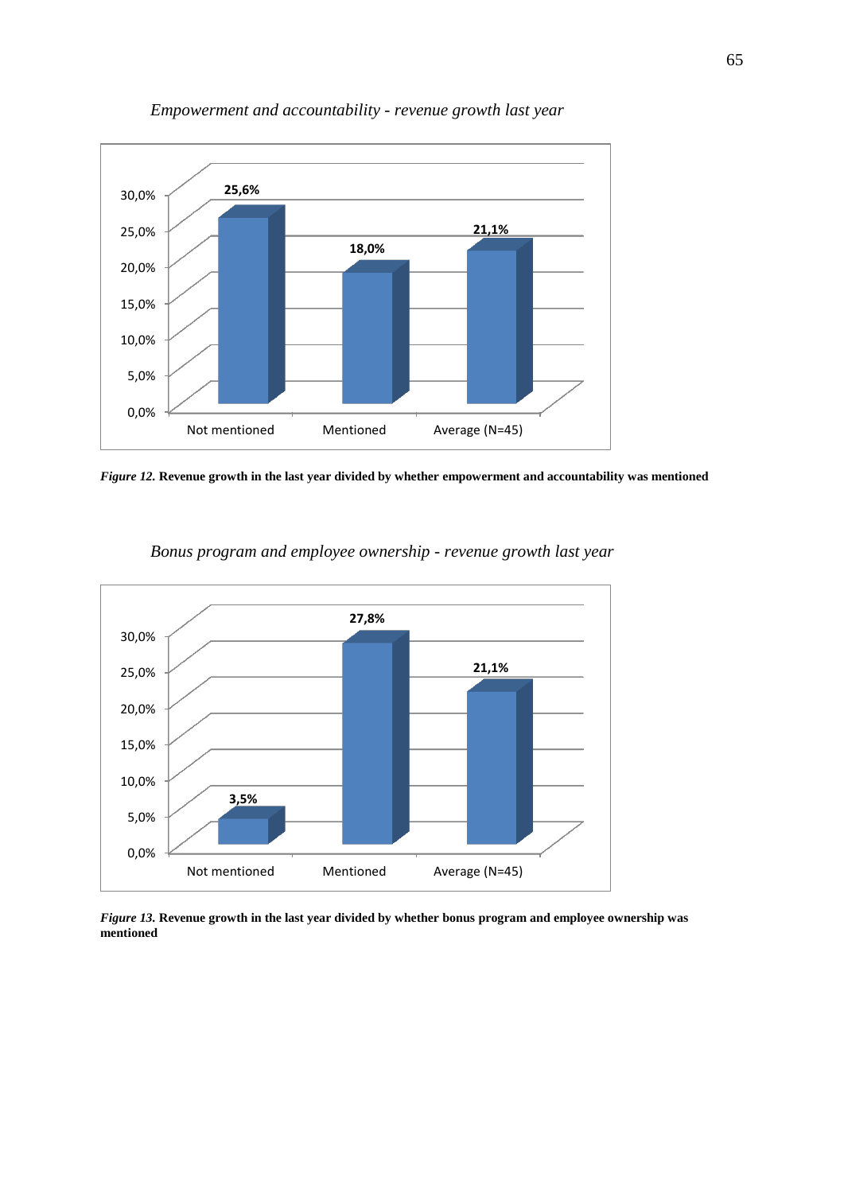*Empowerment and accountability - revenue growth last year*

| | Not mentioned | Mentioned | Average (N=45) |
|---|---|---|---|
| Revenue growth last year | 25,6% | 18,0% | 21,1% |

***Figure 12.*** **Revenue growth in the last year divided by whether empowerment and accountability was mentioned**

*Bonus program and employee ownership - revenue growth last year*

| | Not mentioned | Mentioned | Average (N=45) |
|---|---|---|---|
| Revenue growth last year | 3,5% | 27,8% | 21,1% |

***Figure 13.*** **Revenue growth in the last year divided by whether bonus program and employee ownership was mentioned**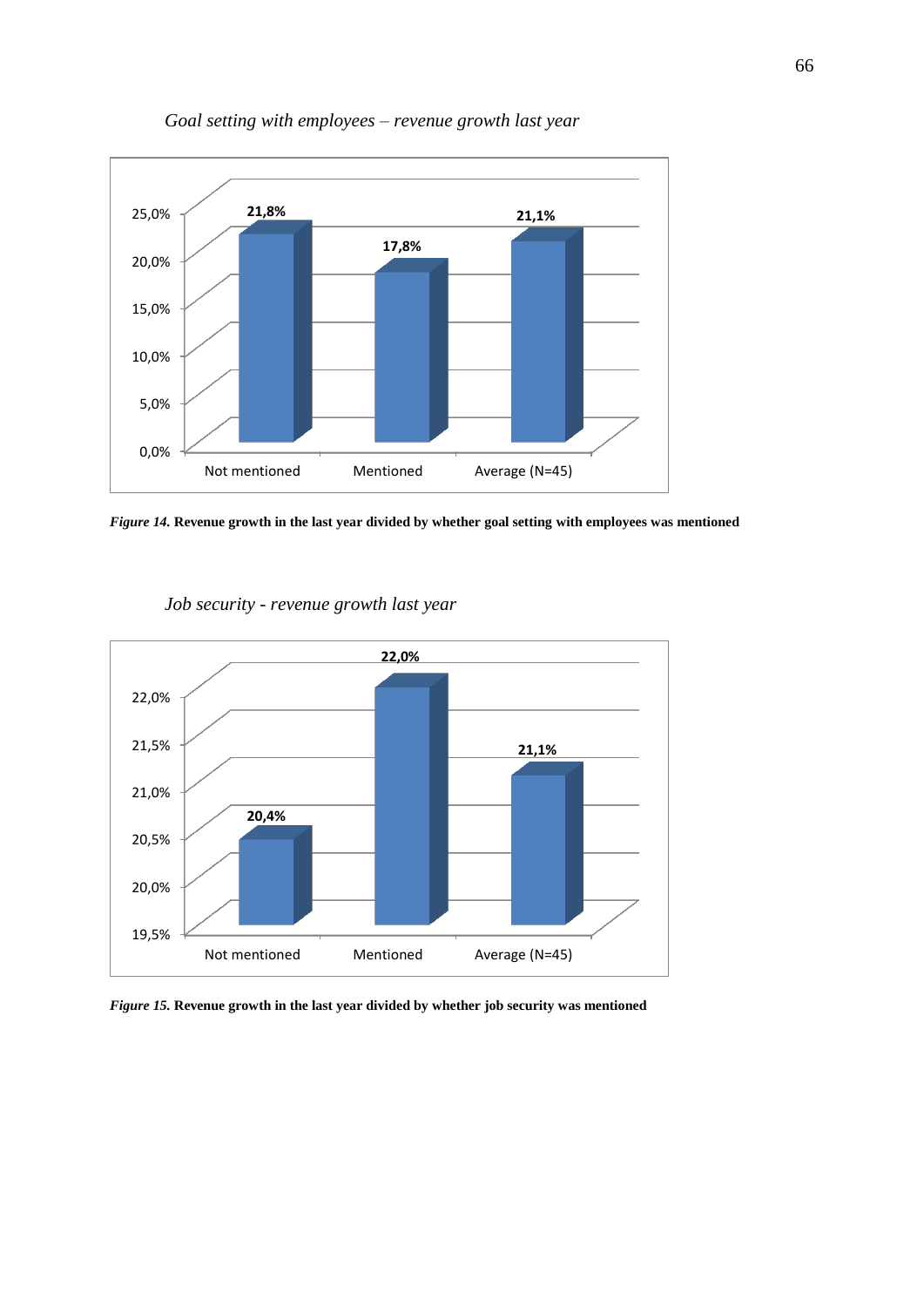*Goal setting with employees – revenue growth last year*

| | Not mentioned | Mentioned | Average (N=45) |
|---|---|---|---|
| Revenue growth last year | 21,8% | 17,8% | 21,1% |

***Figure 14.*** **Revenue growth in the last year divided by whether goal setting with employees was mentioned**

*Job security - revenue growth last year*

| | Not mentioned | Mentioned | Average (N=45) |
|---|---|---|---|
| Revenue growth last year | 20,4% | 22,0% | 21,1% |

***Figure 15.*** **Revenue growth in the last year divided by whether job security was mentioned**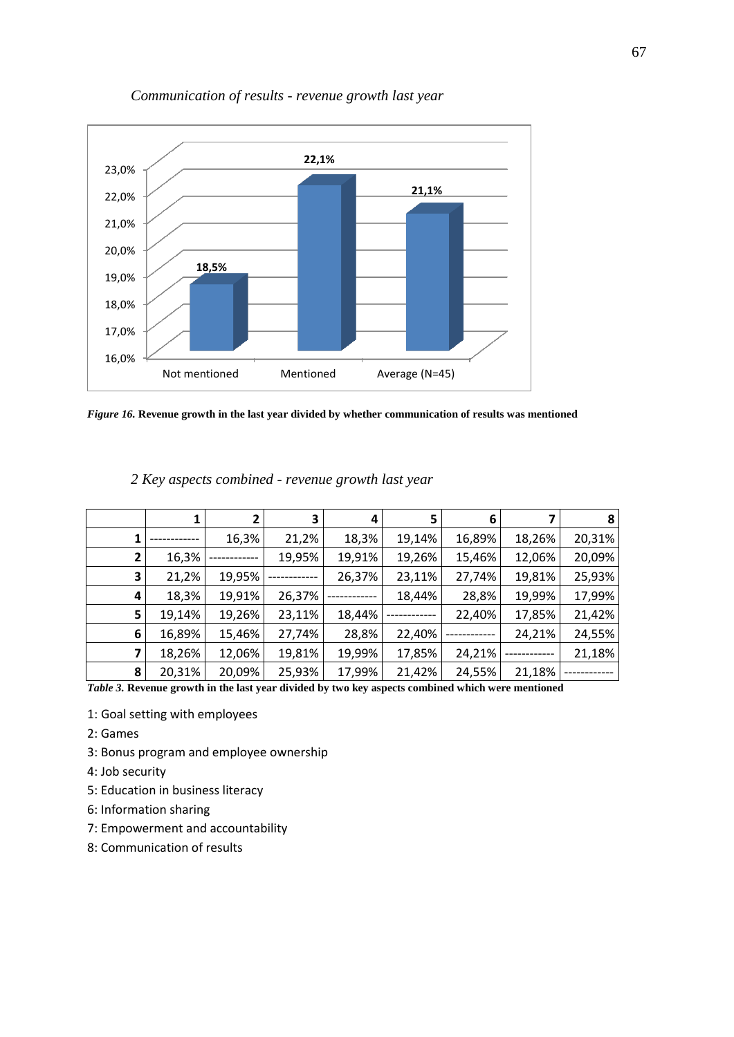*Communication of results - revenue growth last year*

| | Revenue growth |
|---|---|
| Not mentioned | 18,5% |
| Mentioned | 22,1% |
| Average (N=45) | 21,1% |

***Figure 16.*** **Revenue growth in the last year divided by whether communication of results was mentioned**

*2 Key aspects combined - revenue growth last year*

| | 1 | 2 | 3 | 4 | 5 | 6 | 7 | 8 |
|---|---|---|---|---|---|---|---|---|
| 1 | ------------ | 16,3% | 21,2% | 18,3% | 19,14% | 16,89% | 18,26% | 20,31% |
| 2 | 16,3% | ------------ | 19,95% | 19,91% | 19,26% | 15,46% | 12,06% | 20,09% |
| 3 | 21,2% | 19,95% | ------------ | 26,37% | 23,11% | 27,74% | 19,81% | 25,93% |
| 4 | 18,3% | 19,91% | 26,37% | ------------ | 18,44% | 28,8% | 19,99% | 17,99% |
| 5 | 19,14% | 19,26% | 23,11% | 18,44% | ------------ | 22,40% | 17,85% | 21,42% |
| 6 | 16,89% | 15,46% | 27,74% | 28,8% | 22,40% | ------------ | 24,21% | 24,55% |
| 7 | 18,26% | 12,06% | 19,81% | 19,99% | 17,85% | 24,21% | ------------ | 21,18% |
| 8 | 20,31% | 20,09% | 25,93% | 17,99% | 21,42% | 24,55% | 21,18% | ------------ |

***Table 3.*** **Revenue growth in the last year divided by two key aspects combined which were mentioned**

1: Goal setting with employees

2: Games

3: Bonus program and employee ownership

4: Job security

5: Education in business literacy

6: Information sharing

7: Empowerment and accountability

8: Communication of results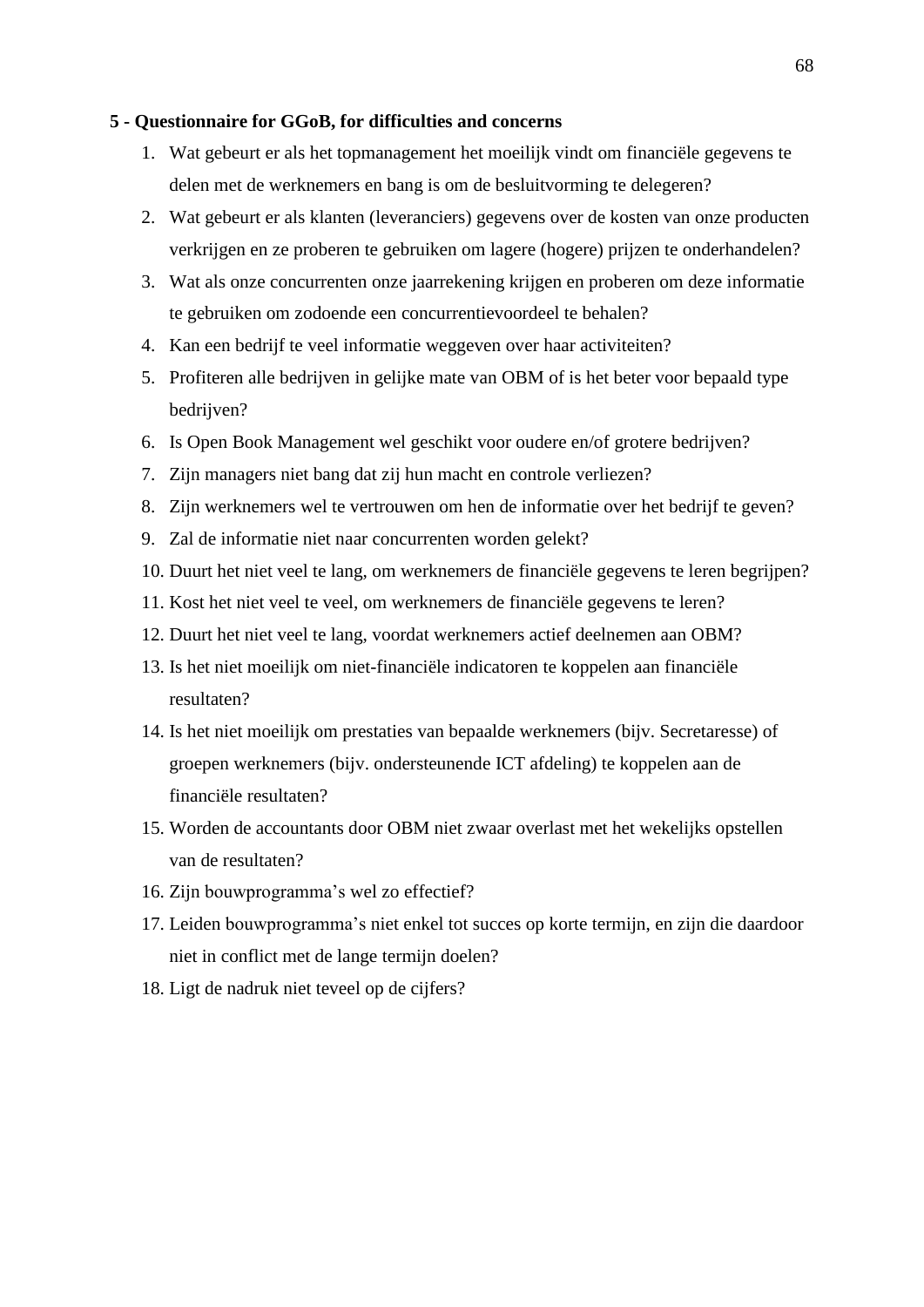**5 - Questionnaire for GGoB, for difficulties and concerns**

1. Wat gebeurt er als het topmanagement het moeilijk vindt om financiële gegevens te delen met de werknemers en bang is om de besluitvorming te delegeren?
2. Wat gebeurt er als klanten (leveranciers) gegevens over de kosten van onze producten verkrijgen en ze proberen te gebruiken om lagere (hogere) prijzen te onderhandelen?
3. Wat als onze concurrenten onze jaarrekening krijgen en proberen om deze informatie te gebruiken om zodoende een concurrentievoordeel te behalen?
4. Kan een bedrijf te veel informatie weggeven over haar activiteiten?
5. Profiteren alle bedrijven in gelijke mate van OBM of is het beter voor bepaald type bedrijven?
6. Is Open Book Management wel geschikt voor oudere en/of grotere bedrijven?
7. Zijn managers niet bang dat zij hun macht en controle verliezen?
8. Zijn werknemers wel te vertrouwen om hen de informatie over het bedrijf te geven?
9. Zal de informatie niet naar concurrenten worden gelekt?
10. Duurt het niet veel te lang, om werknemers de financiële gegevens te leren begrijpen?
11. Kost het niet veel te veel, om werknemers de financiële gegevens te leren?
12. Duurt het niet veel te lang, voordat werknemers actief deelnemen aan OBM?
13. Is het niet moeilijk om niet-financiële indicatoren te koppelen aan financiële resultaten?
14. Is het niet moeilijk om prestaties van bepaalde werknemers (bijv. Secretaresse) of groepen werknemers (bijv. ondersteunende ICT afdeling) te koppelen aan de financiële resultaten?
15. Worden de accountants door OBM niet zwaar overlast met het wekelijks opstellen van de resultaten?
16. Zijn bouwprogramma's wel zo effectief?
17. Leiden bouwprogramma's niet enkel tot succes op korte termijn, en zijn die daardoor niet in conflict met de lange termijn doelen?
18. Ligt de nadruk niet teveel op de cijfers?